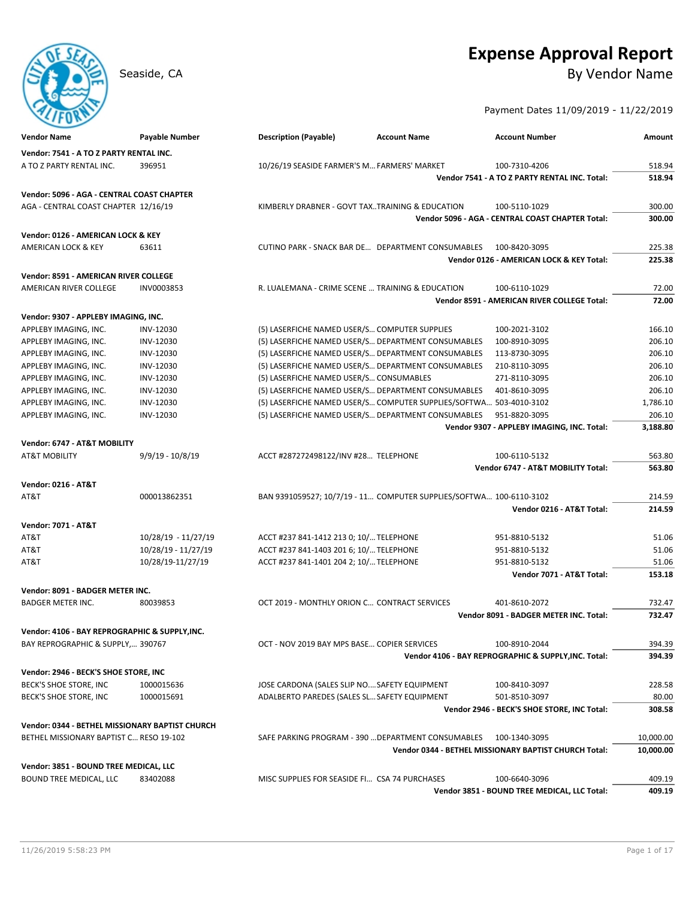# Expense Approval Report

Seaside, CA

## By Vendor Name

Payment Dates 11/09/2019 - 11/22/2019

| Vendor Name | Payable Number | Description (Payable) | Account Name | Account Number | Amount |
|---|---|---|---|---|---|
| **Vendor: 7541 - A TO Z PARTY RENTAL INC.** | | | | | |
| A TO Z PARTY RENTAL INC. | 396951 | 10/26/19 SEASIDE FARMER'S M... | FARMERS' MARKET | 100-7310-4206 | 518.94 |
| | | | | **Vendor 7541 - A TO Z PARTY RENTAL INC. Total:** | **518.94** |
| **Vendor: 5096 - AGA - CENTRAL COAST CHAPTER** | | | | | |
| AGA - CENTRAL COAST CHAPTER | 12/16/19 | KIMBERLY DRABNER - GOVT TAX.. | TRAINING & EDUCATION | 100-5110-1029 | 300.00 |
| | | | | **Vendor 5096 - AGA - CENTRAL COAST CHAPTER Total:** | **300.00** |
| **Vendor: 0126 - AMERICAN LOCK & KEY** | | | | | |
| AMERICAN LOCK & KEY | 63611 | CUTINO PARK - SNACK BAR DE... | DEPARTMENT CONSUMABLES | 100-8420-3095 | 225.38 |
| | | | | **Vendor 0126 - AMERICAN LOCK & KEY Total:** | **225.38** |
| **Vendor: 8591 - AMERICAN RIVER COLLEGE** | | | | | |
| AMERICAN RIVER COLLEGE | INV0003853 | R. LUALEMANA - CRIME SCENE ... | TRAINING & EDUCATION | 100-6110-1029 | 72.00 |
| | | | | **Vendor 8591 - AMERICAN RIVER COLLEGE Total:** | **72.00** |
| **Vendor: 9307 - APPLEBY IMAGING, INC.** | | | | | |
| APPLEBY IMAGING, INC. | INV-12030 | (5) LASERFICHE NAMED USER/S... | COMPUTER SUPPLIES | 100-2021-3102 | 166.10 |
| APPLEBY IMAGING, INC. | INV-12030 | (5) LASERFICHE NAMED USER/S... | DEPARTMENT CONSUMABLES | 100-8910-3095 | 206.10 |
| APPLEBY IMAGING, INC. | INV-12030 | (5) LASERFICHE NAMED USER/S... | DEPARTMENT CONSUMABLES | 113-8730-3095 | 206.10 |
| APPLEBY IMAGING, INC. | INV-12030 | (5) LASERFICHE NAMED USER/S... | DEPARTMENT CONSUMABLES | 210-8110-3095 | 206.10 |
| APPLEBY IMAGING, INC. | INV-12030 | (5) LASERFICHE NAMED USER/S... | CONSUMABLES | 271-8110-3095 | 206.10 |
| APPLEBY IMAGING, INC. | INV-12030 | (5) LASERFICHE NAMED USER/S... | DEPARTMENT CONSUMABLES | 401-8610-3095 | 206.10 |
| APPLEBY IMAGING, INC. | INV-12030 | (5) LASERFICHE NAMED USER/S... | COMPUTER SUPPLIES/SOFTWA... | 503-4010-3102 | 1,786.10 |
| APPLEBY IMAGING, INC. | INV-12030 | (5) LASERFICHE NAMED USER/S... | DEPARTMENT CONSUMABLES | 951-8820-3095 | 206.10 |
| | | | | **Vendor 9307 - APPLEBY IMAGING, INC. Total:** | **3,188.80** |
| **Vendor: 6747 - AT&T MOBILITY** | | | | | |
| AT&T MOBILITY | 9/9/19 - 10/8/19 | ACCT #287272498122/INV #28... | TELEPHONE | 100-6110-5132 | 563.80 |
| | | | | **Vendor 6747 - AT&T MOBILITY Total:** | **563.80** |
| **Vendor: 0216 - AT&T** | | | | | |
| AT&T | 000013862351 | BAN 9391059527; 10/7/19 - 11... | COMPUTER SUPPLIES/SOFTWA... | 100-6110-3102 | 214.59 |
| | | | | **Vendor 0216 - AT&T Total:** | **214.59** |
| **Vendor: 7071 - AT&T** | | | | | |
| AT&T | 10/28/19 - 11/27/19 | ACCT #237 841-1412 213 0; 10/... | TELEPHONE | 951-8810-5132 | 51.06 |
| AT&T | 10/28/19 - 11/27/19 | ACCT #237 841-1403 201 6; 10/... | TELEPHONE | 951-8810-5132 | 51.06 |
| AT&T | 10/28/19-11/27/19 | ACCT #237 841-1401 204 2; 10/... | TELEPHONE | 951-8810-5132 | 51.06 |
| | | | | **Vendor 7071 - AT&T Total:** | **153.18** |
| **Vendor: 8091 - BADGER METER INC.** | | | | | |
| BADGER METER INC. | 80039853 | OCT 2019 - MONTHLY ORION C... | CONTRACT SERVICES | 401-8610-2072 | 732.47 |
| | | | | **Vendor 8091 - BADGER METER INC. Total:** | **732.47** |
| **Vendor: 4106 - BAY REPROGRAPHIC & SUPPLY,INC.** | | | | | |
| BAY REPROGRAPHIC & SUPPLY,... | 390767 | OCT - NOV 2019 BAY MPS BASE... | COPIER SERVICES | 100-8910-2044 | 394.39 |
| | | | | **Vendor 4106 - BAY REPROGRAPHIC & SUPPLY,INC. Total:** | **394.39** |
| **Vendor: 2946 - BECK'S SHOE STORE, INC** | | | | | |
| BECK'S SHOE STORE, INC | 1000015636 | JOSE CARDONA (SALES SLIP NO.... | SAFETY EQUIPMENT | 100-8410-3097 | 228.58 |
| BECK'S SHOE STORE, INC | 1000015691 | ADALBERTO PAREDES (SALES SL... | SAFETY EQUIPMENT | 501-8510-3097 | 80.00 |
| | | | | **Vendor 2946 - BECK'S SHOE STORE, INC Total:** | **308.58** |
| **Vendor: 0344 - BETHEL MISSIONARY BAPTIST CHURCH** | | | | | |
| BETHEL MISSIONARY BAPTIST C... | RESO 19-102 | SAFE PARKING PROGRAM - 390 ... | DEPARTMENT CONSUMABLES | 100-1340-3095 | 10,000.00 |
| | | | | **Vendor 0344 - BETHEL MISSIONARY BAPTIST CHURCH Total:** | **10,000.00** |
| **Vendor: 3851 - BOUND TREE MEDICAL, LLC** | | | | | |
| BOUND TREE MEDICAL, LLC | 83402088 | MISC SUPPLIES FOR SEASIDE FI... | CSA 74 PURCHASES | 100-6640-3096 | 409.19 |
| | | | | **Vendor 3851 - BOUND TREE MEDICAL, LLC Total:** | **409.19** |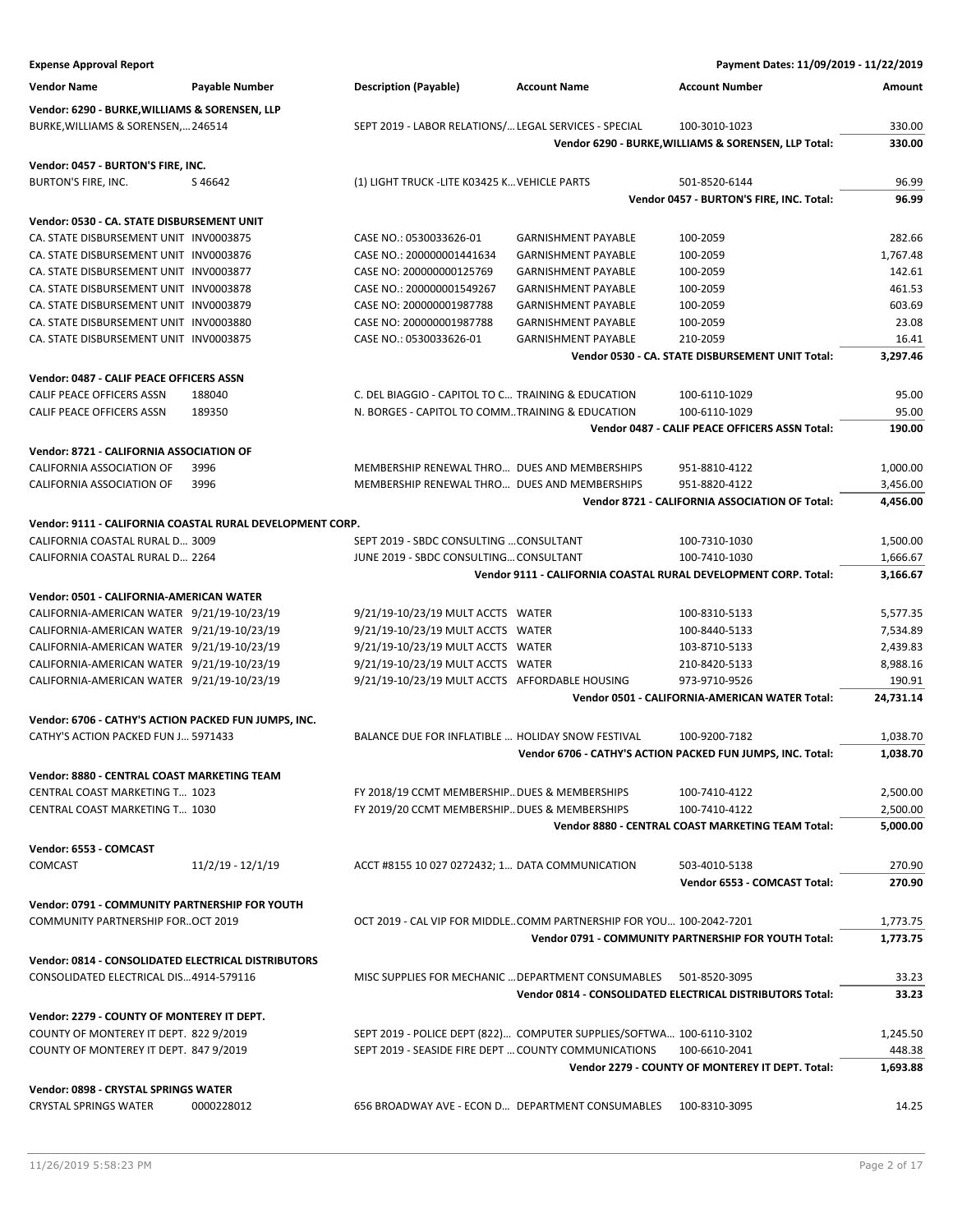**Expense Approval Report** — Payment Dates: 11/09/2019 - 11/22/2019

| Vendor Name | Payable Number | Description (Payable) | Account Name | Account Number | Amount |
|---|---|---|---|---|---|
| **Vendor: 6290 - BURKE,WILLIAMS & SORENSEN, LLP** | | | | | |
| BURKE,WILLIAMS & SORENSEN,... | 246514 | SEPT 2019 - LABOR RELATIONS/... | LEGAL SERVICES - SPECIAL | 100-3010-1023 | 330.00 |
| | | | | **Vendor 6290 - BURKE,WILLIAMS & SORENSEN, LLP Total:** | **330.00** |
| **Vendor: 0457 - BURTON'S FIRE, INC.** | | | | | |
| BURTON'S FIRE, INC. | S 46642 | (1) LIGHT TRUCK -LITE K03425 K... | VEHICLE PARTS | 501-8520-6144 | 96.99 |
| | | | | **Vendor 0457 - BURTON'S FIRE, INC. Total:** | **96.99** |
| **Vendor: 0530 - CA. STATE DISBURSEMENT UNIT** | | | | | |
| CA. STATE DISBURSEMENT UNIT | INV0003875 | CASE NO.: 0530033626-01 | GARNISHMENT PAYABLE | 100-2059 | 282.66 |
| CA. STATE DISBURSEMENT UNIT | INV0003876 | CASE NO.: 200000001441634 | GARNISHMENT PAYABLE | 100-2059 | 1,767.48 |
| CA. STATE DISBURSEMENT UNIT | INV0003877 | CASE NO: 200000000125769 | GARNISHMENT PAYABLE | 100-2059 | 142.61 |
| CA. STATE DISBURSEMENT UNIT | INV0003878 | CASE NO.: 200000001549267 | GARNISHMENT PAYABLE | 100-2059 | 461.53 |
| CA. STATE DISBURSEMENT UNIT | INV0003879 | CASE NO: 200000001987788 | GARNISHMENT PAYABLE | 100-2059 | 603.69 |
| CA. STATE DISBURSEMENT UNIT | INV0003880 | CASE NO: 200000001987788 | GARNISHMENT PAYABLE | 100-2059 | 23.08 |
| CA. STATE DISBURSEMENT UNIT | INV0003875 | CASE NO.: 0530033626-01 | GARNISHMENT PAYABLE | 210-2059 | 16.41 |
| | | | | **Vendor 0530 - CA. STATE DISBURSEMENT UNIT Total:** | **3,297.46** |
| **Vendor: 0487 - CALIF PEACE OFFICERS ASSN** | | | | | |
| CALIF PEACE OFFICERS ASSN | 188040 | C. DEL BIAGGIO - CAPITOL TO C... | TRAINING & EDUCATION | 100-6110-1029 | 95.00 |
| CALIF PEACE OFFICERS ASSN | 189350 | N. BORGES - CAPITOL TO COMM... | TRAINING & EDUCATION | 100-6110-1029 | 95.00 |
| | | | | **Vendor 0487 - CALIF PEACE OFFICERS ASSN Total:** | **190.00** |
| **Vendor: 8721 - CALIFORNIA ASSOCIATION OF** | | | | | |
| CALIFORNIA ASSOCIATION OF | 3996 | MEMBERSHIP RENEWAL THRO... | DUES AND MEMBERSHIPS | 951-8810-4122 | 1,000.00 |
| CALIFORNIA ASSOCIATION OF | 3996 | MEMBERSHIP RENEWAL THRO... | DUES AND MEMBERSHIPS | 951-8820-4122 | 3,456.00 |
| | | | | **Vendor 8721 - CALIFORNIA ASSOCIATION OF Total:** | **4,456.00** |
| **Vendor: 9111 - CALIFORNIA COASTAL RURAL DEVELOPMENT CORP.** | | | | | |
| CALIFORNIA COASTAL RURAL D... | 3009 | SEPT 2019 - SBDC CONSULTING ... | CONSULTANT | 100-7310-1030 | 1,500.00 |
| CALIFORNIA COASTAL RURAL D... | 2264 | JUNE 2019 - SBDC CONSULTING... | CONSULTANT | 100-7410-1030 | 1,666.67 |
| | | | | **Vendor 9111 - CALIFORNIA COASTAL RURAL DEVELOPMENT CORP. Total:** | **3,166.67** |
| **Vendor: 0501 - CALIFORNIA-AMERICAN WATER** | | | | | |
| CALIFORNIA-AMERICAN WATER | 9/21/19-10/23/19 | 9/21/19-10/23/19 MULT ACCTS | WATER | 100-8310-5133 | 5,577.35 |
| CALIFORNIA-AMERICAN WATER | 9/21/19-10/23/19 | 9/21/19-10/23/19 MULT ACCTS | WATER | 100-8440-5133 | 7,534.89 |
| CALIFORNIA-AMERICAN WATER | 9/21/19-10/23/19 | 9/21/19-10/23/19 MULT ACCTS | WATER | 103-8710-5133 | 2,439.83 |
| CALIFORNIA-AMERICAN WATER | 9/21/19-10/23/19 | 9/21/19-10/23/19 MULT ACCTS | WATER | 210-8420-5133 | 8,988.16 |
| CALIFORNIA-AMERICAN WATER | 9/21/19-10/23/19 | 9/21/19-10/23/19 MULT ACCTS | AFFORDABLE HOUSING | 973-9710-9526 | 190.91 |
| | | | | **Vendor 0501 - CALIFORNIA-AMERICAN WATER Total:** | **24,731.14** |
| **Vendor: 6706 - CATHY'S ACTION PACKED FUN JUMPS, INC.** | | | | | |
| CATHY'S ACTION PACKED FUN J... | 5971433 | BALANCE DUE FOR INFLATIBLE ... | HOLIDAY SNOW FESTIVAL | 100-9200-7182 | 1,038.70 |
| | | | | **Vendor 6706 - CATHY'S ACTION PACKED FUN JUMPS, INC. Total:** | **1,038.70** |
| **Vendor: 8880 - CENTRAL COAST MARKETING TEAM** | | | | | |
| CENTRAL COAST MARKETING T... | 1023 | FY 2018/19 CCMT MEMBERSHIP... | DUES & MEMBERSHIPS | 100-7410-4122 | 2,500.00 |
| CENTRAL COAST MARKETING T... | 1030 | FY 2019/20 CCMT MEMBERSHIP... | DUES & MEMBERSHIPS | 100-7410-4122 | 2,500.00 |
| | | | | **Vendor 8880 - CENTRAL COAST MARKETING TEAM Total:** | **5,000.00** |
| **Vendor: 6553 - COMCAST** | | | | | |
| COMCAST | 11/2/19 - 12/1/19 | ACCT #8155 10 027 0272432; 1... | DATA COMMUNICATION | 503-4010-5138 | 270.90 |
| | | | | **Vendor 6553 - COMCAST Total:** | **270.90** |
| **Vendor: 0791 - COMMUNITY PARTNERSHIP FOR YOUTH** | | | | | |
| COMMUNITY PARTNERSHIP FOR... | OCT 2019 | OCT 2019 - CAL VIP FOR MIDDLE... | COMM PARTNERSHIP FOR YOU... | 100-2042-7201 | 1,773.75 |
| | | | | **Vendor 0791 - COMMUNITY PARTNERSHIP FOR YOUTH Total:** | **1,773.75** |
| **Vendor: 0814 - CONSOLIDATED ELECTRICAL DISTRIBUTORS** | | | | | |
| CONSOLIDATED ELECTRICAL DIS... | 4914-579116 | MISC SUPPLIES FOR MECHANIC ... | DEPARTMENT CONSUMABLES | 501-8520-3095 | 33.23 |
| | | | | **Vendor 0814 - CONSOLIDATED ELECTRICAL DISTRIBUTORS Total:** | **33.23** |
| **Vendor: 2279 - COUNTY OF MONTEREY IT DEPT.** | | | | | |
| COUNTY OF MONTEREY IT DEPT. | 822 9/2019 | SEPT 2019 - POLICE DEPT (822)... | COMPUTER SUPPLIES/SOFTWA... | 100-6110-3102 | 1,245.50 |
| COUNTY OF MONTEREY IT DEPT. | 847 9/2019 | SEPT 2019 - SEASIDE FIRE DEPT ... | COUNTY COMMUNICATIONS | 100-6610-2041 | 448.38 |
| | | | | **Vendor 2279 - COUNTY OF MONTEREY IT DEPT. Total:** | **1,693.88** |
| **Vendor: 0898 - CRYSTAL SPRINGS WATER** | | | | | |
| CRYSTAL SPRINGS WATER | 0000228012 | 656 BROADWAY AVE - ECON D... | DEPARTMENT CONSUMABLES | 100-8310-3095 | 14.25 |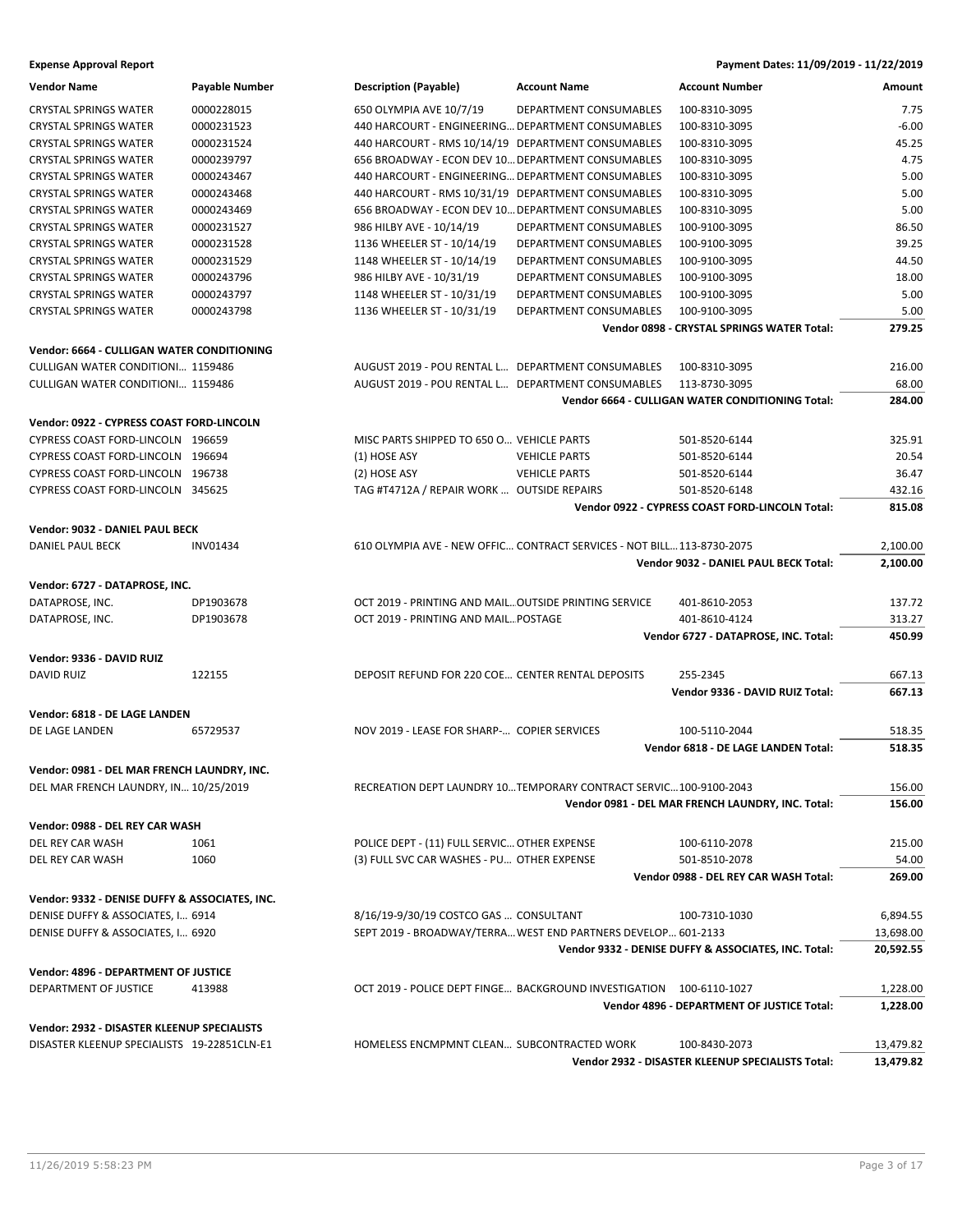**Expense Approval Report** — Payment Dates: 11/09/2019 - 11/22/2019

| Vendor Name | Payable Number | Description (Payable) | Account Name | Account Number | Amount |
|---|---|---|---|---|---|
| CRYSTAL SPRINGS WATER | 0000228015 | 650 OLYMPIA AVE 10/7/19 | DEPARTMENT CONSUMABLES | 100-8310-3095 | 7.75 |
| CRYSTAL SPRINGS WATER | 0000231523 | 440 HARCOURT - ENGINEERING… | DEPARTMENT CONSUMABLES | 100-8310-3095 | -6.00 |
| CRYSTAL SPRINGS WATER | 0000231524 | 440 HARCOURT - RMS 10/14/19 | DEPARTMENT CONSUMABLES | 100-8310-3095 | 45.25 |
| CRYSTAL SPRINGS WATER | 0000239797 | 656 BROADWAY - ECON DEV 10… | DEPARTMENT CONSUMABLES | 100-8310-3095 | 4.75 |
| CRYSTAL SPRINGS WATER | 0000243467 | 440 HARCOURT - ENGINEERING… | DEPARTMENT CONSUMABLES | 100-8310-3095 | 5.00 |
| CRYSTAL SPRINGS WATER | 0000243468 | 440 HARCOURT - RMS 10/31/19 | DEPARTMENT CONSUMABLES | 100-8310-3095 | 5.00 |
| CRYSTAL SPRINGS WATER | 0000243469 | 656 BROADWAY - ECON DEV 10… | DEPARTMENT CONSUMABLES | 100-8310-3095 | 5.00 |
| CRYSTAL SPRINGS WATER | 0000231527 | 986 HILBY AVE - 10/14/19 | DEPARTMENT CONSUMABLES | 100-9100-3095 | 86.50 |
| CRYSTAL SPRINGS WATER | 0000231528 | 1136 WHEELER ST - 10/14/19 | DEPARTMENT CONSUMABLES | 100-9100-3095 | 39.25 |
| CRYSTAL SPRINGS WATER | 0000231529 | 1148 WHEELER ST - 10/14/19 | DEPARTMENT CONSUMABLES | 100-9100-3095 | 44.50 |
| CRYSTAL SPRINGS WATER | 0000243796 | 986 HILBY AVE - 10/31/19 | DEPARTMENT CONSUMABLES | 100-9100-3095 | 18.00 |
| CRYSTAL SPRINGS WATER | 0000243797 | 1148 WHEELER ST - 10/31/19 | DEPARTMENT CONSUMABLES | 100-9100-3095 | 5.00 |
| CRYSTAL SPRINGS WATER | 0000243798 | 1136 WHEELER ST - 10/31/19 | DEPARTMENT CONSUMABLES | 100-9100-3095 | 5.00 |
| | | | | **Vendor 0898 - CRYSTAL SPRINGS WATER Total:** | **279.25** |
| **Vendor: 6664 - CULLIGAN WATER CONDITIONING** | | | | | |
| CULLIGAN WATER CONDITIONI… | 1159486 | AUGUST 2019 - POU RENTAL L… | DEPARTMENT CONSUMABLES | 100-8310-3095 | 216.00 |
| CULLIGAN WATER CONDITIONI… | 1159486 | AUGUST 2019 - POU RENTAL L… | DEPARTMENT CONSUMABLES | 113-8730-3095 | 68.00 |
| | | | | **Vendor 6664 - CULLIGAN WATER CONDITIONING Total:** | **284.00** |
| **Vendor: 0922 - CYPRESS COAST FORD-LINCOLN** | | | | | |
| CYPRESS COAST FORD-LINCOLN | 196659 | MISC PARTS SHIPPED TO 650 O… | VEHICLE PARTS | 501-8520-6144 | 325.91 |
| CYPRESS COAST FORD-LINCOLN | 196694 | (1) HOSE ASY | VEHICLE PARTS | 501-8520-6144 | 20.54 |
| CYPRESS COAST FORD-LINCOLN | 196738 | (2) HOSE ASY | VEHICLE PARTS | 501-8520-6144 | 36.47 |
| CYPRESS COAST FORD-LINCOLN | 345625 | TAG #T4712A / REPAIR WORK … | OUTSIDE REPAIRS | 501-8520-6148 | 432.16 |
| | | | | **Vendor 0922 - CYPRESS COAST FORD-LINCOLN Total:** | **815.08** |
| **Vendor: 9032 - DANIEL PAUL BECK** | | | | | |
| DANIEL PAUL BECK | INV01434 | 610 OLYMPIA AVE - NEW OFFIC… | CONTRACT SERVICES - NOT BILL… | 113-8730-2075 | 2,100.00 |
| | | | | **Vendor 9032 - DANIEL PAUL BECK Total:** | **2,100.00** |
| **Vendor: 6727 - DATAPROSE, INC.** | | | | | |
| DATAPROSE, INC. | DP1903678 | OCT 2019 - PRINTING AND MAIL… | OUTSIDE PRINTING SERVICE | 401-8610-2053 | 137.72 |
| DATAPROSE, INC. | DP1903678 | OCT 2019 - PRINTING AND MAIL… | POSTAGE | 401-8610-4124 | 313.27 |
| | | | | **Vendor 6727 - DATAPROSE, INC. Total:** | **450.99** |
| **Vendor: 9336 - DAVID RUIZ** | | | | | |
| DAVID RUIZ | 122155 | DEPOSIT REFUND FOR 220 COE… | CENTER RENTAL DEPOSITS | 255-2345 | 667.13 |
| | | | | **Vendor 9336 - DAVID RUIZ Total:** | **667.13** |
| **Vendor: 6818 - DE LAGE LANDEN** | | | | | |
| DE LAGE LANDEN | 65729537 | NOV 2019 - LEASE FOR SHARP-… | COPIER SERVICES | 100-5110-2044 | 518.35 |
| | | | | **Vendor 6818 - DE LAGE LANDEN Total:** | **518.35** |
| **Vendor: 0981 - DEL MAR FRENCH LAUNDRY, INC.** | | | | | |
| DEL MAR FRENCH LAUNDRY, IN… | 10/25/2019 | RECREATION DEPT LAUNDRY 10… | TEMPORARY CONTRACT SERVIC… | 100-9100-2043 | 156.00 |
| | | | | **Vendor 0981 - DEL MAR FRENCH LAUNDRY, INC. Total:** | **156.00** |
| **Vendor: 0988 - DEL REY CAR WASH** | | | | | |
| DEL REY CAR WASH | 1061 | POLICE DEPT - (11) FULL SERVIC… | OTHER EXPENSE | 100-6110-2078 | 215.00 |
| DEL REY CAR WASH | 1060 | (3) FULL SVC CAR WASHES - PU… | OTHER EXPENSE | 501-8510-2078 | 54.00 |
| | | | | **Vendor 0988 - DEL REY CAR WASH Total:** | **269.00** |
| **Vendor: 9332 - DENISE DUFFY & ASSOCIATES, INC.** | | | | | |
| DENISE DUFFY & ASSOCIATES, I… | 6914 | 8/16/19-9/30/19 COSTCO GAS … | CONSULTANT | 100-7310-1030 | 6,894.55 |
| DENISE DUFFY & ASSOCIATES, I… | 6920 | SEPT 2019 - BROADWAY/TERRA… | WEST END PARTNERS DEVELOP… | 601-2133 | 13,698.00 |
| | | | | **Vendor 9332 - DENISE DUFFY & ASSOCIATES, INC. Total:** | **20,592.55** |
| **Vendor: 4896 - DEPARTMENT OF JUSTICE** | | | | | |
| DEPARTMENT OF JUSTICE | 413988 | OCT 2019 - POLICE DEPT FINGE… | BACKGROUND INVESTIGATION | 100-6110-1027 | 1,228.00 |
| | | | | **Vendor 4896 - DEPARTMENT OF JUSTICE Total:** | **1,228.00** |
| **Vendor: 2932 - DISASTER KLEENUP SPECIALISTS** | | | | | |
| DISASTER KLEENUP SPECIALISTS | 19-22851CLN-E1 | HOMELESS ENCMPMNT CLEAN… | SUBCONTRACTED WORK | 100-8430-2073 | 13,479.82 |
| | | | | **Vendor 2932 - DISASTER KLEENUP SPECIALISTS Total:** | **13,479.82** |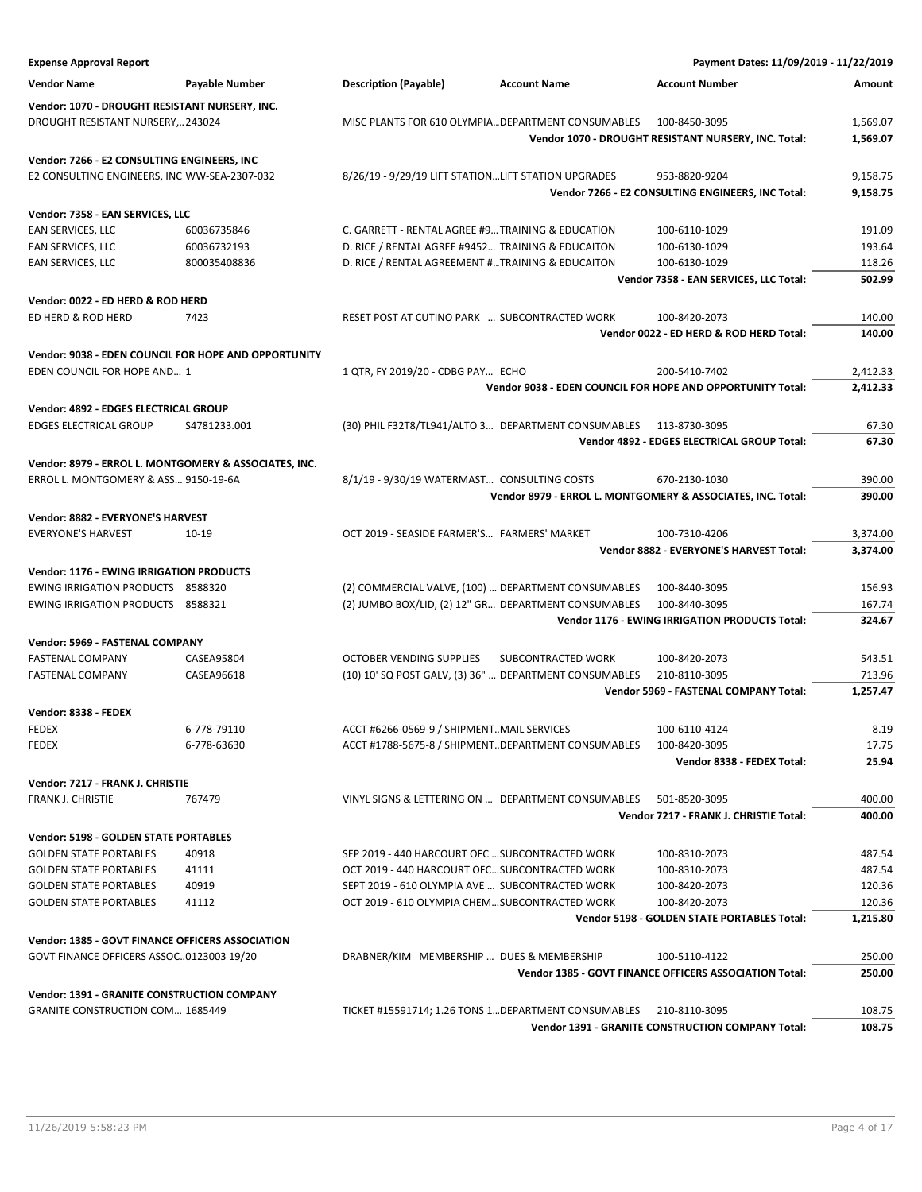**Expense Approval Report** — Payment Dates: 11/09/2019 - 11/22/2019

| Vendor Name | Payable Number | Description (Payable) | Account Name | Account Number | Amount |
|---|---|---|---|---|---|
| **Vendor: 1070 - DROUGHT RESISTANT NURSERY, INC.** | | | | | |
| DROUGHT RESISTANT NURSERY,.. | 243024 | MISC PLANTS FOR 610 OLYMPIA... | DEPARTMENT CONSUMABLES | 100-8450-3095 | 1,569.07 |
| | | | | **Vendor 1070 - DROUGHT RESISTANT NURSERY, INC. Total:** | **1,569.07** |
| **Vendor: 7266 - E2 CONSULTING ENGINEERS, INC** | | | | | |
| E2 CONSULTING ENGINEERS, INC | WW-SEA-2307-032 | 8/26/19 - 9/29/19 LIFT STATION... | LIFT STATION UPGRADES | 953-8820-9204 | 9,158.75 |
| | | | | **Vendor 7266 - E2 CONSULTING ENGINEERS, INC Total:** | **9,158.75** |
| **Vendor: 7358 - EAN SERVICES, LLC** | | | | | |
| EAN SERVICES, LLC | 60036735846 | C. GARRETT - RENTAL AGREE #9... | TRAINING & EDUCATION | 100-6110-1029 | 191.09 |
| EAN SERVICES, LLC | 60036732193 | D. RICE / RENTAL AGREE #9452... | TRAINING & EDUCAITON | 100-6130-1029 | 193.64 |
| EAN SERVICES, LLC | 800035408836 | D. RICE / RENTAL AGREEMENT #... | TRAINING & EDUCAITON | 100-6130-1029 | 118.26 |
| | | | | **Vendor 7358 - EAN SERVICES, LLC Total:** | **502.99** |
| **Vendor: 0022 - ED HERD & ROD HERD** | | | | | |
| ED HERD & ROD HERD | 7423 | RESET POST AT CUTINO PARK ... | SUBCONTRACTED WORK | 100-8420-2073 | 140.00 |
| | | | | **Vendor 0022 - ED HERD & ROD HERD Total:** | **140.00** |
| **Vendor: 9038 - EDEN COUNCIL FOR HOPE AND OPPORTUNITY** | | | | | |
| EDEN COUNCIL FOR HOPE AND... | 1 | 1 QTR, FY 2019/20 - CDBG PAY... | ECHO | 200-5410-7402 | 2,412.33 |
| | | | | **Vendor 9038 - EDEN COUNCIL FOR HOPE AND OPPORTUNITY Total:** | **2,412.33** |
| **Vendor: 4892 - EDGES ELECTRICAL GROUP** | | | | | |
| EDGES ELECTRICAL GROUP | S4781233.001 | (30) PHIL F32T8/TL941/ALTO 3... | DEPARTMENT CONSUMABLES | 113-8730-3095 | 67.30 |
| | | | | **Vendor 4892 - EDGES ELECTRICAL GROUP Total:** | **67.30** |
| **Vendor: 8979 - ERROL L. MONTGOMERY & ASSOCIATES, INC.** | | | | | |
| ERROL L. MONTGOMERY & ASS... | 9150-19-6A | 8/1/19 - 9/30/19 WATERMAST... | CONSULTING COSTS | 670-2130-1030 | 390.00 |
| | | | | **Vendor 8979 - ERROL L. MONTGOMERY & ASSOCIATES, INC. Total:** | **390.00** |
| **Vendor: 8882 - EVERYONE'S HARVEST** | | | | | |
| EVERYONE'S HARVEST | 10-19 | OCT 2019 - SEASIDE FARMER'S... | FARMERS' MARKET | 100-7310-4206 | 3,374.00 |
| | | | | **Vendor 8882 - EVERYONE'S HARVEST Total:** | **3,374.00** |
| **Vendor: 1176 - EWING IRRIGATION PRODUCTS** | | | | | |
| EWING IRRIGATION PRODUCTS | 8588320 | (2) COMMERCIAL VALVE, (100) ... | DEPARTMENT CONSUMABLES | 100-8440-3095 | 156.93 |
| EWING IRRIGATION PRODUCTS | 8588321 | (2) JUMBO BOX/LID, (2) 12" GR... | DEPARTMENT CONSUMABLES | 100-8440-3095 | 167.74 |
| | | | | **Vendor 1176 - EWING IRRIGATION PRODUCTS Total:** | **324.67** |
| **Vendor: 5969 - FASTENAL COMPANY** | | | | | |
| FASTENAL COMPANY | CASEA95804 | OCTOBER VENDING SUPPLIES | SUBCONTRACTED WORK | 100-8420-2073 | 543.51 |
| FASTENAL COMPANY | CASEA96618 | (10) 10' SQ POST GALV, (3) 36" ... | DEPARTMENT CONSUMABLES | 210-8110-3095 | 713.96 |
| | | | | **Vendor 5969 - FASTENAL COMPANY Total:** | **1,257.47** |
| **Vendor: 8338 - FEDEX** | | | | | |
| FEDEX | 6-778-79110 | ACCT #6266-0569-9 / SHIPMENT... | MAIL SERVICES | 100-6110-4124 | 8.19 |
| FEDEX | 6-778-63630 | ACCT #1788-5675-8 / SHIPMENT... | DEPARTMENT CONSUMABLES | 100-8420-3095 | 17.75 |
| | | | | **Vendor 8338 - FEDEX Total:** | **25.94** |
| **Vendor: 7217 - FRANK J. CHRISTIE** | | | | | |
| FRANK J. CHRISTIE | 767479 | VINYL SIGNS & LETTERING ON ... | DEPARTMENT CONSUMABLES | 501-8520-3095 | 400.00 |
| | | | | **Vendor 7217 - FRANK J. CHRISTIE Total:** | **400.00** |
| **Vendor: 5198 - GOLDEN STATE PORTABLES** | | | | | |
| GOLDEN STATE PORTABLES | 40918 | SEP 2019 - 440 HARCOURT OFC ... | SUBCONTRACTED WORK | 100-8310-2073 | 487.54 |
| GOLDEN STATE PORTABLES | 41111 | OCT 2019 - 440 HARCOURT OFC... | SUBCONTRACTED WORK | 100-8310-2073 | 487.54 |
| GOLDEN STATE PORTABLES | 40919 | SEPT 2019 - 610 OLYMPIA AVE ... | SUBCONTRACTED WORK | 100-8420-2073 | 120.36 |
| GOLDEN STATE PORTABLES | 41112 | OCT 2019 - 610 OLYMPIA CHEM... | SUBCONTRACTED WORK | 100-8420-2073 | 120.36 |
| | | | | **Vendor 5198 - GOLDEN STATE PORTABLES Total:** | **1,215.80** |
| **Vendor: 1385 - GOVT FINANCE OFFICERS ASSOCIATION** | | | | | |
| GOVT FINANCE OFFICERS ASSOC... | 0123003 19/20 | DRABNER/KIM MEMBERSHIP ... | DUES & MEMBERSHIP | 100-5110-4122 | 250.00 |
| | | | | **Vendor 1385 - GOVT FINANCE OFFICERS ASSOCIATION Total:** | **250.00** |
| **Vendor: 1391 - GRANITE CONSTRUCTION COMPANY** | | | | | |
| GRANITE CONSTRUCTION COM... | 1685449 | TICKET #15591714; 1.26 TONS 1... | DEPARTMENT CONSUMABLES | 210-8110-3095 | 108.75 |
| | | | | **Vendor 1391 - GRANITE CONSTRUCTION COMPANY Total:** | **108.75** |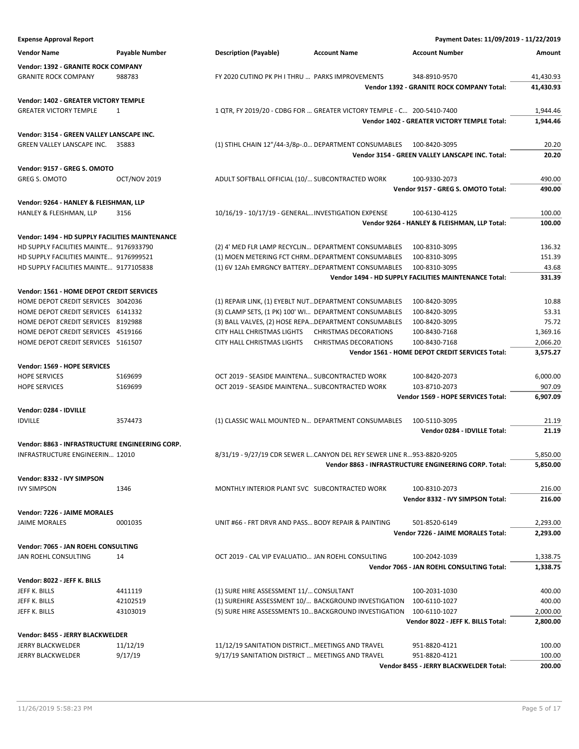**Expense Approval Report** — Payment Dates: 11/09/2019 - 11/22/2019

| Vendor Name | Payable Number | Description (Payable) | Account Name | Account Number | Amount |
|---|---|---|---|---|---|
| **Vendor: 1392 - GRANITE ROCK COMPANY** | | | | | |
| GRANITE ROCK COMPANY | 988783 | FY 2020 CUTINO PK PH I THRU … | PARKS IMPROVEMENTS | 348-8910-9570 | 41,430.93 |
| | | | | **Vendor 1392 - GRANITE ROCK COMPANY Total:** | **41,430.93** |
| **Vendor: 1402 - GREATER VICTORY TEMPLE** | | | | | |
| GREATER VICTORY TEMPLE | 1 | 1 QTR, FY 2019/20 - CDBG FOR … | GREATER VICTORY TEMPLE - C… | 200-5410-7400 | 1,944.46 |
| | | | | **Vendor 1402 - GREATER VICTORY TEMPLE Total:** | **1,944.46** |
| **Vendor: 3154 - GREEN VALLEY LANSCAPE INC.** | | | | | |
| GREEN VALLEY LANSCAPE INC. | 35883 | (1) STIHL CHAIN 12"/44-3/8p-.0… | DEPARTMENT CONSUMABLES | 100-8420-3095 | 20.20 |
| | | | | **Vendor 3154 - GREEN VALLEY LANSCAPE INC. Total:** | **20.20** |
| **Vendor: 9157 - GREG S. OMOTO** | | | | | |
| GREG S. OMOTO | OCT/NOV 2019 | ADULT SOFTBALL OFFICIAL (10/… | SUBCONTRACTED WORK | 100-9330-2073 | 490.00 |
| | | | | **Vendor 9157 - GREG S. OMOTO Total:** | **490.00** |
| **Vendor: 9264 - HANLEY & FLEISHMAN, LLP** | | | | | |
| HANLEY & FLEISHMAN, LLP | 3156 | 10/16/19 - 10/17/19 - GENERAL… | INVESTIGATION EXPENSE | 100-6130-4125 | 100.00 |
| | | | | **Vendor 9264 - HANLEY & FLEISHMAN, LLP Total:** | **100.00** |
| **Vendor: 1494 - HD SUPPLY FACILITIES MAINTENANCE** | | | | | |
| HD SUPPLY FACILITIES MAINTE… | 9176933790 | (2) 4' MED FLR LAMP RECYCLIN… | DEPARTMENT CONSUMABLES | 100-8310-3095 | 136.32 |
| HD SUPPLY FACILITIES MAINTE… | 9176999521 | (1) MOEN METERING FCT CHRM… | DEPARTMENT CONSUMABLES | 100-8310-3095 | 151.39 |
| HD SUPPLY FACILITIES MAINTE… | 9177105838 | (1) 6V 12Ah EMRGNCY BATTERY… | DEPARTMENT CONSUMABLES | 100-8310-3095 | 43.68 |
| | | | | **Vendor 1494 - HD SUPPLY FACILITIES MAINTENANCE Total:** | **331.39** |
| **Vendor: 1561 - HOME DEPOT CREDIT SERVICES** | | | | | |
| HOME DEPOT CREDIT SERVICES | 3042036 | (1) REPAIR LINK, (1) EYEBLT NUT… | DEPARTMENT CONSUMABLES | 100-8420-3095 | 10.88 |
| HOME DEPOT CREDIT SERVICES | 6141332 | (3) CLAMP SETS, (1 PK) 100' WI… | DEPARTMENT CONSUMABLES | 100-8420-3095 | 53.31 |
| HOME DEPOT CREDIT SERVICES | 8192988 | (3) BALL VALVES, (2) HOSE REPA… | DEPARTMENT CONSUMABLES | 100-8420-3095 | 75.72 |
| HOME DEPOT CREDIT SERVICES | 4519166 | CITY HALL CHRISTMAS LIGHTS | CHRISTMAS DECORATIONS | 100-8430-7168 | 1,369.16 |
| HOME DEPOT CREDIT SERVICES | 5161507 | CITY HALL CHRISTMAS LIGHTS | CHRISTMAS DECORATIONS | 100-8430-7168 | 2,066.20 |
| | | | | **Vendor 1561 - HOME DEPOT CREDIT SERVICES Total:** | **3,575.27** |
| **Vendor: 1569 - HOPE SERVICES** | | | | | |
| HOPE SERVICES | S169699 | OCT 2019 - SEASIDE MAINTENA… | SUBCONTRACTED WORK | 100-8420-2073 | 6,000.00 |
| HOPE SERVICES | S169699 | OCT 2019 - SEASIDE MAINTENA… | SUBCONTRACTED WORK | 103-8710-2073 | 907.09 |
| | | | | **Vendor 1569 - HOPE SERVICES Total:** | **6,907.09** |
| **Vendor: 0284 - IDVILLE** | | | | | |
| IDVILLE | 3574473 | (1) CLASSIC WALL MOUNTED N… | DEPARTMENT CONSUMABLES | 100-5110-3095 | 21.19 |
| | | | | **Vendor 0284 - IDVILLE Total:** | **21.19** |
| **Vendor: 8863 - INFRASTRUCTURE ENGINEERING CORP.** | | | | | |
| INFRASTRUCTURE ENGINEERIN… | 12010 | 8/31/19 - 9/27/19 CDR SEWER L… | CANYON DEL REY SEWER LINE R… | 953-8820-9205 | 5,850.00 |
| | | | | **Vendor 8863 - INFRASTRUCTURE ENGINEERING CORP. Total:** | **5,850.00** |
| **Vendor: 8332 - IVY SIMPSON** | | | | | |
| IVY SIMPSON | 1346 | MONTHLY INTERIOR PLANT SVC | SUBCONTRACTED WORK | 100-8310-2073 | 216.00 |
| | | | | **Vendor 8332 - IVY SIMPSON Total:** | **216.00** |
| **Vendor: 7226 - JAIME MORALES** | | | | | |
| JAIME MORALES | 0001035 | UNIT #66 - FRT DRVR AND PASS… | BODY REPAIR & PAINTING | 501-8520-6149 | 2,293.00 |
| | | | | **Vendor 7226 - JAIME MORALES Total:** | **2,293.00** |
| **Vendor: 7065 - JAN ROEHL CONSULTING** | | | | | |
| JAN ROEHL CONSULTING | 14 | OCT 2019 - CAL VIP EVALUATIO… | JAN ROEHL CONSULTING | 100-2042-1039 | 1,338.75 |
| | | | | **Vendor 7065 - JAN ROEHL CONSULTING Total:** | **1,338.75** |
| **Vendor: 8022 - JEFF K. BILLS** | | | | | |
| JEFF K. BILLS | 4411119 | (1) SURE HIRE ASSESSMENT 11/… | CONSULTANT | 100-2031-1030 | 400.00 |
| JEFF K. BILLS | 42102519 | (1) SUREHIRE ASSESSMENT 10/… | BACKGROUND INVESTIGATION | 100-6110-1027 | 400.00 |
| JEFF K. BILLS | 43103019 | (5) SURE HIRE ASSESSMENTS 10… | BACKGROUND INVESTIGATION | 100-6110-1027 | 2,000.00 |
| | | | | **Vendor 8022 - JEFF K. BILLS Total:** | **2,800.00** |
| **Vendor: 8455 - JERRY BLACKWELDER** | | | | | |
| JERRY BLACKWELDER | 11/12/19 | 11/12/19 SANITATION DISTRICT… | MEETINGS AND TRAVEL | 951-8820-4121 | 100.00 |
| JERRY BLACKWELDER | 9/17/19 | 9/17/19 SANITATION DISTRICT … | MEETINGS AND TRAVEL | 951-8820-4121 | 100.00 |
| | | | | **Vendor 8455 - JERRY BLACKWELDER Total:** | **200.00** |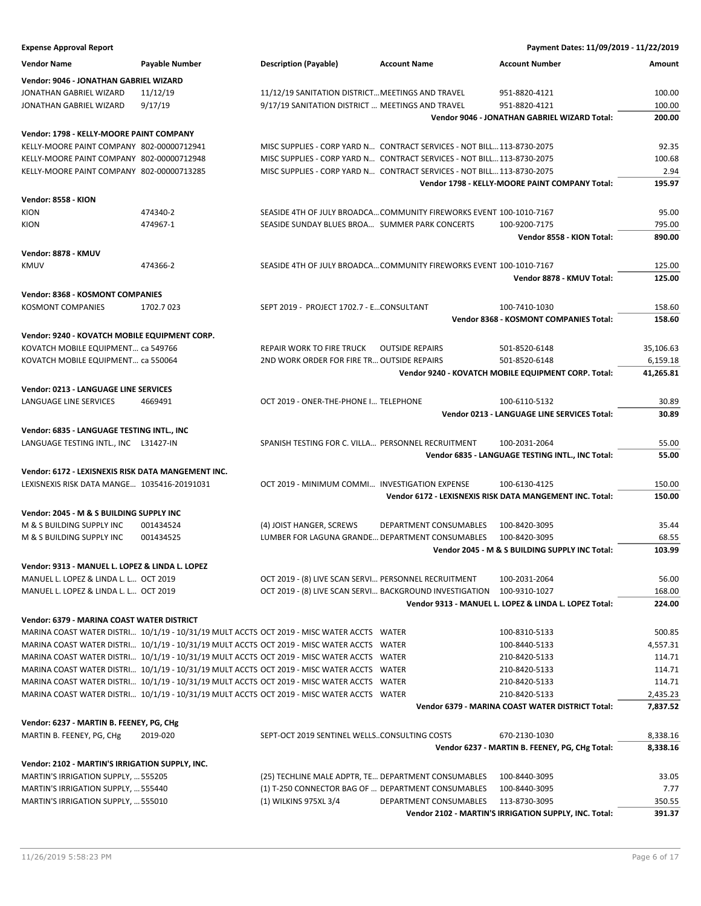**Expense Approval Report** — Payment Dates: 11/09/2019 - 11/22/2019

| Vendor Name | Payable Number | Description (Payable) | Account Name | Account Number | Amount |
|---|---|---|---|---|---|
| **Vendor: 9046 - JONATHAN GABRIEL WIZARD** | | | | | |
| JONATHAN GABRIEL WIZARD | 11/12/19 | 11/12/19 SANITATION DISTRICT… | MEETINGS AND TRAVEL | 951-8820-4121 | 100.00 |
| JONATHAN GABRIEL WIZARD | 9/17/19 | 9/17/19 SANITATION DISTRICT … | MEETINGS AND TRAVEL | 951-8820-4121 | 100.00 |
| | | | | **Vendor 9046 - JONATHAN GABRIEL WIZARD Total:** | **200.00** |
| **Vendor: 1798 - KELLY-MOORE PAINT COMPANY** | | | | | |
| KELLY-MOORE PAINT COMPANY | 802-00000712941 | MISC SUPPLIES - CORP YARD N… | CONTRACT SERVICES - NOT BILL… | 113-8730-2075 | 92.35 |
| KELLY-MOORE PAINT COMPANY | 802-00000712948 | MISC SUPPLIES - CORP YARD N… | CONTRACT SERVICES - NOT BILL… | 113-8730-2075 | 100.68 |
| KELLY-MOORE PAINT COMPANY | 802-00000713285 | MISC SUPPLIES - CORP YARD N… | CONTRACT SERVICES - NOT BILL… | 113-8730-2075 | 2.94 |
| | | | | **Vendor 1798 - KELLY-MOORE PAINT COMPANY Total:** | **195.97** |
| **Vendor: 8558 - KION** | | | | | |
| KION | 474340-2 | SEASIDE 4TH OF JULY BROADCA… | COMMUNITY FIREWORKS EVENT | 100-1010-7167 | 95.00 |
| KION | 474967-1 | SEASIDE SUNDAY BLUES BROA… | SUMMER PARK CONCERTS | 100-9200-7175 | 795.00 |
| | | | | **Vendor 8558 - KION Total:** | **890.00** |
| **Vendor: 8878 - KMUV** | | | | | |
| KMUV | 474366-2 | SEASIDE 4TH OF JULY BROADCA… | COMMUNITY FIREWORKS EVENT | 100-1010-7167 | 125.00 |
| | | | | **Vendor 8878 - KMUV Total:** | **125.00** |
| **Vendor: 8368 - KOSMONT COMPANIES** | | | | | |
| KOSMONT COMPANIES | 1702.7 023 | SEPT 2019 - PROJECT 1702.7 - E… | CONSULTANT | 100-7410-1030 | 158.60 |
| | | | | **Vendor 8368 - KOSMONT COMPANIES Total:** | **158.60** |
| **Vendor: 9240 - KOVATCH MOBILE EQUIPMENT CORP.** | | | | | |
| KOVATCH MOBILE EQUIPMENT… | ca 549766 | REPAIR WORK TO FIRE TRUCK | OUTSIDE REPAIRS | 501-8520-6148 | 35,106.63 |
| KOVATCH MOBILE EQUIPMENT… | ca 550064 | 2ND WORK ORDER FOR FIRE TR… | OUTSIDE REPAIRS | 501-8520-6148 | 6,159.18 |
| | | | | **Vendor 9240 - KOVATCH MOBILE EQUIPMENT CORP. Total:** | **41,265.81** |
| **Vendor: 0213 - LANGUAGE LINE SERVICES** | | | | | |
| LANGUAGE LINE SERVICES | 4669491 | OCT 2019 - ONER-THE-PHONE I… | TELEPHONE | 100-6110-5132 | 30.89 |
| | | | | **Vendor 0213 - LANGUAGE LINE SERVICES Total:** | **30.89** |
| **Vendor: 6835 - LANGUAGE TESTING INTL., INC** | | | | | |
| LANGUAGE TESTING INTL., INC | L31427-IN | SPANISH TESTING FOR C. VILLA… | PERSONNEL RECRUITMENT | 100-2031-2064 | 55.00 |
| | | | | **Vendor 6835 - LANGUAGE TESTING INTL., INC Total:** | **55.00** |
| **Vendor: 6172 - LEXISNEXIS RISK DATA MANGEMENT INC.** | | | | | |
| LEXISNEXIS RISK DATA MANGE… | 1035416-20191031 | OCT 2019 - MINIMUM COMMI… | INVESTIGATION EXPENSE | 100-6130-4125 | 150.00 |
| | | | | **Vendor 6172 - LEXISNEXIS RISK DATA MANGEMENT INC. Total:** | **150.00** |
| **Vendor: 2045 - M & S BUILDING SUPPLY INC** | | | | | |
| M & S BUILDING SUPPLY INC | 001434524 | (4) JOIST HANGER, SCREWS | DEPARTMENT CONSUMABLES | 100-8420-3095 | 35.44 |
| M & S BUILDING SUPPLY INC | 001434525 | LUMBER FOR LAGUNA GRANDE… | DEPARTMENT CONSUMABLES | 100-8420-3095 | 68.55 |
| | | | | **Vendor 2045 - M & S BUILDING SUPPLY INC Total:** | **103.99** |
| **Vendor: 9313 - MANUEL L. LOPEZ & LINDA L. LOPEZ** | | | | | |
| MANUEL L. LOPEZ & LINDA L. L… | OCT 2019 | OCT 2019 - (8) LIVE SCAN SERVI… | PERSONNEL RECRUITMENT | 100-2031-2064 | 56.00 |
| MANUEL L. LOPEZ & LINDA L. L… | OCT 2019 | OCT 2019 - (8) LIVE SCAN SERVI… | BACKGROUND INVESTIGATION | 100-9310-1027 | 168.00 |
| | | | | **Vendor 9313 - MANUEL L. LOPEZ & LINDA L. LOPEZ Total:** | **224.00** |
| **Vendor: 6379 - MARINA COAST WATER DISTRICT** | | | | | |
| MARINA COAST WATER DISTRI… | 10/1/19 - 10/31/19 MULT ACCTS | OCT 2019 - MISC WATER ACCTS | WATER | 100-8310-5133 | 500.85 |
| MARINA COAST WATER DISTRI… | 10/1/19 - 10/31/19 MULT ACCTS | OCT 2019 - MISC WATER ACCTS | WATER | 100-8440-5133 | 4,557.31 |
| MARINA COAST WATER DISTRI… | 10/1/19 - 10/31/19 MULT ACCTS | OCT 2019 - MISC WATER ACCTS | WATER | 210-8420-5133 | 114.71 |
| MARINA COAST WATER DISTRI… | 10/1/19 - 10/31/19 MULT ACCTS | OCT 2019 - MISC WATER ACCTS | WATER | 210-8420-5133 | 114.71 |
| MARINA COAST WATER DISTRI… | 10/1/19 - 10/31/19 MULT ACCTS | OCT 2019 - MISC WATER ACCTS | WATER | 210-8420-5133 | 114.71 |
| MARINA COAST WATER DISTRI… | 10/1/19 - 10/31/19 MULT ACCTS | OCT 2019 - MISC WATER ACCTS | WATER | 210-8420-5133 | 2,435.23 |
| | | | | **Vendor 6379 - MARINA COAST WATER DISTRICT Total:** | **7,837.52** |
| **Vendor: 6237 - MARTIN B. FEENEY, PG, CHg** | | | | | |
| MARTIN B. FEENEY, PG, CHg | 2019-020 | SEPT-OCT 2019 SENTINEL WELLS… | CONSULTING COSTS | 670-2130-1030 | 8,338.16 |
| | | | | **Vendor 6237 - MARTIN B. FEENEY, PG, CHg Total:** | **8,338.16** |
| **Vendor: 2102 - MARTIN'S IRRIGATION SUPPLY, INC.** | | | | | |
| MARTIN'S IRRIGATION SUPPLY, … | 555205 | (25) TECHLINE MALE ADPTR, TE… | DEPARTMENT CONSUMABLES | 100-8440-3095 | 33.05 |
| MARTIN'S IRRIGATION SUPPLY, … | 555440 | (1) T-250 CONNECTOR BAG OF … | DEPARTMENT CONSUMABLES | 100-8440-3095 | 7.77 |
| MARTIN'S IRRIGATION SUPPLY, … | 555010 | (1) WILKINS 975XL 3/4 | DEPARTMENT CONSUMABLES | 113-8730-3095 | 350.55 |
| | | | | **Vendor 2102 - MARTIN'S IRRIGATION SUPPLY, INC. Total:** | **391.37** |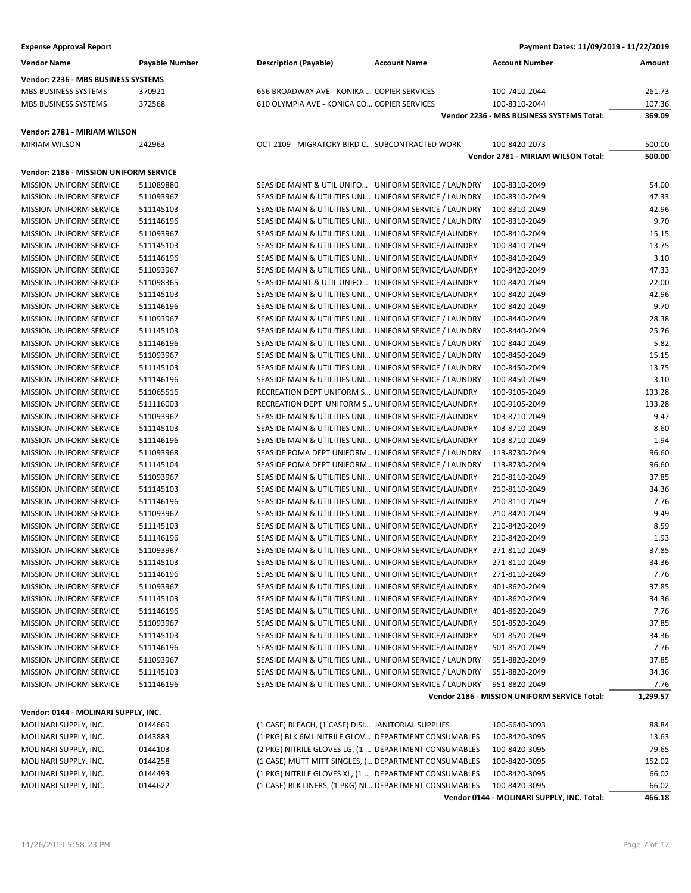**Expense Approval Report** | **Payment Dates: 11/09/2019 - 11/22/2019**

| Vendor Name | Payable Number | Description (Payable) | Account Name | Account Number | Amount |
|---|---|---|---|---|---|
| **Vendor: 2236 - MBS BUSINESS SYSTEMS** | | | | | |
| MBS BUSINESS SYSTEMS | 370921 | 656 BROADWAY AVE - KONIKA … | COPIER SERVICES | 100-7410-2044 | 261.73 |
| MBS BUSINESS SYSTEMS | 372568 | 610 OLYMPIA AVE - KONICA CO… | COPIER SERVICES | 100-8310-2044 | 107.36 |
| | | | | **Vendor 2236 - MBS BUSINESS SYSTEMS Total:** | **369.09** |
| **Vendor: 2781 - MIRIAM WILSON** | | | | | |
| MIRIAM WILSON | 242963 | OCT 2109 - MIGRATORY BIRD C… | SUBCONTRACTED WORK | 100-8420-2073 | 500.00 |
| | | | | **Vendor 2781 - MIRIAM WILSON Total:** | **500.00** |
| **Vendor: 2186 - MISSION UNIFORM SERVICE** | | | | | |
| MISSION UNIFORM SERVICE | 511089880 | SEASIDE MAINT & UTIL UNIFO… | UNIFORM SERVICE / LAUNDRY | 100-8310-2049 | 54.00 |
| MISSION UNIFORM SERVICE | 511093967 | SEASIDE MAIN & UTILITIES UNI… | UNIFORM SERVICE / LAUNDRY | 100-8310-2049 | 47.33 |
| MISSION UNIFORM SERVICE | 511145103 | SEASIDE MAIN & UTILITIES UNI… | UNIFORM SERVICE / LAUNDRY | 100-8310-2049 | 42.96 |
| MISSION UNIFORM SERVICE | 511146196 | SEASIDE MAIN & UTILITIES UNI… | UNIFORM SERVICE / LAUNDRY | 100-8310-2049 | 9.70 |
| MISSION UNIFORM SERVICE | 511093967 | SEASIDE MAIN & UTILITIES UNI… | UNIFORM SERVICE/LAUNDRY | 100-8410-2049 | 15.15 |
| MISSION UNIFORM SERVICE | 511145103 | SEASIDE MAIN & UTILITIES UNI… | UNIFORM SERVICE/LAUNDRY | 100-8410-2049 | 13.75 |
| MISSION UNIFORM SERVICE | 511146196 | SEASIDE MAIN & UTILITIES UNI… | UNIFORM SERVICE/LAUNDRY | 100-8410-2049 | 3.10 |
| MISSION UNIFORM SERVICE | 511093967 | SEASIDE MAIN & UTILITIES UNI… | UNIFORM SERVICE/LAUNDRY | 100-8420-2049 | 47.33 |
| MISSION UNIFORM SERVICE | 511098365 | SEASIDE MAINT & UTIL UNIFO… | UNIFORM SERVICE/LAUNDRY | 100-8420-2049 | 22.00 |
| MISSION UNIFORM SERVICE | 511145103 | SEASIDE MAIN & UTILITIES UNI… | UNIFORM SERVICE/LAUNDRY | 100-8420-2049 | 42.96 |
| MISSION UNIFORM SERVICE | 511146196 | SEASIDE MAIN & UTILITIES UNI… | UNIFORM SERVICE/LAUNDRY | 100-8420-2049 | 9.70 |
| MISSION UNIFORM SERVICE | 511093967 | SEASIDE MAIN & UTILITIES UNI… | UNIFORM SERVICE / LAUNDRY | 100-8440-2049 | 28.38 |
| MISSION UNIFORM SERVICE | 511145103 | SEASIDE MAIN & UTILITIES UNI… | UNIFORM SERVICE / LAUNDRY | 100-8440-2049 | 25.76 |
| MISSION UNIFORM SERVICE | 511146196 | SEASIDE MAIN & UTILITIES UNI… | UNIFORM SERVICE / LAUNDRY | 100-8440-2049 | 5.82 |
| MISSION UNIFORM SERVICE | 511093967 | SEASIDE MAIN & UTILITIES UNI… | UNIFORM SERVICE / LAUNDRY | 100-8450-2049 | 15.15 |
| MISSION UNIFORM SERVICE | 511145103 | SEASIDE MAIN & UTILITIES UNI… | UNIFORM SERVICE / LAUNDRY | 100-8450-2049 | 13.75 |
| MISSION UNIFORM SERVICE | 511146196 | SEASIDE MAIN & UTILITIES UNI… | UNIFORM SERVICE / LAUNDRY | 100-8450-2049 | 3.10 |
| MISSION UNIFORM SERVICE | 511065516 | RECREATION DEPT UNIFORM S… | UNIFORM SERVICE/LAUNDRY | 100-9105-2049 | 133.28 |
| MISSION UNIFORM SERVICE | 511116003 | RECREATION DEPT UNIFORM S… | UNIFORM SERVICE/LAUNDRY | 100-9105-2049 | 133.28 |
| MISSION UNIFORM SERVICE | 511093967 | SEASIDE MAIN & UTILITIES UNI… | UNIFORM SERVICE/LAUNDRY | 103-8710-2049 | 9.47 |
| MISSION UNIFORM SERVICE | 511145103 | SEASIDE MAIN & UTILITIES UNI… | UNIFORM SERVICE/LAUNDRY | 103-8710-2049 | 8.60 |
| MISSION UNIFORM SERVICE | 511146196 | SEASIDE MAIN & UTILITIES UNI… | UNIFORM SERVICE/LAUNDRY | 103-8710-2049 | 1.94 |
| MISSION UNIFORM SERVICE | 511093968 | SEASIDE POMA DEPT UNIFORM… | UNIFORM SERVICE / LAUNDRY | 113-8730-2049 | 96.60 |
| MISSION UNIFORM SERVICE | 511145104 | SEASIDE POMA DEPT UNIFORM… | UNIFORM SERVICE / LAUNDRY | 113-8730-2049 | 96.60 |
| MISSION UNIFORM SERVICE | 511093967 | SEASIDE MAIN & UTILITIES UNI… | UNIFORM SERVICE/LAUNDRY | 210-8110-2049 | 37.85 |
| MISSION UNIFORM SERVICE | 511145103 | SEASIDE MAIN & UTILITIES UNI… | UNIFORM SERVICE/LAUNDRY | 210-8110-2049 | 34.36 |
| MISSION UNIFORM SERVICE | 511146196 | SEASIDE MAIN & UTILITIES UNI… | UNIFORM SERVICE/LAUNDRY | 210-8110-2049 | 7.76 |
| MISSION UNIFORM SERVICE | 511093967 | SEASIDE MAIN & UTILITIES UNI… | UNIFORM SERVICE/LAUNDRY | 210-8420-2049 | 9.49 |
| MISSION UNIFORM SERVICE | 511145103 | SEASIDE MAIN & UTILITIES UNI… | UNIFORM SERVICE/LAUNDRY | 210-8420-2049 | 8.59 |
| MISSION UNIFORM SERVICE | 511146196 | SEASIDE MAIN & UTILITIES UNI… | UNIFORM SERVICE/LAUNDRY | 210-8420-2049 | 1.93 |
| MISSION UNIFORM SERVICE | 511093967 | SEASIDE MAIN & UTILITIES UNI… | UNIFORM SERVICE/LAUNDRY | 271-8110-2049 | 37.85 |
| MISSION UNIFORM SERVICE | 511145103 | SEASIDE MAIN & UTILITIES UNI… | UNIFORM SERVICE/LAUNDRY | 271-8110-2049 | 34.36 |
| MISSION UNIFORM SERVICE | 511146196 | SEASIDE MAIN & UTILITIES UNI… | UNIFORM SERVICE/LAUNDRY | 271-8110-2049 | 7.76 |
| MISSION UNIFORM SERVICE | 511093967 | SEASIDE MAIN & UTILITIES UNI… | UNIFORM SERVICE/LAUNDRY | 401-8620-2049 | 37.85 |
| MISSION UNIFORM SERVICE | 511145103 | SEASIDE MAIN & UTILITIES UNI… | UNIFORM SERVICE/LAUNDRY | 401-8620-2049 | 34.36 |
| MISSION UNIFORM SERVICE | 511146196 | SEASIDE MAIN & UTILITIES UNI… | UNIFORM SERVICE/LAUNDRY | 401-8620-2049 | 7.76 |
| MISSION UNIFORM SERVICE | 511093967 | SEASIDE MAIN & UTILITIES UNI… | UNIFORM SERVICE/LAUNDRY | 501-8520-2049 | 37.85 |
| MISSION UNIFORM SERVICE | 511145103 | SEASIDE MAIN & UTILITIES UNI… | UNIFORM SERVICE/LAUNDRY | 501-8520-2049 | 34.36 |
| MISSION UNIFORM SERVICE | 511146196 | SEASIDE MAIN & UTILITIES UNI… | UNIFORM SERVICE/LAUNDRY | 501-8520-2049 | 7.76 |
| MISSION UNIFORM SERVICE | 511093967 | SEASIDE MAIN & UTILITIES UNI… | UNIFORM SERVICE / LAUNDRY | 951-8820-2049 | 37.85 |
| MISSION UNIFORM SERVICE | 511145103 | SEASIDE MAIN & UTILITIES UNI… | UNIFORM SERVICE / LAUNDRY | 951-8820-2049 | 34.36 |
| MISSION UNIFORM SERVICE | 511146196 | SEASIDE MAIN & UTILITIES UNI… | UNIFORM SERVICE / LAUNDRY | 951-8820-2049 | 7.76 |
| | | | | **Vendor 2186 - MISSION UNIFORM SERVICE Total:** | **1,299.57** |
| **Vendor: 0144 - MOLINARI SUPPLY, INC.** | | | | | |
| MOLINARI SUPPLY, INC. | 0144669 | (1 CASE) BLEACH, (1 CASE) DISI… | JANITORIAL SUPPLIES | 100-6640-3093 | 88.84 |
| MOLINARI SUPPLY, INC. | 0143883 | (1 PKG) BLK 6ML NITRILE GLOV… | DEPARTMENT CONSUMABLES | 100-8420-3095 | 13.63 |
| MOLINARI SUPPLY, INC. | 0144103 | (2 PKG) NITRILE GLOVES LG, (1 … | DEPARTMENT CONSUMABLES | 100-8420-3095 | 79.65 |
| MOLINARI SUPPLY, INC. | 0144258 | (1 CASE) MUTT MITT SINGLES, (… | DEPARTMENT CONSUMABLES | 100-8420-3095 | 152.02 |
| MOLINARI SUPPLY, INC. | 0144493 | (1 PKG) NITRILE GLOVES XL, (1 … | DEPARTMENT CONSUMABLES | 100-8420-3095 | 66.02 |
| MOLINARI SUPPLY, INC. | 0144622 | (1 CASE) BLK LINERS, (1 PKG) NI… | DEPARTMENT CONSUMABLES | 100-8420-3095 | 66.02 |
| | | | | **Vendor 0144 - MOLINARI SUPPLY, INC. Total:** | **466.18** |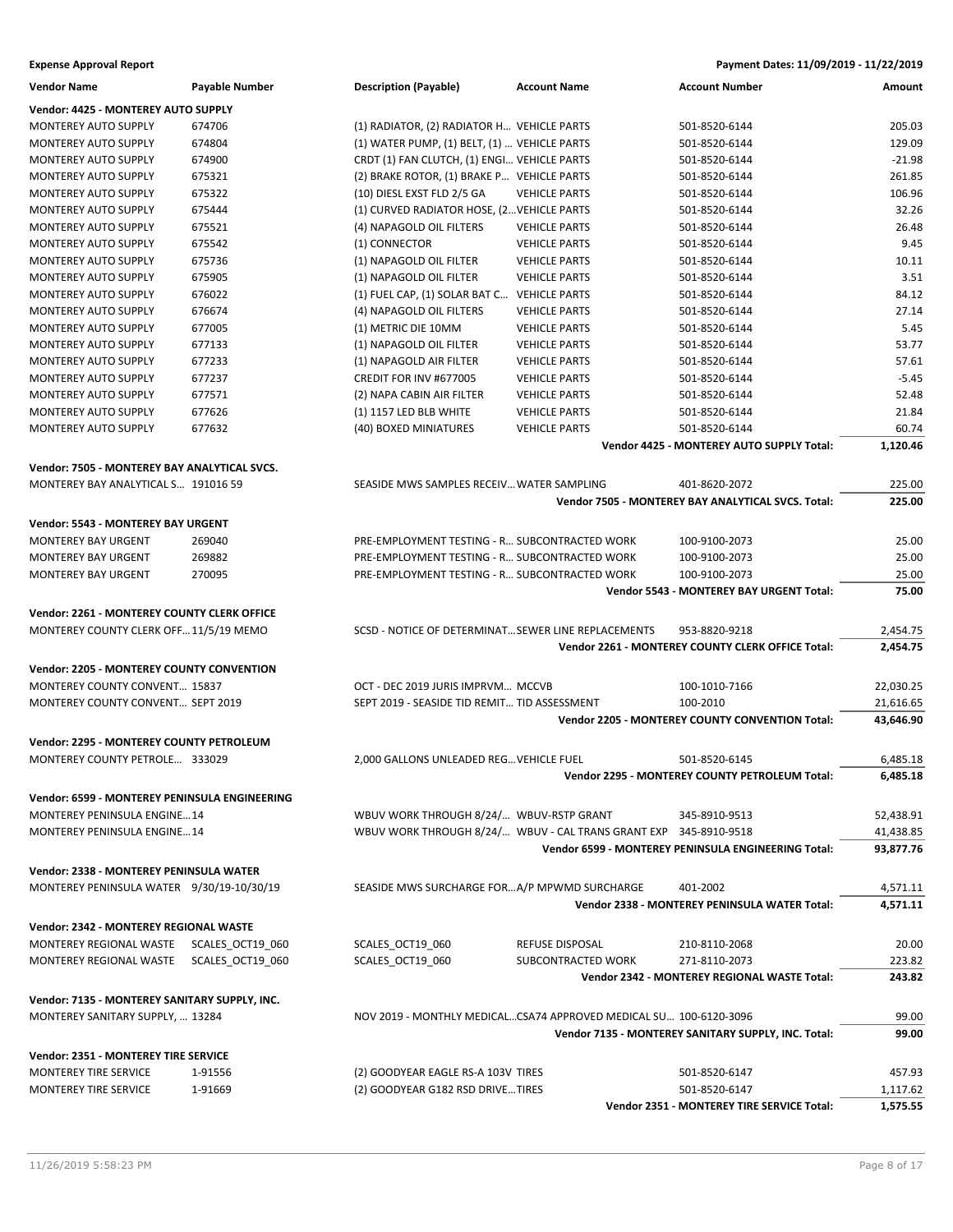**Expense Approval Report** | **Payment Dates: 11/09/2019 - 11/22/2019**

| Vendor Name | Payable Number | Description (Payable) | Account Name | Account Number | Amount |
|---|---|---|---|---|---|
| **Vendor: 4425 - MONTEREY AUTO SUPPLY** | | | | | |
| MONTEREY AUTO SUPPLY | 674706 | (1) RADIATOR, (2) RADIATOR H… | VEHICLE PARTS | 501-8520-6144 | 205.03 |
| MONTEREY AUTO SUPPLY | 674804 | (1) WATER PUMP, (1) BELT, (1) … | VEHICLE PARTS | 501-8520-6144 | 129.09 |
| MONTEREY AUTO SUPPLY | 674900 | CRDT (1) FAN CLUTCH, (1) ENGI… | VEHICLE PARTS | 501-8520-6144 | -21.98 |
| MONTEREY AUTO SUPPLY | 675321 | (2) BRAKE ROTOR, (1) BRAKE P… | VEHICLE PARTS | 501-8520-6144 | 261.85 |
| MONTEREY AUTO SUPPLY | 675322 | (10) DIESL EXST FLD 2/5 GA | VEHICLE PARTS | 501-8520-6144 | 106.96 |
| MONTEREY AUTO SUPPLY | 675444 | (1) CURVED RADIATOR HOSE, (2… | VEHICLE PARTS | 501-8520-6144 | 32.26 |
| MONTEREY AUTO SUPPLY | 675521 | (4) NAPAGOLD OIL FILTERS | VEHICLE PARTS | 501-8520-6144 | 26.48 |
| MONTEREY AUTO SUPPLY | 675542 | (1) CONNECTOR | VEHICLE PARTS | 501-8520-6144 | 9.45 |
| MONTEREY AUTO SUPPLY | 675736 | (1) NAPAGOLD OIL FILTER | VEHICLE PARTS | 501-8520-6144 | 10.11 |
| MONTEREY AUTO SUPPLY | 675905 | (1) NAPAGOLD OIL FILTER | VEHICLE PARTS | 501-8520-6144 | 3.51 |
| MONTEREY AUTO SUPPLY | 676022 | (1) FUEL CAP, (1) SOLAR BAT C… | VEHICLE PARTS | 501-8520-6144 | 84.12 |
| MONTEREY AUTO SUPPLY | 676674 | (4) NAPAGOLD OIL FILTERS | VEHICLE PARTS | 501-8520-6144 | 27.14 |
| MONTEREY AUTO SUPPLY | 677005 | (1) METRIC DIE 10MM | VEHICLE PARTS | 501-8520-6144 | 5.45 |
| MONTEREY AUTO SUPPLY | 677133 | (1) NAPAGOLD OIL FILTER | VEHICLE PARTS | 501-8520-6144 | 53.77 |
| MONTEREY AUTO SUPPLY | 677233 | (1) NAPAGOLD AIR FILTER | VEHICLE PARTS | 501-8520-6144 | 57.61 |
| MONTEREY AUTO SUPPLY | 677237 | CREDIT FOR INV #677005 | VEHICLE PARTS | 501-8520-6144 | -5.45 |
| MONTEREY AUTO SUPPLY | 677571 | (2) NAPA CABIN AIR FILTER | VEHICLE PARTS | 501-8520-6144 | 52.48 |
| MONTEREY AUTO SUPPLY | 677626 | (1) 1157 LED BLB WHITE | VEHICLE PARTS | 501-8520-6144 | 21.84 |
| MONTEREY AUTO SUPPLY | 677632 | (40) BOXED MINIATURES | VEHICLE PARTS | 501-8520-6144 | 60.74 |
| | | | | **Vendor 4425 - MONTEREY AUTO SUPPLY Total:** | **1,120.46** |
| **Vendor: 7505 - MONTEREY BAY ANALYTICAL SVCS.** | | | | | |
| MONTEREY BAY ANALYTICAL S… | 191016 59 | SEASIDE MWS SAMPLES RECEIV… | WATER SAMPLING | 401-8620-2072 | 225.00 |
| | | | | **Vendor 7505 - MONTEREY BAY ANALYTICAL SVCS. Total:** | **225.00** |
| **Vendor: 5543 - MONTEREY BAY URGENT** | | | | | |
| MONTEREY BAY URGENT | 269040 | PRE-EMPLOYMENT TESTING - R… | SUBCONTRACTED WORK | 100-9100-2073 | 25.00 |
| MONTEREY BAY URGENT | 269882 | PRE-EMPLOYMENT TESTING - R… | SUBCONTRACTED WORK | 100-9100-2073 | 25.00 |
| MONTEREY BAY URGENT | 270095 | PRE-EMPLOYMENT TESTING - R… | SUBCONTRACTED WORK | 100-9100-2073 | 25.00 |
| | | | | **Vendor 5543 - MONTEREY BAY URGENT Total:** | **75.00** |
| **Vendor: 2261 - MONTEREY COUNTY CLERK OFFICE** | | | | | |
| MONTEREY COUNTY CLERK OFF… | 11/5/19 MEMO | SCSD - NOTICE OF DETERMINAT… | SEWER LINE REPLACEMENTS | 953-8820-9218 | 2,454.75 |
| | | | | **Vendor 2261 - MONTEREY COUNTY CLERK OFFICE Total:** | **2,454.75** |
| **Vendor: 2205 - MONTEREY COUNTY CONVENTION** | | | | | |
| MONTEREY COUNTY CONVENT… | 15837 | OCT - DEC 2019 JURIS IMPRVM… | MCCVB | 100-1010-7166 | 22,030.25 |
| MONTEREY COUNTY CONVENT… | SEPT 2019 | SEPT 2019 - SEASIDE TID REMIT… | TID ASSESSMENT | 100-2010 | 21,616.65 |
| | | | | **Vendor 2205 - MONTEREY COUNTY CONVENTION Total:** | **43,646.90** |
| **Vendor: 2295 - MONTEREY COUNTY PETROLEUM** | | | | | |
| MONTEREY COUNTY PETROLE… | 333029 | 2,000 GALLONS UNLEADED REG… | VEHICLE FUEL | 501-8520-6145 | 6,485.18 |
| | | | | **Vendor 2295 - MONTEREY COUNTY PETROLEUM Total:** | **6,485.18** |
| **Vendor: 6599 - MONTEREY PENINSULA ENGINEERING** | | | | | |
| MONTEREY PENINSULA ENGINE… | 14 | WBUV WORK THROUGH 8/24/… | WBUV-RSTP GRANT | 345-8910-9513 | 52,438.91 |
| MONTEREY PENINSULA ENGINE… | 14 | WBUV WORK THROUGH 8/24/… | WBUV - CAL TRANS GRANT EXP | 345-8910-9518 | 41,438.85 |
| | | | | **Vendor 6599 - MONTEREY PENINSULA ENGINEERING Total:** | **93,877.76** |
| **Vendor: 2338 - MONTEREY PENINSULA WATER** | | | | | |
| MONTEREY PENINSULA WATER | 9/30/19-10/30/19 | SEASIDE MWS SURCHARGE FOR… | A/P MPWMD SURCHARGE | 401-2002 | 4,571.11 |
| | | | | **Vendor 2338 - MONTEREY PENINSULA WATER Total:** | **4,571.11** |
| **Vendor: 2342 - MONTEREY REGIONAL WASTE** | | | | | |
| MONTEREY REGIONAL WASTE | SCALES_OCT19_060 | SCALES_OCT19_060 | REFUSE DISPOSAL | 210-8110-2068 | 20.00 |
| MONTEREY REGIONAL WASTE | SCALES_OCT19_060 | SCALES_OCT19_060 | SUBCONTRACTED WORK | 271-8110-2073 | 223.82 |
| | | | | **Vendor 2342 - MONTEREY REGIONAL WASTE Total:** | **243.82** |
| **Vendor: 7135 - MONTEREY SANITARY SUPPLY, INC.** | | | | | |
| MONTEREY SANITARY SUPPLY, … | 13284 | NOV 2019 - MONTHLY MEDICAL… | CSA74 APPROVED MEDICAL SU… | 100-6120-3096 | 99.00 |
| | | | | **Vendor 7135 - MONTEREY SANITARY SUPPLY, INC. Total:** | **99.00** |
| **Vendor: 2351 - MONTEREY TIRE SERVICE** | | | | | |
| MONTEREY TIRE SERVICE | 1-91556 | (2) GOODYEAR EAGLE RS-A 103V | TIRES | 501-8520-6147 | 457.93 |
| MONTEREY TIRE SERVICE | 1-91669 | (2) GOODYEAR G182 RSD DRIVE… | TIRES | 501-8520-6147 | 1,117.62 |
| | | | | **Vendor 2351 - MONTEREY TIRE SERVICE Total:** | **1,575.55** |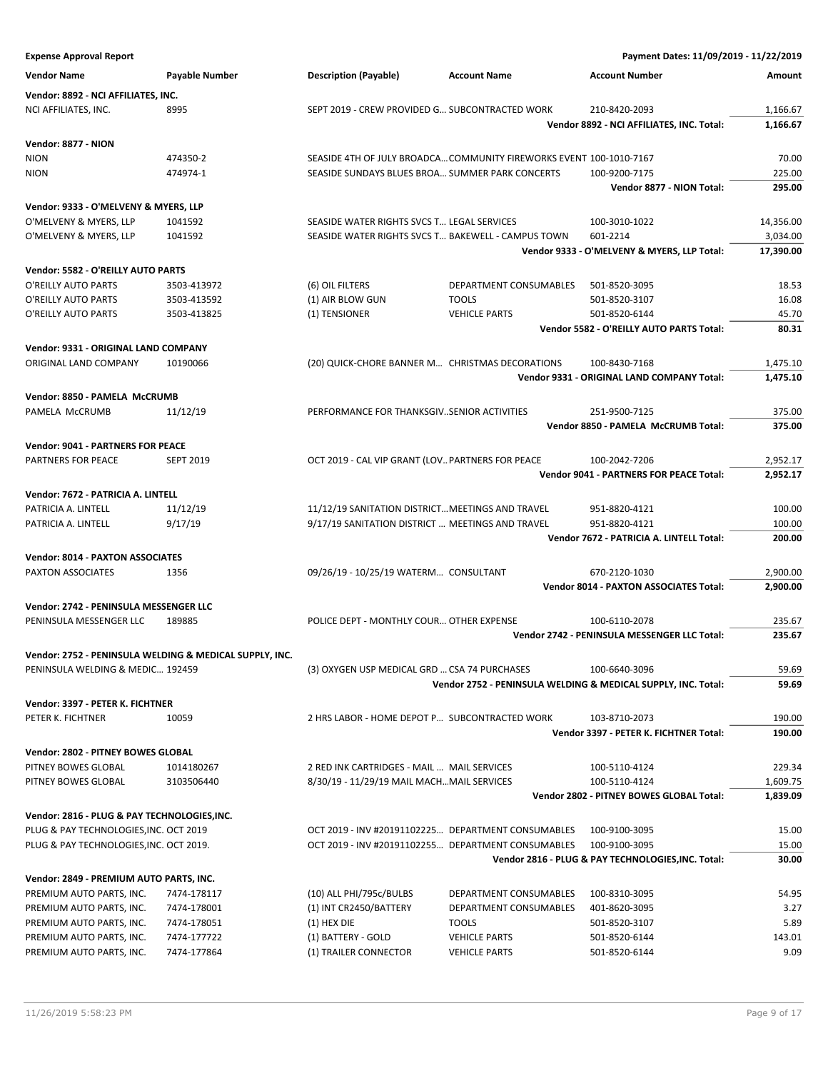**Expense Approval Report** — Payment Dates: 11/09/2019 - 11/22/2019

| Vendor Name | Payable Number | Description (Payable) | Account Name | Account Number | Amount |
|---|---|---|---|---|---|
| **Vendor: 8892 - NCI AFFILIATES, INC.** | | | | | |
| NCI AFFILIATES, INC. | 8995 | SEPT 2019 - CREW PROVIDED G... | SUBCONTRACTED WORK | 210-8420-2093 | 1,166.67 |
| | | | | **Vendor 8892 - NCI AFFILIATES, INC. Total:** | **1,166.67** |
| **Vendor: 8877 - NION** | | | | | |
| NION | 474350-2 | SEASIDE 4TH OF JULY BROADCA... | COMMUNITY FIREWORKS EVENT | 100-1010-7167 | 70.00 |
| NION | 474974-1 | SEASIDE SUNDAYS BLUES BROA... | SUMMER PARK CONCERTS | 100-9200-7175 | 225.00 |
| | | | | **Vendor 8877 - NION Total:** | **295.00** |
| **Vendor: 9333 - O'MELVENY & MYERS, LLP** | | | | | |
| O'MELVENY & MYERS, LLP | 1041592 | SEASIDE WATER RIGHTS SVCS T... | LEGAL SERVICES | 100-3010-1022 | 14,356.00 |
| O'MELVENY & MYERS, LLP | 1041592 | SEASIDE WATER RIGHTS SVCS T... | BAKEWELL - CAMPUS TOWN | 601-2214 | 3,034.00 |
| | | | | **Vendor 9333 - O'MELVENY & MYERS, LLP Total:** | **17,390.00** |
| **Vendor: 5582 - O'REILLY AUTO PARTS** | | | | | |
| O'REILLY AUTO PARTS | 3503-413972 | (6) OIL FILTERS | DEPARTMENT CONSUMABLES | 501-8520-3095 | 18.53 |
| O'REILLY AUTO PARTS | 3503-413592 | (1) AIR BLOW GUN | TOOLS | 501-8520-3107 | 16.08 |
| O'REILLY AUTO PARTS | 3503-413825 | (1) TENSIONER | VEHICLE PARTS | 501-8520-6144 | 45.70 |
| | | | | **Vendor 5582 - O'REILLY AUTO PARTS Total:** | **80.31** |
| **Vendor: 9331 - ORIGINAL LAND COMPANY** | | | | | |
| ORIGINAL LAND COMPANY | 10190066 | (20) QUICK-CHORE BANNER M... | CHRISTMAS DECORATIONS | 100-8430-7168 | 1,475.10 |
| | | | | **Vendor 9331 - ORIGINAL LAND COMPANY Total:** | **1,475.10** |
| **Vendor: 8850 - PAMELA McCRUMB** | | | | | |
| PAMELA McCRUMB | 11/12/19 | PERFORMANCE FOR THANKSGIV... | SENIOR ACTIVITIES | 251-9500-7125 | 375.00 |
| | | | | **Vendor 8850 - PAMELA McCRUMB Total:** | **375.00** |
| **Vendor: 9041 - PARTNERS FOR PEACE** | | | | | |
| PARTNERS FOR PEACE | SEPT 2019 | OCT 2019 - CAL VIP GRANT (LOV... | PARTNERS FOR PEACE | 100-2042-7206 | 2,952.17 |
| | | | | **Vendor 9041 - PARTNERS FOR PEACE Total:** | **2,952.17** |
| **Vendor: 7672 - PATRICIA A. LINTELL** | | | | | |
| PATRICIA A. LINTELL | 11/12/19 | 11/12/19 SANITATION DISTRICT... | MEETINGS AND TRAVEL | 951-8820-4121 | 100.00 |
| PATRICIA A. LINTELL | 9/17/19 | 9/17/19 SANITATION DISTRICT ... | MEETINGS AND TRAVEL | 951-8820-4121 | 100.00 |
| | | | | **Vendor 7672 - PATRICIA A. LINTELL Total:** | **200.00** |
| **Vendor: 8014 - PAXTON ASSOCIATES** | | | | | |
| PAXTON ASSOCIATES | 1356 | 09/26/19 - 10/25/19 WATERM... | CONSULTANT | 670-2120-1030 | 2,900.00 |
| | | | | **Vendor 8014 - PAXTON ASSOCIATES Total:** | **2,900.00** |
| **Vendor: 2742 - PENINSULA MESSENGER LLC** | | | | | |
| PENINSULA MESSENGER LLC | 189885 | POLICE DEPT - MONTHLY COUR... | OTHER EXPENSE | 100-6110-2078 | 235.67 |
| | | | | **Vendor 2742 - PENINSULA MESSENGER LLC Total:** | **235.67** |
| **Vendor: 2752 - PENINSULA WELDING & MEDICAL SUPPLY, INC.** | | | | | |
| PENINSULA WELDING & MEDIC... | 192459 | (3) OXYGEN USP MEDICAL GRD ... | CSA 74 PURCHASES | 100-6640-3096 | 59.69 |
| | | | | **Vendor 2752 - PENINSULA WELDING & MEDICAL SUPPLY, INC. Total:** | **59.69** |
| **Vendor: 3397 - PETER K. FICHTNER** | | | | | |
| PETER K. FICHTNER | 10059 | 2 HRS LABOR - HOME DEPOT P... | SUBCONTRACTED WORK | 103-8710-2073 | 190.00 |
| | | | | **Vendor 3397 - PETER K. FICHTNER Total:** | **190.00** |
| **Vendor: 2802 - PITNEY BOWES GLOBAL** | | | | | |
| PITNEY BOWES GLOBAL | 1014180267 | 2 RED INK CARTRIDGES - MAIL ... | MAIL SERVICES | 100-5110-4124 | 229.34 |
| PITNEY BOWES GLOBAL | 3103506440 | 8/30/19 - 11/29/19 MAIL MACH... | MAIL SERVICES | 100-5110-4124 | 1,609.75 |
| | | | | **Vendor 2802 - PITNEY BOWES GLOBAL Total:** | **1,839.09** |
| **Vendor: 2816 - PLUG & PAY TECHNOLOGIES,INC.** | | | | | |
| PLUG & PAY TECHNOLOGIES,INC. | OCT 2019 | OCT 2019 - INV #20191102225... | DEPARTMENT CONSUMABLES | 100-9100-3095 | 15.00 |
| PLUG & PAY TECHNOLOGIES,INC. | OCT 2019. | OCT 2019 - INV #20191102255... | DEPARTMENT CONSUMABLES | 100-9100-3095 | 15.00 |
| | | | | **Vendor 2816 - PLUG & PAY TECHNOLOGIES,INC. Total:** | **30.00** |
| **Vendor: 2849 - PREMIUM AUTO PARTS, INC.** | | | | | |
| PREMIUM AUTO PARTS, INC. | 7474-178117 | (10) ALL PHI/795c/BULBS | DEPARTMENT CONSUMABLES | 100-8310-3095 | 54.95 |
| PREMIUM AUTO PARTS, INC. | 7474-178001 | (1) INT CR2450/BATTERY | DEPARTMENT CONSUMABLES | 401-8620-3095 | 3.27 |
| PREMIUM AUTO PARTS, INC. | 7474-178051 | (1) HEX DIE | TOOLS | 501-8520-3107 | 5.89 |
| PREMIUM AUTO PARTS, INC. | 7474-177722 | (1) BATTERY - GOLD | VEHICLE PARTS | 501-8520-6144 | 143.01 |
| PREMIUM AUTO PARTS, INC. | 7474-177864 | (1) TRAILER CONNECTOR | VEHICLE PARTS | 501-8520-6144 | 9.09 |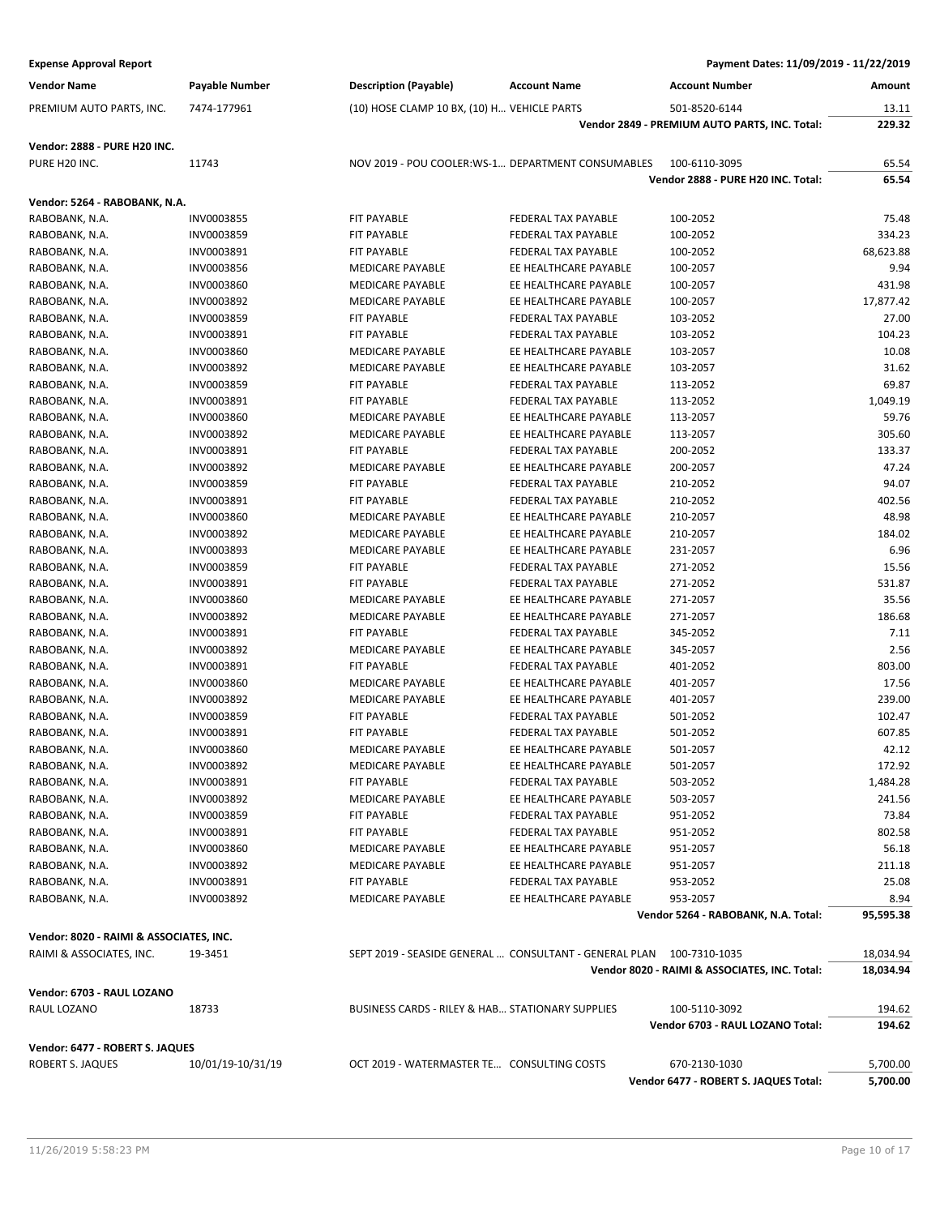**Expense Approval Report** — Payment Dates: 11/09/2019 - 11/22/2019

| Vendor Name | Payable Number | Description (Payable) | Account Name | Account Number | Amount |
|---|---|---|---|---|---|
| PREMIUM AUTO PARTS, INC. | 7474-177961 | (10) HOSE CLAMP 10 BX, (10) H... | VEHICLE PARTS | 501-8520-6144 | 13.11 |
| | | | | **Vendor 2849 - PREMIUM AUTO PARTS, INC. Total:** | **229.32** |
| **Vendor: 2888 - PURE H20 INC.** | | | | | |
| PURE H20 INC. | 11743 | NOV 2019 - POU COOLER:WS-1... | DEPARTMENT CONSUMABLES | 100-6110-3095 | 65.54 |
| | | | | **Vendor 2888 - PURE H20 INC. Total:** | **65.54** |
| **Vendor: 5264 - RABOBANK, N.A.** | | | | | |
| RABOBANK, N.A. | INV0003855 | FIT PAYABLE | FEDERAL TAX PAYABLE | 100-2052 | 75.48 |
| RABOBANK, N.A. | INV0003859 | FIT PAYABLE | FEDERAL TAX PAYABLE | 100-2052 | 334.23 |
| RABOBANK, N.A. | INV0003891 | FIT PAYABLE | FEDERAL TAX PAYABLE | 100-2052 | 68,623.88 |
| RABOBANK, N.A. | INV0003856 | MEDICARE PAYABLE | EE HEALTHCARE PAYABLE | 100-2057 | 9.94 |
| RABOBANK, N.A. | INV0003860 | MEDICARE PAYABLE | EE HEALTHCARE PAYABLE | 100-2057 | 431.98 |
| RABOBANK, N.A. | INV0003892 | MEDICARE PAYABLE | EE HEALTHCARE PAYABLE | 100-2057 | 17,877.42 |
| RABOBANK, N.A. | INV0003859 | FIT PAYABLE | FEDERAL TAX PAYABLE | 103-2052 | 27.00 |
| RABOBANK, N.A. | INV0003891 | FIT PAYABLE | FEDERAL TAX PAYABLE | 103-2052 | 104.23 |
| RABOBANK, N.A. | INV0003860 | MEDICARE PAYABLE | EE HEALTHCARE PAYABLE | 103-2057 | 10.08 |
| RABOBANK, N.A. | INV0003892 | MEDICARE PAYABLE | EE HEALTHCARE PAYABLE | 103-2057 | 31.62 |
| RABOBANK, N.A. | INV0003859 | FIT PAYABLE | FEDERAL TAX PAYABLE | 113-2052 | 69.87 |
| RABOBANK, N.A. | INV0003891 | FIT PAYABLE | FEDERAL TAX PAYABLE | 113-2052 | 1,049.19 |
| RABOBANK, N.A. | INV0003860 | MEDICARE PAYABLE | EE HEALTHCARE PAYABLE | 113-2057 | 59.76 |
| RABOBANK, N.A. | INV0003892 | MEDICARE PAYABLE | EE HEALTHCARE PAYABLE | 113-2057 | 305.60 |
| RABOBANK, N.A. | INV0003891 | FIT PAYABLE | FEDERAL TAX PAYABLE | 200-2052 | 133.37 |
| RABOBANK, N.A. | INV0003892 | MEDICARE PAYABLE | EE HEALTHCARE PAYABLE | 200-2057 | 47.24 |
| RABOBANK, N.A. | INV0003859 | FIT PAYABLE | FEDERAL TAX PAYABLE | 210-2052 | 94.07 |
| RABOBANK, N.A. | INV0003891 | FIT PAYABLE | FEDERAL TAX PAYABLE | 210-2052 | 402.56 |
| RABOBANK, N.A. | INV0003860 | MEDICARE PAYABLE | EE HEALTHCARE PAYABLE | 210-2057 | 48.98 |
| RABOBANK, N.A. | INV0003892 | MEDICARE PAYABLE | EE HEALTHCARE PAYABLE | 210-2057 | 184.02 |
| RABOBANK, N.A. | INV0003893 | MEDICARE PAYABLE | EE HEALTHCARE PAYABLE | 231-2057 | 6.96 |
| RABOBANK, N.A. | INV0003859 | FIT PAYABLE | FEDERAL TAX PAYABLE | 271-2052 | 15.56 |
| RABOBANK, N.A. | INV0003891 | FIT PAYABLE | FEDERAL TAX PAYABLE | 271-2052 | 531.87 |
| RABOBANK, N.A. | INV0003860 | MEDICARE PAYABLE | EE HEALTHCARE PAYABLE | 271-2057 | 35.56 |
| RABOBANK, N.A. | INV0003892 | MEDICARE PAYABLE | EE HEALTHCARE PAYABLE | 271-2057 | 186.68 |
| RABOBANK, N.A. | INV0003891 | FIT PAYABLE | FEDERAL TAX PAYABLE | 345-2052 | 7.11 |
| RABOBANK, N.A. | INV0003892 | MEDICARE PAYABLE | EE HEALTHCARE PAYABLE | 345-2057 | 2.56 |
| RABOBANK, N.A. | INV0003891 | FIT PAYABLE | FEDERAL TAX PAYABLE | 401-2052 | 803.00 |
| RABOBANK, N.A. | INV0003860 | MEDICARE PAYABLE | EE HEALTHCARE PAYABLE | 401-2057 | 17.56 |
| RABOBANK, N.A. | INV0003892 | MEDICARE PAYABLE | EE HEALTHCARE PAYABLE | 401-2057 | 239.00 |
| RABOBANK, N.A. | INV0003859 | FIT PAYABLE | FEDERAL TAX PAYABLE | 501-2052 | 102.47 |
| RABOBANK, N.A. | INV0003891 | FIT PAYABLE | FEDERAL TAX PAYABLE | 501-2052 | 607.85 |
| RABOBANK, N.A. | INV0003860 | MEDICARE PAYABLE | EE HEALTHCARE PAYABLE | 501-2057 | 42.12 |
| RABOBANK, N.A. | INV0003892 | MEDICARE PAYABLE | EE HEALTHCARE PAYABLE | 501-2057 | 172.92 |
| RABOBANK, N.A. | INV0003891 | FIT PAYABLE | FEDERAL TAX PAYABLE | 503-2052 | 1,484.28 |
| RABOBANK, N.A. | INV0003892 | MEDICARE PAYABLE | EE HEALTHCARE PAYABLE | 503-2057 | 241.56 |
| RABOBANK, N.A. | INV0003859 | FIT PAYABLE | FEDERAL TAX PAYABLE | 951-2052 | 73.84 |
| RABOBANK, N.A. | INV0003891 | FIT PAYABLE | FEDERAL TAX PAYABLE | 951-2052 | 802.58 |
| RABOBANK, N.A. | INV0003860 | MEDICARE PAYABLE | EE HEALTHCARE PAYABLE | 951-2057 | 56.18 |
| RABOBANK, N.A. | INV0003892 | MEDICARE PAYABLE | EE HEALTHCARE PAYABLE | 951-2057 | 211.18 |
| RABOBANK, N.A. | INV0003891 | FIT PAYABLE | FEDERAL TAX PAYABLE | 953-2052 | 25.08 |
| RABOBANK, N.A. | INV0003892 | MEDICARE PAYABLE | EE HEALTHCARE PAYABLE | 953-2057 | 8.94 |
| | | | | **Vendor 5264 - RABOBANK, N.A. Total:** | **95,595.38** |
| **Vendor: 8020 - RAIMI & ASSOCIATES, INC.** | | | | | |
| RAIMI & ASSOCIATES, INC. | 19-3451 | SEPT 2019 - SEASIDE GENERAL ... | CONSULTANT - GENERAL PLAN | 100-7310-1035 | 18,034.94 |
| | | | | **Vendor 8020 - RAIMI & ASSOCIATES, INC. Total:** | **18,034.94** |
| **Vendor: 6703 - RAUL LOZANO** | | | | | |
| RAUL LOZANO | 18733 | BUSINESS CARDS - RILEY & HAB... | STATIONARY SUPPLIES | 100-5110-3092 | 194.62 |
| | | | | **Vendor 6703 - RAUL LOZANO Total:** | **194.62** |
| **Vendor: 6477 - ROBERT S. JAQUES** | | | | | |
| ROBERT S. JAQUES | 10/01/19-10/31/19 | OCT 2019 - WATERMASTER TE... | CONSULTING COSTS | 670-2130-1030 | 5,700.00 |
| | | | | **Vendor 6477 - ROBERT S. JAQUES Total:** | **5,700.00** |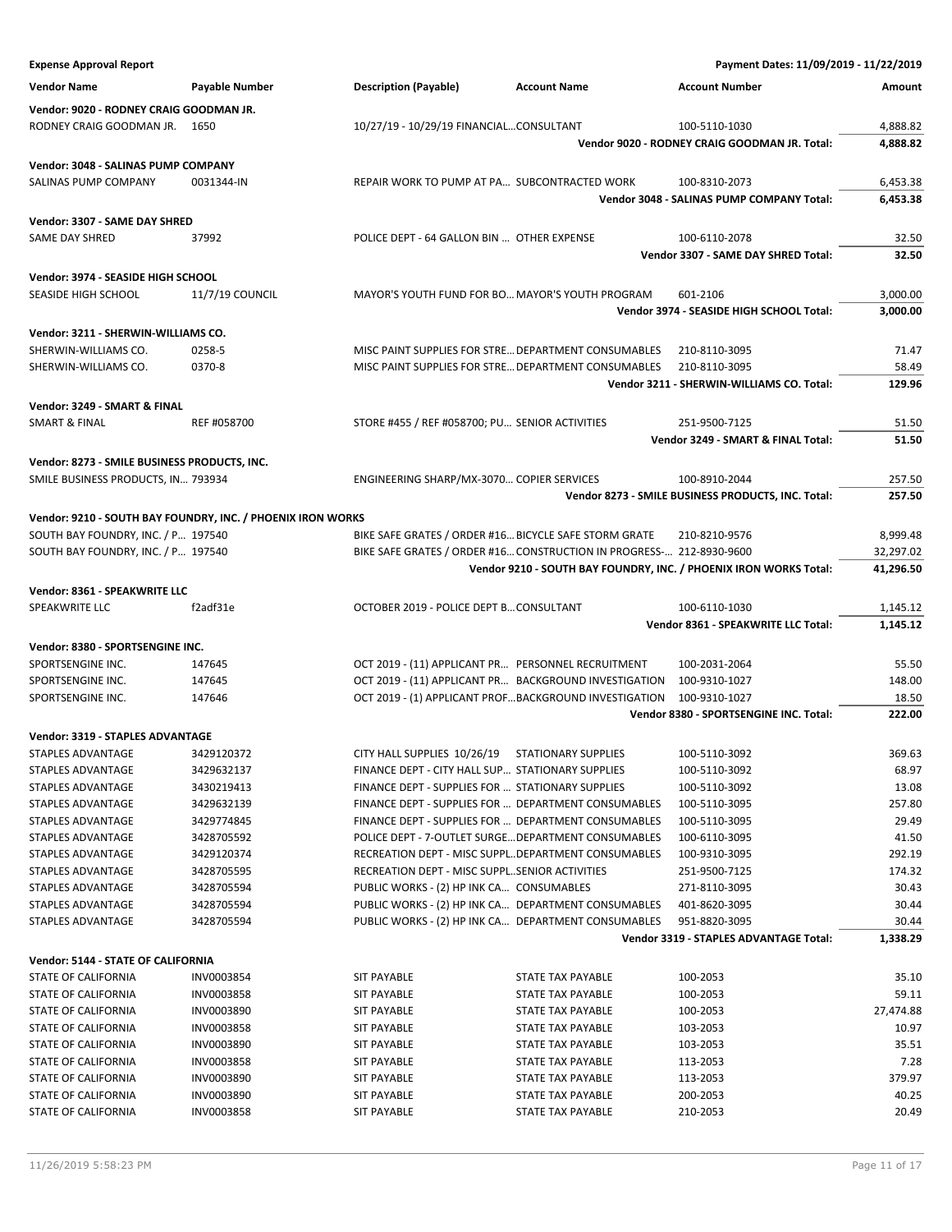**Expense Approval Report** | **Payment Dates: 11/09/2019 - 11/22/2019**

| Vendor Name | Payable Number | Description (Payable) | Account Name | Account Number | Amount |
|---|---|---|---|---|---|
| **Vendor: 9020 - RODNEY CRAIG GOODMAN JR.** | | | | | |
| RODNEY CRAIG GOODMAN JR. | 1650 | 10/27/19 - 10/29/19 FINANCIAL... | CONSULTANT | 100-5110-1030 | 4,888.82 |
| | | | | **Vendor 9020 - RODNEY CRAIG GOODMAN JR. Total:** | **4,888.82** |
| **Vendor: 3048 - SALINAS PUMP COMPANY** | | | | | |
| SALINAS PUMP COMPANY | 0031344-IN | REPAIR WORK TO PUMP AT PA... | SUBCONTRACTED WORK | 100-8310-2073 | 6,453.38 |
| | | | | **Vendor 3048 - SALINAS PUMP COMPANY Total:** | **6,453.38** |
| **Vendor: 3307 - SAME DAY SHRED** | | | | | |
| SAME DAY SHRED | 37992 | POLICE DEPT - 64 GALLON BIN ... | OTHER EXPENSE | 100-6110-2078 | 32.50 |
| | | | | **Vendor 3307 - SAME DAY SHRED Total:** | **32.50** |
| **Vendor: 3974 - SEASIDE HIGH SCHOOL** | | | | | |
| SEASIDE HIGH SCHOOL | 11/7/19 COUNCIL | MAYOR'S YOUTH FUND FOR BO... | MAYOR'S YOUTH PROGRAM | 601-2106 | 3,000.00 |
| | | | | **Vendor 3974 - SEASIDE HIGH SCHOOL Total:** | **3,000.00** |
| **Vendor: 3211 - SHERWIN-WILLIAMS CO.** | | | | | |
| SHERWIN-WILLIAMS CO. | 0258-5 | MISC PAINT SUPPLIES FOR STRE... | DEPARTMENT CONSUMABLES | 210-8110-3095 | 71.47 |
| SHERWIN-WILLIAMS CO. | 0370-8 | MISC PAINT SUPPLIES FOR STRE... | DEPARTMENT CONSUMABLES | 210-8110-3095 | 58.49 |
| | | | | **Vendor 3211 - SHERWIN-WILLIAMS CO. Total:** | **129.96** |
| **Vendor: 3249 - SMART & FINAL** | | | | | |
| SMART & FINAL | REF #058700 | STORE #455 / REF #058700; PU... | SENIOR ACTIVITIES | 251-9500-7125 | 51.50 |
| | | | | **Vendor 3249 - SMART & FINAL Total:** | **51.50** |
| **Vendor: 8273 - SMILE BUSINESS PRODUCTS, INC.** | | | | | |
| SMILE BUSINESS PRODUCTS, IN... | 793934 | ENGINEERING SHARP/MX-3070... | COPIER SERVICES | 100-8910-2044 | 257.50 |
| | | | | **Vendor 8273 - SMILE BUSINESS PRODUCTS, INC. Total:** | **257.50** |
| **Vendor: 9210 - SOUTH BAY FOUNDRY, INC. / PHOENIX IRON WORKS** | | | | | |
| SOUTH BAY FOUNDRY, INC. / P... | 197540 | BIKE SAFE GRATES / ORDER #16... | BICYCLE SAFE STORM GRATE | 210-8210-9576 | 8,999.48 |
| SOUTH BAY FOUNDRY, INC. / P... | 197540 | BIKE SAFE GRATES / ORDER #16... | CONSTRUCTION IN PROGRESS-... | 212-8930-9600 | 32,297.02 |
| | | | | **Vendor 9210 - SOUTH BAY FOUNDRY, INC. / PHOENIX IRON WORKS Total:** | **41,296.50** |
| **Vendor: 8361 - SPEAKWRITE LLC** | | | | | |
| SPEAKWRITE LLC | f2adf31e | OCTOBER 2019 - POLICE DEPT B... | CONSULTANT | 100-6110-1030 | 1,145.12 |
| | | | | **Vendor 8361 - SPEAKWRITE LLC Total:** | **1,145.12** |
| **Vendor: 8380 - SPORTSENGINE INC.** | | | | | |
| SPORTSENGINE INC. | 147645 | OCT 2019 - (11) APPLICANT PR... | PERSONNEL RECRUITMENT | 100-2031-2064 | 55.50 |
| SPORTSENGINE INC. | 147645 | OCT 2019 - (11) APPLICANT PR... | BACKGROUND INVESTIGATION | 100-9310-1027 | 148.00 |
| SPORTSENGINE INC. | 147646 | OCT 2019 - (1) APPLICANT PROF... | BACKGROUND INVESTIGATION | 100-9310-1027 | 18.50 |
| | | | | **Vendor 8380 - SPORTSENGINE INC. Total:** | **222.00** |
| **Vendor: 3319 - STAPLES ADVANTAGE** | | | | | |
| STAPLES ADVANTAGE | 3429120372 | CITY HALL SUPPLIES 10/26/19 | STATIONARY SUPPLIES | 100-5110-3092 | 369.63 |
| STAPLES ADVANTAGE | 3429632137 | FINANCE DEPT - CITY HALL SUP... | STATIONARY SUPPLIES | 100-5110-3092 | 68.97 |
| STAPLES ADVANTAGE | 3430219413 | FINANCE DEPT - SUPPLIES FOR ... | STATIONARY SUPPLIES | 100-5110-3092 | 13.08 |
| STAPLES ADVANTAGE | 3429632139 | FINANCE DEPT - SUPPLIES FOR ... | DEPARTMENT CONSUMABLES | 100-5110-3095 | 257.80 |
| STAPLES ADVANTAGE | 3429774845 | FINANCE DEPT - SUPPLIES FOR ... | DEPARTMENT CONSUMABLES | 100-5110-3095 | 29.49 |
| STAPLES ADVANTAGE | 3428705592 | POLICE DEPT - 7-OUTLET SURGE... | DEPARTMENT CONSUMABLES | 100-6110-3095 | 41.50 |
| STAPLES ADVANTAGE | 3429120374 | RECREATION DEPT - MISC SUPPL... | DEPARTMENT CONSUMABLES | 100-9310-3095 | 292.19 |
| STAPLES ADVANTAGE | 3428705595 | RECREATION DEPT - MISC SUPPL... | SENIOR ACTIVITIES | 251-9500-7125 | 174.32 |
| STAPLES ADVANTAGE | 3428705594 | PUBLIC WORKS - (2) HP INK CA... | CONSUMABLES | 271-8110-3095 | 30.43 |
| STAPLES ADVANTAGE | 3428705594 | PUBLIC WORKS - (2) HP INK CA... | DEPARTMENT CONSUMABLES | 401-8620-3095 | 30.44 |
| STAPLES ADVANTAGE | 3428705594 | PUBLIC WORKS - (2) HP INK CA... | DEPARTMENT CONSUMABLES | 951-8820-3095 | 30.44 |
| | | | | **Vendor 3319 - STAPLES ADVANTAGE Total:** | **1,338.29** |
| **Vendor: 5144 - STATE OF CALIFORNIA** | | | | | |
| STATE OF CALIFORNIA | INV0003854 | SIT PAYABLE | STATE TAX PAYABLE | 100-2053 | 35.10 |
| STATE OF CALIFORNIA | INV0003858 | SIT PAYABLE | STATE TAX PAYABLE | 100-2053 | 59.11 |
| STATE OF CALIFORNIA | INV0003890 | SIT PAYABLE | STATE TAX PAYABLE | 100-2053 | 27,474.88 |
| STATE OF CALIFORNIA | INV0003858 | SIT PAYABLE | STATE TAX PAYABLE | 103-2053 | 10.97 |
| STATE OF CALIFORNIA | INV0003890 | SIT PAYABLE | STATE TAX PAYABLE | 103-2053 | 35.51 |
| STATE OF CALIFORNIA | INV0003858 | SIT PAYABLE | STATE TAX PAYABLE | 113-2053 | 7.28 |
| STATE OF CALIFORNIA | INV0003890 | SIT PAYABLE | STATE TAX PAYABLE | 113-2053 | 379.97 |
| STATE OF CALIFORNIA | INV0003890 | SIT PAYABLE | STATE TAX PAYABLE | 200-2053 | 40.25 |
| STATE OF CALIFORNIA | INV0003858 | SIT PAYABLE | STATE TAX PAYABLE | 210-2053 | 20.49 |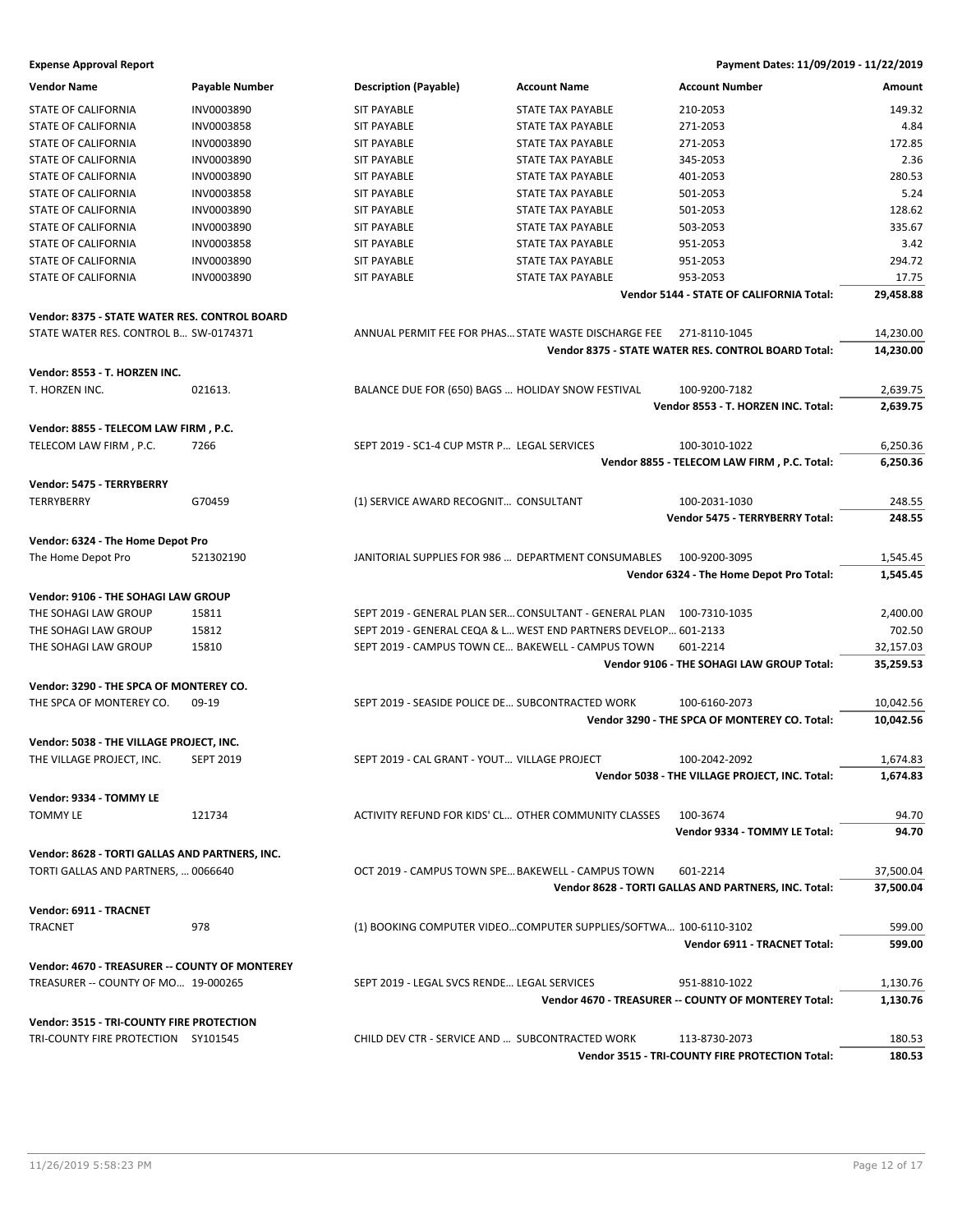**Expense Approval Report** — Payment Dates: 11/09/2019 - 11/22/2019

| Vendor Name | Payable Number | Description (Payable) | Account Name | Account Number | Amount |
|---|---|---|---|---|---|
| STATE OF CALIFORNIA | INV0003890 | SIT PAYABLE | STATE TAX PAYABLE | 210-2053 | 149.32 |
| STATE OF CALIFORNIA | INV0003858 | SIT PAYABLE | STATE TAX PAYABLE | 271-2053 | 4.84 |
| STATE OF CALIFORNIA | INV0003890 | SIT PAYABLE | STATE TAX PAYABLE | 271-2053 | 172.85 |
| STATE OF CALIFORNIA | INV0003890 | SIT PAYABLE | STATE TAX PAYABLE | 345-2053 | 2.36 |
| STATE OF CALIFORNIA | INV0003890 | SIT PAYABLE | STATE TAX PAYABLE | 401-2053 | 280.53 |
| STATE OF CALIFORNIA | INV0003858 | SIT PAYABLE | STATE TAX PAYABLE | 501-2053 | 5.24 |
| STATE OF CALIFORNIA | INV0003890 | SIT PAYABLE | STATE TAX PAYABLE | 501-2053 | 128.62 |
| STATE OF CALIFORNIA | INV0003890 | SIT PAYABLE | STATE TAX PAYABLE | 503-2053 | 335.67 |
| STATE OF CALIFORNIA | INV0003858 | SIT PAYABLE | STATE TAX PAYABLE | 951-2053 | 3.42 |
| STATE OF CALIFORNIA | INV0003890 | SIT PAYABLE | STATE TAX PAYABLE | 951-2053 | 294.72 |
| STATE OF CALIFORNIA | INV0003890 | SIT PAYABLE | STATE TAX PAYABLE | 953-2053 | 17.75 |
| | | | | **Vendor 5144 - STATE OF CALIFORNIA Total:** | **29,458.88** |
| **Vendor: 8375 - STATE WATER RES. CONTROL BOARD** | | | | | |
| STATE WATER RES. CONTROL B… | SW-0174371 | ANNUAL PERMIT FEE FOR PHAS… | STATE WASTE DISCHARGE FEE | 271-8110-1045 | 14,230.00 |
| | | | | **Vendor 8375 - STATE WATER RES. CONTROL BOARD Total:** | **14,230.00** |
| **Vendor: 8553 - T. HORZEN INC.** | | | | | |
| T. HORZEN INC. | 021613. | BALANCE DUE FOR (650) BAGS … | HOLIDAY SNOW FESTIVAL | 100-9200-7182 | 2,639.75 |
| | | | | **Vendor 8553 - T. HORZEN INC. Total:** | **2,639.75** |
| **Vendor: 8855 - TELECOM LAW FIRM , P.C.** | | | | | |
| TELECOM LAW FIRM , P.C. | 7266 | SEPT 2019 - SC1-4 CUP MSTR P… | LEGAL SERVICES | 100-3010-1022 | 6,250.36 |
| | | | | **Vendor 8855 - TELECOM LAW FIRM , P.C. Total:** | **6,250.36** |
| **Vendor: 5475 - TERRYBERRY** | | | | | |
| TERRYBERRY | G70459 | (1) SERVICE AWARD RECOGNIT… | CONSULTANT | 100-2031-1030 | 248.55 |
| | | | | **Vendor 5475 - TERRYBERRY Total:** | **248.55** |
| **Vendor: 6324 - The Home Depot Pro** | | | | | |
| The Home Depot Pro | 521302190 | JANITORIAL SUPPLIES FOR 986 … | DEPARTMENT CONSUMABLES | 100-9200-3095 | 1,545.45 |
| | | | | **Vendor 6324 - The Home Depot Pro Total:** | **1,545.45** |
| **Vendor: 9106 - THE SOHAGI LAW GROUP** | | | | | |
| THE SOHAGI LAW GROUP | 15811 | SEPT 2019 - GENERAL PLAN SER… | CONSULTANT - GENERAL PLAN | 100-7310-1035 | 2,400.00 |
| THE SOHAGI LAW GROUP | 15812 | SEPT 2019 - GENERAL CEQA & L… | WEST END PARTNERS DEVELOP… | 601-2133 | 702.50 |
| THE SOHAGI LAW GROUP | 15810 | SEPT 2019 - CAMPUS TOWN CE… | BAKEWELL - CAMPUS TOWN | 601-2214 | 32,157.03 |
| | | | | **Vendor 9106 - THE SOHAGI LAW GROUP Total:** | **35,259.53** |
| **Vendor: 3290 - THE SPCA OF MONTEREY CO.** | | | | | |
| THE SPCA OF MONTEREY CO. | 09-19 | SEPT 2019 - SEASIDE POLICE DE… | SUBCONTRACTED WORK | 100-6160-2073 | 10,042.56 |
| | | | | **Vendor 3290 - THE SPCA OF MONTEREY CO. Total:** | **10,042.56** |
| **Vendor: 5038 - THE VILLAGE PROJECT, INC.** | | | | | |
| THE VILLAGE PROJECT, INC. | SEPT 2019 | SEPT 2019 - CAL GRANT - YOUT… | VILLAGE PROJECT | 100-2042-2092 | 1,674.83 |
| | | | | **Vendor 5038 - THE VILLAGE PROJECT, INC. Total:** | **1,674.83** |
| **Vendor: 9334 - TOMMY LE** | | | | | |
| TOMMY LE | 121734 | ACTIVITY REFUND FOR KIDS' CL… | OTHER COMMUNITY CLASSES | 100-3674 | 94.70 |
| | | | | **Vendor 9334 - TOMMY LE Total:** | **94.70** |
| **Vendor: 8628 - TORTI GALLAS AND PARTNERS, INC.** | | | | | |
| TORTI GALLAS AND PARTNERS, … | 0066640 | OCT 2019 - CAMPUS TOWN SPE… | BAKEWELL - CAMPUS TOWN | 601-2214 | 37,500.04 |
| | | | | **Vendor 8628 - TORTI GALLAS AND PARTNERS, INC. Total:** | **37,500.04** |
| **Vendor: 6911 - TRACNET** | | | | | |
| TRACNET | 978 | (1) BOOKING COMPUTER VIDEO… | COMPUTER SUPPLIES/SOFTWA… | 100-6110-3102 | 599.00 |
| | | | | **Vendor 6911 - TRACNET Total:** | **599.00** |
| **Vendor: 4670 - TREASURER -- COUNTY OF MONTEREY** | | | | | |
| TREASURER -- COUNTY OF MO… | 19-000265 | SEPT 2019 - LEGAL SVCS RENDE… | LEGAL SERVICES | 951-8810-1022 | 1,130.76 |
| | | | | **Vendor 4670 - TREASURER -- COUNTY OF MONTEREY Total:** | **1,130.76** |
| **Vendor: 3515 - TRI-COUNTY FIRE PROTECTION** | | | | | |
| TRI-COUNTY FIRE PROTECTION | SY101545 | CHILD DEV CTR - SERVICE AND … | SUBCONTRACTED WORK | 113-8730-2073 | 180.53 |
| | | | | **Vendor 3515 - TRI-COUNTY FIRE PROTECTION Total:** | **180.53** |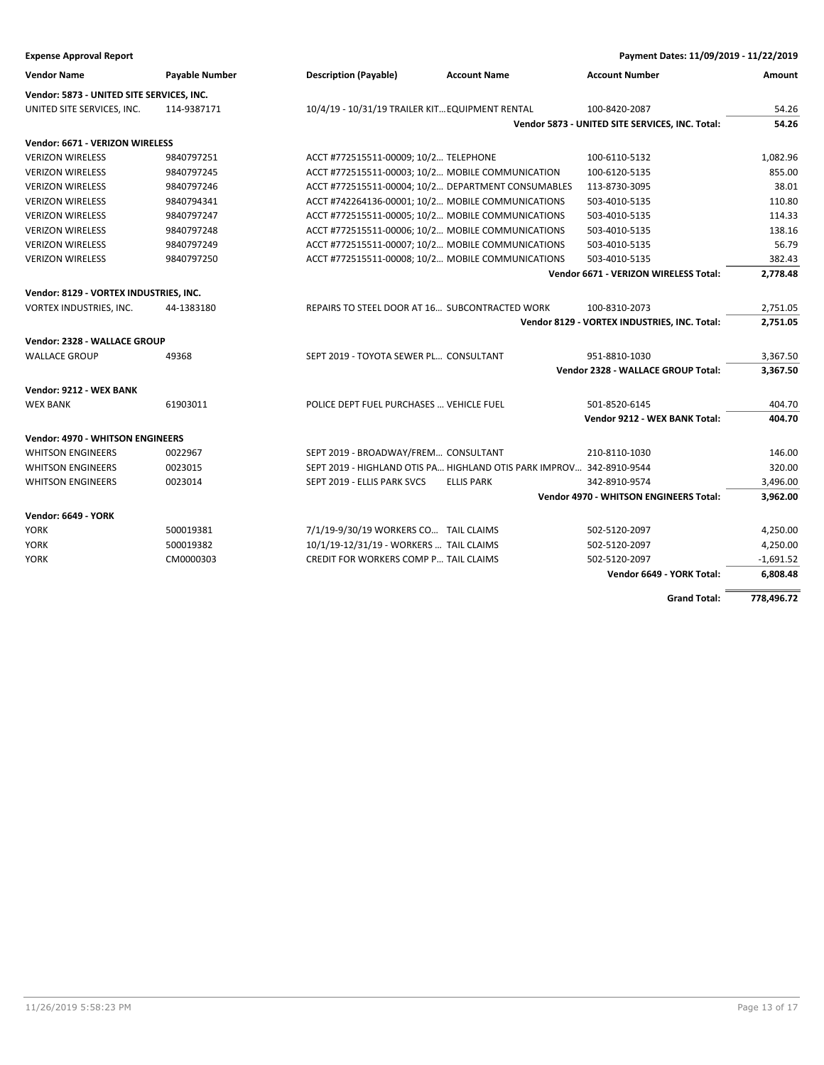**Expense Approval Report** &nbsp;&nbsp;&nbsp;&nbsp; **Payment Dates: 11/09/2019 - 11/22/2019**

| Vendor Name | Payable Number | Description (Payable) | Account Name | Account Number | Amount |
|---|---|---|---|---|---|
| **Vendor: 5873 - UNITED SITE SERVICES, INC.** | | | | | |
| UNITED SITE SERVICES, INC. | 114-9387171 | 10/4/19 - 10/31/19 TRAILER KIT… | EQUIPMENT RENTAL | 100-8420-2087 | 54.26 |
| | | | | **Vendor 5873 - UNITED SITE SERVICES, INC. Total:** | **54.26** |
| **Vendor: 6671 - VERIZON WIRELESS** | | | | | |
| VERIZON WIRELESS | 9840797251 | ACCT #772515511-00009; 10/2… | TELEPHONE | 100-6110-5132 | 1,082.96 |
| VERIZON WIRELESS | 9840797245 | ACCT #772515511-00003; 10/2… | MOBILE COMMUNICATION | 100-6120-5135 | 855.00 |
| VERIZON WIRELESS | 9840797246 | ACCT #772515511-00004; 10/2… | DEPARTMENT CONSUMABLES | 113-8730-3095 | 38.01 |
| VERIZON WIRELESS | 9840794341 | ACCT #742264136-00001; 10/2… | MOBILE COMMUNICATIONS | 503-4010-5135 | 110.80 |
| VERIZON WIRELESS | 9840797247 | ACCT #772515511-00005; 10/2… | MOBILE COMMUNICATIONS | 503-4010-5135 | 114.33 |
| VERIZON WIRELESS | 9840797248 | ACCT #772515511-00006; 10/2… | MOBILE COMMUNICATIONS | 503-4010-5135 | 138.16 |
| VERIZON WIRELESS | 9840797249 | ACCT #772515511-00007; 10/2… | MOBILE COMMUNICATIONS | 503-4010-5135 | 56.79 |
| VERIZON WIRELESS | 9840797250 | ACCT #772515511-00008; 10/2… | MOBILE COMMUNICATIONS | 503-4010-5135 | 382.43 |
| | | | | **Vendor 6671 - VERIZON WIRELESS Total:** | **2,778.48** |
| **Vendor: 8129 - VORTEX INDUSTRIES, INC.** | | | | | |
| VORTEX INDUSTRIES, INC. | 44-1383180 | REPAIRS TO STEEL DOOR AT 16… | SUBCONTRACTED WORK | 100-8310-2073 | 2,751.05 |
| | | | | **Vendor 8129 - VORTEX INDUSTRIES, INC. Total:** | **2,751.05** |
| **Vendor: 2328 - WALLACE GROUP** | | | | | |
| WALLACE GROUP | 49368 | SEPT 2019 - TOYOTA SEWER PL… | CONSULTANT | 951-8810-1030 | 3,367.50 |
| | | | | **Vendor 2328 - WALLACE GROUP Total:** | **3,367.50** |
| **Vendor: 9212 - WEX BANK** | | | | | |
| WEX BANK | 61903011 | POLICE DEPT FUEL PURCHASES … | VEHICLE FUEL | 501-8520-6145 | 404.70 |
| | | | | **Vendor 9212 - WEX BANK Total:** | **404.70** |
| **Vendor: 4970 - WHITSON ENGINEERS** | | | | | |
| WHITSON ENGINEERS | 0022967 | SEPT 2019 - BROADWAY/FREM… | CONSULTANT | 210-8110-1030 | 146.00 |
| WHITSON ENGINEERS | 0023015 | SEPT 2019 - HIGHLAND OTIS PA… | HIGHLAND OTIS PARK IMPROV… | 342-8910-9544 | 320.00 |
| WHITSON ENGINEERS | 0023014 | SEPT 2019 - ELLIS PARK SVCS | ELLIS PARK | 342-8910-9574 | 3,496.00 |
| | | | | **Vendor 4970 - WHITSON ENGINEERS Total:** | **3,962.00** |
| **Vendor: 6649 - YORK** | | | | | |
| YORK | 500019381 | 7/1/19-9/30/19 WORKERS CO… | TAIL CLAIMS | 502-5120-2097 | 4,250.00 |
| YORK | 500019382 | 10/1/19-12/31/19 - WORKERS … | TAIL CLAIMS | 502-5120-2097 | 4,250.00 |
| YORK | CM0000303 | CREDIT FOR WORKERS COMP P… | TAIL CLAIMS | 502-5120-2097 | -1,691.52 |
| | | | | **Vendor 6649 - YORK Total:** | **6,808.48** |
| | | | | **Grand Total:** | **778,496.72** |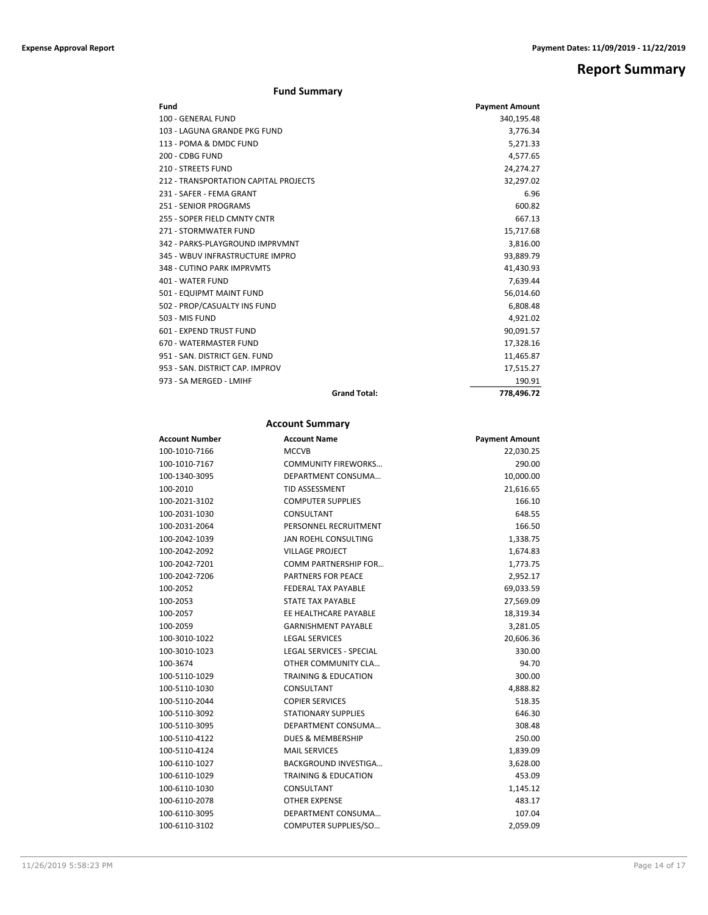# Report Summary

## Fund Summary

| Fund | Payment Amount |
|---|---|
| 100 - GENERAL FUND | 340,195.48 |
| 103 - LAGUNA GRANDE PKG FUND | 3,776.34 |
| 113 - POMA & DMDC FUND | 5,271.33 |
| 200 - CDBG FUND | 4,577.65 |
| 210 - STREETS FUND | 24,274.27 |
| 212 - TRANSPORTATION CAPITAL PROJECTS | 32,297.02 |
| 231 - SAFER - FEMA GRANT | 6.96 |
| 251 - SENIOR PROGRAMS | 600.82 |
| 255 - SOPER FIELD CMNTY CNTR | 667.13 |
| 271 - STORMWATER FUND | 15,717.68 |
| 342 - PARKS-PLAYGROUND IMPRVMNT | 3,816.00 |
| 345 - WBUV INFRASTRUCTURE IMPRO | 93,889.79 |
| 348 - CUTINO PARK IMPRVMTS | 41,430.93 |
| 401 - WATER FUND | 7,639.44 |
| 501 - EQUIPMT MAINT FUND | 56,014.60 |
| 502 - PROP/CASUALTY INS FUND | 6,808.48 |
| 503 - MIS FUND | 4,921.02 |
| 601 - EXPEND TRUST FUND | 90,091.57 |
| 670 - WATERMASTER FUND | 17,328.16 |
| 951 - SAN. DISTRICT GEN. FUND | 11,465.87 |
| 953 - SAN. DISTRICT CAP. IMPROV | 17,515.27 |
| 973 - SA MERGED - LMIHF | 190.91 |
| **Grand Total:** | **778,496.72** |

## Account Summary

| Account Number | Account Name | Payment Amount |
|---|---|---|
| 100-1010-7166 | MCCVB | 22,030.25 |
| 100-1010-7167 | COMMUNITY FIREWORKS… | 290.00 |
| 100-1340-3095 | DEPARTMENT CONSUMA… | 10,000.00 |
| 100-2010 | TID ASSESSMENT | 21,616.65 |
| 100-2021-3102 | COMPUTER SUPPLIES | 166.10 |
| 100-2031-1030 | CONSULTANT | 648.55 |
| 100-2031-2064 | PERSONNEL RECRUITMENT | 166.50 |
| 100-2042-1039 | JAN ROEHL CONSULTING | 1,338.75 |
| 100-2042-2092 | VILLAGE PROJECT | 1,674.83 |
| 100-2042-7201 | COMM PARTNERSHIP FOR… | 1,773.75 |
| 100-2042-7206 | PARTNERS FOR PEACE | 2,952.17 |
| 100-2052 | FEDERAL TAX PAYABLE | 69,033.59 |
| 100-2053 | STATE TAX PAYABLE | 27,569.09 |
| 100-2057 | EE HEALTHCARE PAYABLE | 18,319.34 |
| 100-2059 | GARNISHMENT PAYABLE | 3,281.05 |
| 100-3010-1022 | LEGAL SERVICES | 20,606.36 |
| 100-3010-1023 | LEGAL SERVICES - SPECIAL | 330.00 |
| 100-3674 | OTHER COMMUNITY CLA… | 94.70 |
| 100-5110-1029 | TRAINING & EDUCATION | 300.00 |
| 100-5110-1030 | CONSULTANT | 4,888.82 |
| 100-5110-2044 | COPIER SERVICES | 518.35 |
| 100-5110-3092 | STATIONARY SUPPLIES | 646.30 |
| 100-5110-3095 | DEPARTMENT CONSUMA… | 308.48 |
| 100-5110-4122 | DUES & MEMBERSHIP | 250.00 |
| 100-5110-4124 | MAIL SERVICES | 1,839.09 |
| 100-6110-1027 | BACKGROUND INVESTIGA… | 3,628.00 |
| 100-6110-1029 | TRAINING & EDUCATION | 453.09 |
| 100-6110-1030 | CONSULTANT | 1,145.12 |
| 100-6110-2078 | OTHER EXPENSE | 483.17 |
| 100-6110-3095 | DEPARTMENT CONSUMA… | 107.04 |
| 100-6110-3102 | COMPUTER SUPPLIES/SO… | 2,059.09 |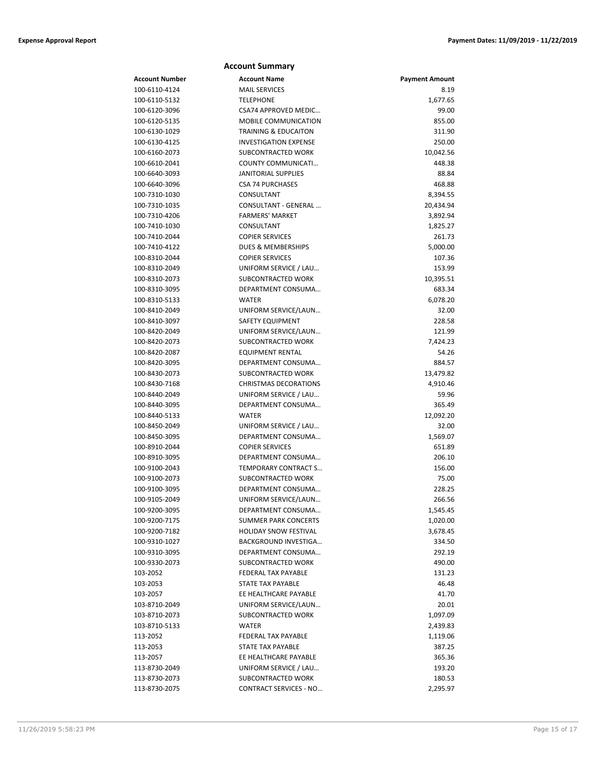## Account Summary

| Account Number | Account Name | Payment Amount |
|---|---|---|
| 100-6110-4124 | MAIL SERVICES | 8.19 |
| 100-6110-5132 | TELEPHONE | 1,677.65 |
| 100-6120-3096 | CSA74 APPROVED MEDIC… | 99.00 |
| 100-6120-5135 | MOBILE COMMUNICATION | 855.00 |
| 100-6130-1029 | TRAINING & EDUCAITON | 311.90 |
| 100-6130-4125 | INVESTIGATION EXPENSE | 250.00 |
| 100-6160-2073 | SUBCONTRACTED WORK | 10,042.56 |
| 100-6610-2041 | COUNTY COMMUNICATI… | 448.38 |
| 100-6640-3093 | JANITORIAL SUPPLIES | 88.84 |
| 100-6640-3096 | CSA 74 PURCHASES | 468.88 |
| 100-7310-1030 | CONSULTANT | 8,394.55 |
| 100-7310-1035 | CONSULTANT - GENERAL … | 20,434.94 |
| 100-7310-4206 | FARMERS' MARKET | 3,892.94 |
| 100-7410-1030 | CONSULTANT | 1,825.27 |
| 100-7410-2044 | COPIER SERVICES | 261.73 |
| 100-7410-4122 | DUES & MEMBERSHIPS | 5,000.00 |
| 100-8310-2044 | COPIER SERVICES | 107.36 |
| 100-8310-2049 | UNIFORM SERVICE / LAU… | 153.99 |
| 100-8310-2073 | SUBCONTRACTED WORK | 10,395.51 |
| 100-8310-3095 | DEPARTMENT CONSUMA… | 683.34 |
| 100-8310-5133 | WATER | 6,078.20 |
| 100-8410-2049 | UNIFORM SERVICE/LAUN… | 32.00 |
| 100-8410-3097 | SAFETY EQUIPMENT | 228.58 |
| 100-8420-2049 | UNIFORM SERVICE/LAUN… | 121.99 |
| 100-8420-2073 | SUBCONTRACTED WORK | 7,424.23 |
| 100-8420-2087 | EQUIPMENT RENTAL | 54.26 |
| 100-8420-3095 | DEPARTMENT CONSUMA… | 884.57 |
| 100-8430-2073 | SUBCONTRACTED WORK | 13,479.82 |
| 100-8430-7168 | CHRISTMAS DECORATIONS | 4,910.46 |
| 100-8440-2049 | UNIFORM SERVICE / LAU… | 59.96 |
| 100-8440-3095 | DEPARTMENT CONSUMA… | 365.49 |
| 100-8440-5133 | WATER | 12,092.20 |
| 100-8450-2049 | UNIFORM SERVICE / LAU… | 32.00 |
| 100-8450-3095 | DEPARTMENT CONSUMA… | 1,569.07 |
| 100-8910-2044 | COPIER SERVICES | 651.89 |
| 100-8910-3095 | DEPARTMENT CONSUMA… | 206.10 |
| 100-9100-2043 | TEMPORARY CONTRACT S… | 156.00 |
| 100-9100-2073 | SUBCONTRACTED WORK | 75.00 |
| 100-9100-3095 | DEPARTMENT CONSUMA… | 228.25 |
| 100-9105-2049 | UNIFORM SERVICE/LAUN… | 266.56 |
| 100-9200-3095 | DEPARTMENT CONSUMA… | 1,545.45 |
| 100-9200-7175 | SUMMER PARK CONCERTS | 1,020.00 |
| 100-9200-7182 | HOLIDAY SNOW FESTIVAL | 3,678.45 |
| 100-9310-1027 | BACKGROUND INVESTIGA… | 334.50 |
| 100-9310-3095 | DEPARTMENT CONSUMA… | 292.19 |
| 100-9330-2073 | SUBCONTRACTED WORK | 490.00 |
| 103-2052 | FEDERAL TAX PAYABLE | 131.23 |
| 103-2053 | STATE TAX PAYABLE | 46.48 |
| 103-2057 | EE HEALTHCARE PAYABLE | 41.70 |
| 103-8710-2049 | UNIFORM SERVICE/LAUN… | 20.01 |
| 103-8710-2073 | SUBCONTRACTED WORK | 1,097.09 |
| 103-8710-5133 | WATER | 2,439.83 |
| 113-2052 | FEDERAL TAX PAYABLE | 1,119.06 |
| 113-2053 | STATE TAX PAYABLE | 387.25 |
| 113-2057 | EE HEALTHCARE PAYABLE | 365.36 |
| 113-8730-2049 | UNIFORM SERVICE / LAU… | 193.20 |
| 113-8730-2073 | SUBCONTRACTED WORK | 180.53 |
| 113-8730-2075 | CONTRACT SERVICES - NO… | 2,295.97 |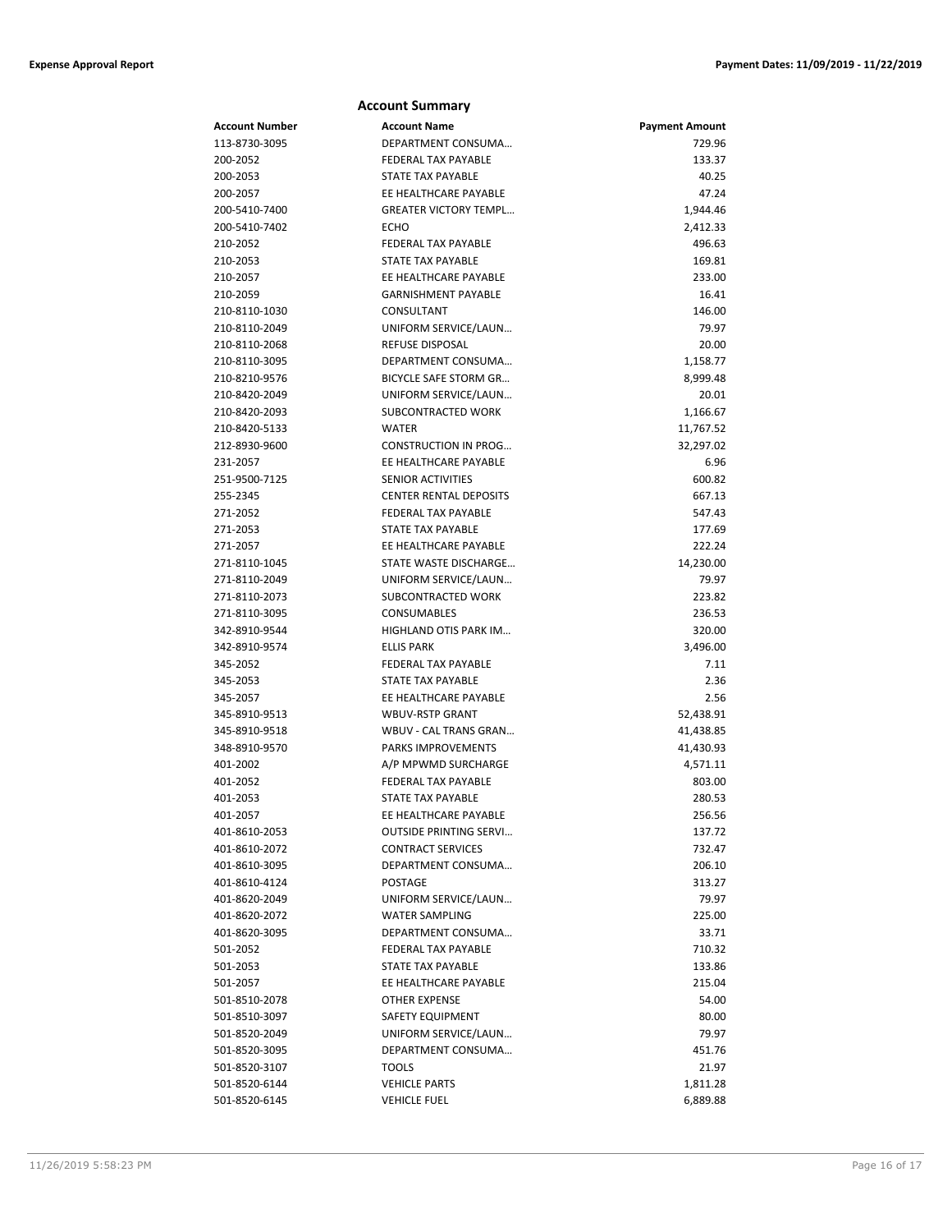## Account Summary

| Account Number | Account Name | Payment Amount |
|---|---|---|
| 113-8730-3095 | DEPARTMENT CONSUMA… | 729.96 |
| 200-2052 | FEDERAL TAX PAYABLE | 133.37 |
| 200-2053 | STATE TAX PAYABLE | 40.25 |
| 200-2057 | EE HEALTHCARE PAYABLE | 47.24 |
| 200-5410-7400 | GREATER VICTORY TEMPL… | 1,944.46 |
| 200-5410-7402 | ECHO | 2,412.33 |
| 210-2052 | FEDERAL TAX PAYABLE | 496.63 |
| 210-2053 | STATE TAX PAYABLE | 169.81 |
| 210-2057 | EE HEALTHCARE PAYABLE | 233.00 |
| 210-2059 | GARNISHMENT PAYABLE | 16.41 |
| 210-8110-1030 | CONSULTANT | 146.00 |
| 210-8110-2049 | UNIFORM SERVICE/LAUN… | 79.97 |
| 210-8110-2068 | REFUSE DISPOSAL | 20.00 |
| 210-8110-3095 | DEPARTMENT CONSUMA… | 1,158.77 |
| 210-8210-9576 | BICYCLE SAFE STORM GR… | 8,999.48 |
| 210-8420-2049 | UNIFORM SERVICE/LAUN… | 20.01 |
| 210-8420-2093 | SUBCONTRACTED WORK | 1,166.67 |
| 210-8420-5133 | WATER | 11,767.52 |
| 212-8930-9600 | CONSTRUCTION IN PROG… | 32,297.02 |
| 231-2057 | EE HEALTHCARE PAYABLE | 6.96 |
| 251-9500-7125 | SENIOR ACTIVITIES | 600.82 |
| 255-2345 | CENTER RENTAL DEPOSITS | 667.13 |
| 271-2052 | FEDERAL TAX PAYABLE | 547.43 |
| 271-2053 | STATE TAX PAYABLE | 177.69 |
| 271-2057 | EE HEALTHCARE PAYABLE | 222.24 |
| 271-8110-1045 | STATE WASTE DISCHARGE… | 14,230.00 |
| 271-8110-2049 | UNIFORM SERVICE/LAUN… | 79.97 |
| 271-8110-2073 | SUBCONTRACTED WORK | 223.82 |
| 271-8110-3095 | CONSUMABLES | 236.53 |
| 342-8910-9544 | HIGHLAND OTIS PARK IM… | 320.00 |
| 342-8910-9574 | ELLIS PARK | 3,496.00 |
| 345-2052 | FEDERAL TAX PAYABLE | 7.11 |
| 345-2053 | STATE TAX PAYABLE | 2.36 |
| 345-2057 | EE HEALTHCARE PAYABLE | 2.56 |
| 345-8910-9513 | WBUV-RSTP GRANT | 52,438.91 |
| 345-8910-9518 | WBUV - CAL TRANS GRAN… | 41,438.85 |
| 348-8910-9570 | PARKS IMPROVEMENTS | 41,430.93 |
| 401-2002 | A/P MPWMD SURCHARGE | 4,571.11 |
| 401-2052 | FEDERAL TAX PAYABLE | 803.00 |
| 401-2053 | STATE TAX PAYABLE | 280.53 |
| 401-2057 | EE HEALTHCARE PAYABLE | 256.56 |
| 401-8610-2053 | OUTSIDE PRINTING SERVI… | 137.72 |
| 401-8610-2072 | CONTRACT SERVICES | 732.47 |
| 401-8610-3095 | DEPARTMENT CONSUMA… | 206.10 |
| 401-8610-4124 | POSTAGE | 313.27 |
| 401-8620-2049 | UNIFORM SERVICE/LAUN… | 79.97 |
| 401-8620-2072 | WATER SAMPLING | 225.00 |
| 401-8620-3095 | DEPARTMENT CONSUMA… | 33.71 |
| 501-2052 | FEDERAL TAX PAYABLE | 710.32 |
| 501-2053 | STATE TAX PAYABLE | 133.86 |
| 501-2057 | EE HEALTHCARE PAYABLE | 215.04 |
| 501-8510-2078 | OTHER EXPENSE | 54.00 |
| 501-8510-3097 | SAFETY EQUIPMENT | 80.00 |
| 501-8520-2049 | UNIFORM SERVICE/LAUN… | 79.97 |
| 501-8520-3095 | DEPARTMENT CONSUMA… | 451.76 |
| 501-8520-3107 | TOOLS | 21.97 |
| 501-8520-6144 | VEHICLE PARTS | 1,811.28 |
| 501-8520-6145 | VEHICLE FUEL | 6,889.88 |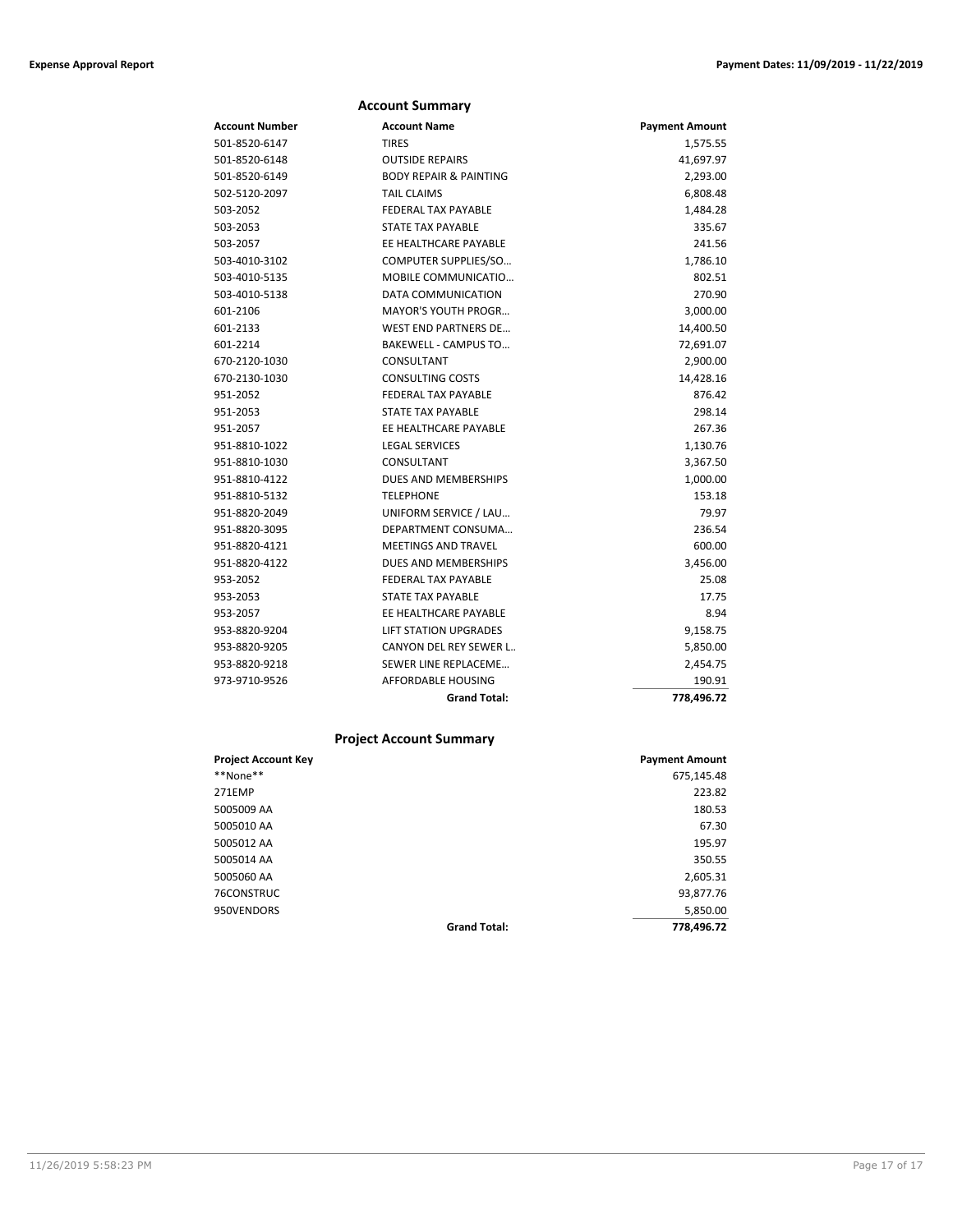## Account Summary

| Account Number | Account Name | Payment Amount |
|---|---|---|
| 501-8520-6147 | TIRES | 1,575.55 |
| 501-8520-6148 | OUTSIDE REPAIRS | 41,697.97 |
| 501-8520-6149 | BODY REPAIR & PAINTING | 2,293.00 |
| 502-5120-2097 | TAIL CLAIMS | 6,808.48 |
| 503-2052 | FEDERAL TAX PAYABLE | 1,484.28 |
| 503-2053 | STATE TAX PAYABLE | 335.67 |
| 503-2057 | EE HEALTHCARE PAYABLE | 241.56 |
| 503-4010-3102 | COMPUTER SUPPLIES/SO… | 1,786.10 |
| 503-4010-5135 | MOBILE COMMUNICATIO… | 802.51 |
| 503-4010-5138 | DATA COMMUNICATION | 270.90 |
| 601-2106 | MAYOR'S YOUTH PROGR… | 3,000.00 |
| 601-2133 | WEST END PARTNERS DE… | 14,400.50 |
| 601-2214 | BAKEWELL - CAMPUS TO… | 72,691.07 |
| 670-2120-1030 | CONSULTANT | 2,900.00 |
| 670-2130-1030 | CONSULTING COSTS | 14,428.16 |
| 951-2052 | FEDERAL TAX PAYABLE | 876.42 |
| 951-2053 | STATE TAX PAYABLE | 298.14 |
| 951-2057 | EE HEALTHCARE PAYABLE | 267.36 |
| 951-8810-1022 | LEGAL SERVICES | 1,130.76 |
| 951-8810-1030 | CONSULTANT | 3,367.50 |
| 951-8810-4122 | DUES AND MEMBERSHIPS | 1,000.00 |
| 951-8810-5132 | TELEPHONE | 153.18 |
| 951-8820-2049 | UNIFORM SERVICE / LAU… | 79.97 |
| 951-8820-3095 | DEPARTMENT CONSUMA… | 236.54 |
| 951-8820-4121 | MEETINGS AND TRAVEL | 600.00 |
| 951-8820-4122 | DUES AND MEMBERSHIPS | 3,456.00 |
| 953-2052 | FEDERAL TAX PAYABLE | 25.08 |
| 953-2053 | STATE TAX PAYABLE | 17.75 |
| 953-2057 | EE HEALTHCARE PAYABLE | 8.94 |
| 953-8820-9204 | LIFT STATION UPGRADES | 9,158.75 |
| 953-8820-9205 | CANYON DEL REY SEWER L.. | 5,850.00 |
| 953-8820-9218 | SEWER LINE REPLACEME… | 2,454.75 |
| 973-9710-9526 | AFFORDABLE HOUSING | 190.91 |
| | **Grand Total:** | **778,496.72** |

## Project Account Summary

| Project Account Key | | Payment Amount |
|---|---|---|
| **None** | | 675,145.48 |
| 271EMP | | 223.82 |
| 5005009 AA | | 180.53 |
| 5005010 AA | | 67.30 |
| 5005012 AA | | 195.97 |
| 5005014 AA | | 350.55 |
| 5005060 AA | | 2,605.31 |
| 76CONSTRUC | | 93,877.76 |
| 950VENDORS | | 5,850.00 |
| | **Grand Total:** | **778,496.72** |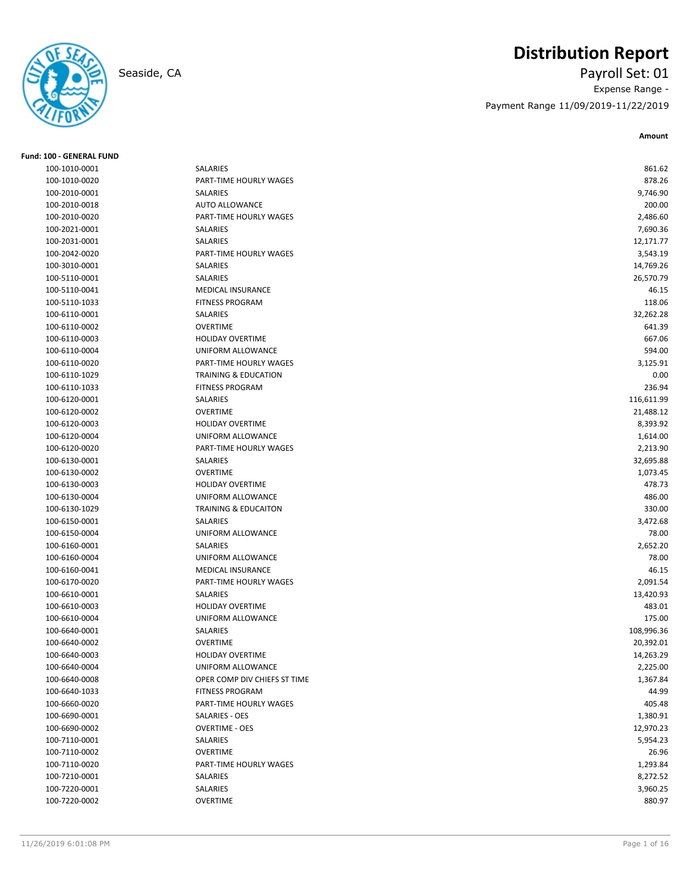# Distribution Report

Seaside, CA

## Payroll Set: 01

Expense Range -

Payment Range 11/09/2019-11/22/2019

**Fund: 100 - GENERAL FUND**

| Account | Description | Amount |
|---|---|---|
| 100-1010-0001 | SALARIES | 861.62 |
| 100-1010-0020 | PART-TIME HOURLY WAGES | 878.26 |
| 100-2010-0001 | SALARIES | 9,746.90 |
| 100-2010-0018 | AUTO ALLOWANCE | 200.00 |
| 100-2010-0020 | PART-TIME HOURLY WAGES | 2,486.60 |
| 100-2021-0001 | SALARIES | 7,690.36 |
| 100-2031-0001 | SALARIES | 12,171.77 |
| 100-2042-0020 | PART-TIME HOURLY WAGES | 3,543.19 |
| 100-3010-0001 | SALARIES | 14,769.26 |
| 100-5110-0001 | SALARIES | 26,570.79 |
| 100-5110-0041 | MEDICAL INSURANCE | 46.15 |
| 100-5110-1033 | FITNESS PROGRAM | 118.06 |
| 100-6110-0001 | SALARIES | 32,262.28 |
| 100-6110-0002 | OVERTIME | 641.39 |
| 100-6110-0003 | HOLIDAY OVERTIME | 667.06 |
| 100-6110-0004 | UNIFORM ALLOWANCE | 594.00 |
| 100-6110-0020 | PART-TIME HOURLY WAGES | 3,125.91 |
| 100-6110-1029 | TRAINING & EDUCATION | 0.00 |
| 100-6110-1033 | FITNESS PROGRAM | 236.94 |
| 100-6120-0001 | SALARIES | 116,611.99 |
| 100-6120-0002 | OVERTIME | 21,488.12 |
| 100-6120-0003 | HOLIDAY OVERTIME | 8,393.92 |
| 100-6120-0004 | UNIFORM ALLOWANCE | 1,614.00 |
| 100-6120-0020 | PART-TIME HOURLY WAGES | 2,213.90 |
| 100-6130-0001 | SALARIES | 32,695.88 |
| 100-6130-0002 | OVERTIME | 1,073.45 |
| 100-6130-0003 | HOLIDAY OVERTIME | 478.73 |
| 100-6130-0004 | UNIFORM ALLOWANCE | 486.00 |
| 100-6130-1029 | TRAINING & EDUCAITON | 330.00 |
| 100-6150-0001 | SALARIES | 3,472.68 |
| 100-6150-0004 | UNIFORM ALLOWANCE | 78.00 |
| 100-6160-0001 | SALARIES | 2,652.20 |
| 100-6160-0004 | UNIFORM ALLOWANCE | 78.00 |
| 100-6160-0041 | MEDICAL INSURANCE | 46.15 |
| 100-6170-0020 | PART-TIME HOURLY WAGES | 2,091.54 |
| 100-6610-0001 | SALARIES | 13,420.93 |
| 100-6610-0003 | HOLIDAY OVERTIME | 483.01 |
| 100-6610-0004 | UNIFORM ALLOWANCE | 175.00 |
| 100-6640-0001 | SALARIES | 108,996.36 |
| 100-6640-0002 | OVERTIME | 20,392.01 |
| 100-6640-0003 | HOLIDAY OVERTIME | 14,263.29 |
| 100-6640-0004 | UNIFORM ALLOWANCE | 2,225.00 |
| 100-6640-0008 | OPER COMP DIV CHIEFS ST TIME | 1,367.84 |
| 100-6640-1033 | FITNESS PROGRAM | 44.99 |
| 100-6660-0020 | PART-TIME HOURLY WAGES | 405.48 |
| 100-6690-0001 | SALARIES - OES | 1,380.91 |
| 100-6690-0002 | OVERTIME - OES | 12,970.23 |
| 100-7110-0001 | SALARIES | 5,954.23 |
| 100-7110-0002 | OVERTIME | 26.96 |
| 100-7110-0020 | PART-TIME HOURLY WAGES | 1,293.84 |
| 100-7210-0001 | SALARIES | 8,272.52 |
| 100-7220-0001 | SALARIES | 3,960.25 |
| 100-7220-0002 | OVERTIME | 880.97 |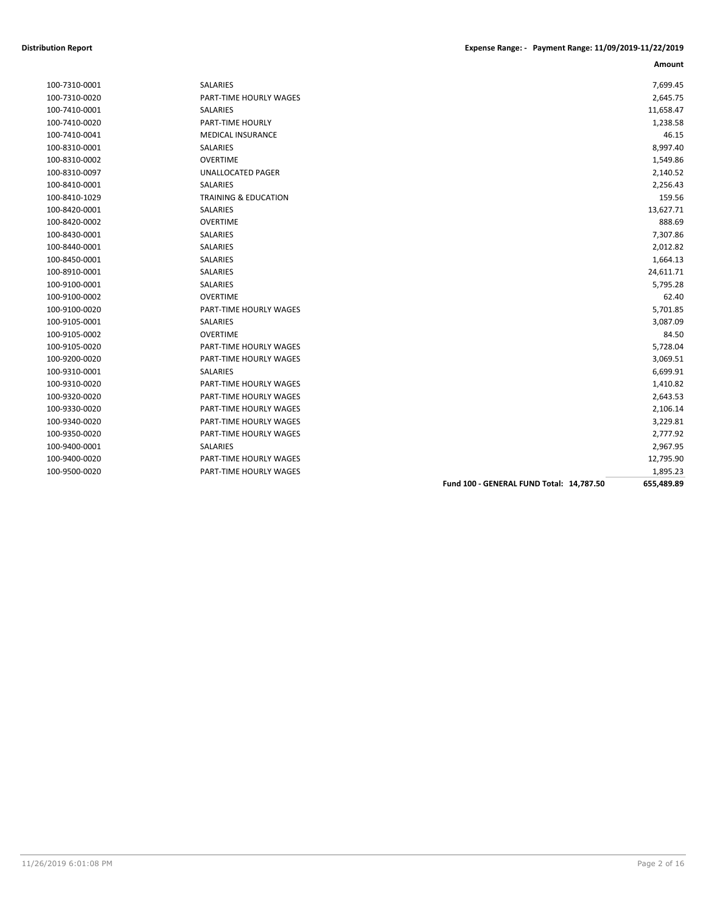**Distribution Report** **Expense Range: - Payment Range: 11/09/2019-11/22/2019**

| | | Amount |
|---|---|---|
| 100-7310-0001 | SALARIES | 7,699.45 |
| 100-7310-0020 | PART-TIME HOURLY WAGES | 2,645.75 |
| 100-7410-0001 | SALARIES | 11,658.47 |
| 100-7410-0020 | PART-TIME HOURLY | 1,238.58 |
| 100-7410-0041 | MEDICAL INSURANCE | 46.15 |
| 100-8310-0001 | SALARIES | 8,997.40 |
| 100-8310-0002 | OVERTIME | 1,549.86 |
| 100-8310-0097 | UNALLOCATED PAGER | 2,140.52 |
| 100-8410-0001 | SALARIES | 2,256.43 |
| 100-8410-1029 | TRAINING & EDUCATION | 159.56 |
| 100-8420-0001 | SALARIES | 13,627.71 |
| 100-8420-0002 | OVERTIME | 888.69 |
| 100-8430-0001 | SALARIES | 7,307.86 |
| 100-8440-0001 | SALARIES | 2,012.82 |
| 100-8450-0001 | SALARIES | 1,664.13 |
| 100-8910-0001 | SALARIES | 24,611.71 |
| 100-9100-0001 | SALARIES | 5,795.28 |
| 100-9100-0002 | OVERTIME | 62.40 |
| 100-9100-0020 | PART-TIME HOURLY WAGES | 5,701.85 |
| 100-9105-0001 | SALARIES | 3,087.09 |
| 100-9105-0002 | OVERTIME | 84.50 |
| 100-9105-0020 | PART-TIME HOURLY WAGES | 5,728.04 |
| 100-9200-0020 | PART-TIME HOURLY WAGES | 3,069.51 |
| 100-9310-0001 | SALARIES | 6,699.91 |
| 100-9310-0020 | PART-TIME HOURLY WAGES | 1,410.82 |
| 100-9320-0020 | PART-TIME HOURLY WAGES | 2,643.53 |
| 100-9330-0020 | PART-TIME HOURLY WAGES | 2,106.14 |
| 100-9340-0020 | PART-TIME HOURLY WAGES | 3,229.81 |
| 100-9350-0020 | PART-TIME HOURLY WAGES | 2,777.92 |
| 100-9400-0001 | SALARIES | 2,967.95 |
| 100-9400-0020 | PART-TIME HOURLY WAGES | 12,795.90 |
| 100-9500-0020 | PART-TIME HOURLY WAGES | 1,895.23 |
| | **Fund 100 - GENERAL FUND Total: 14,787.50** | **655,489.89** |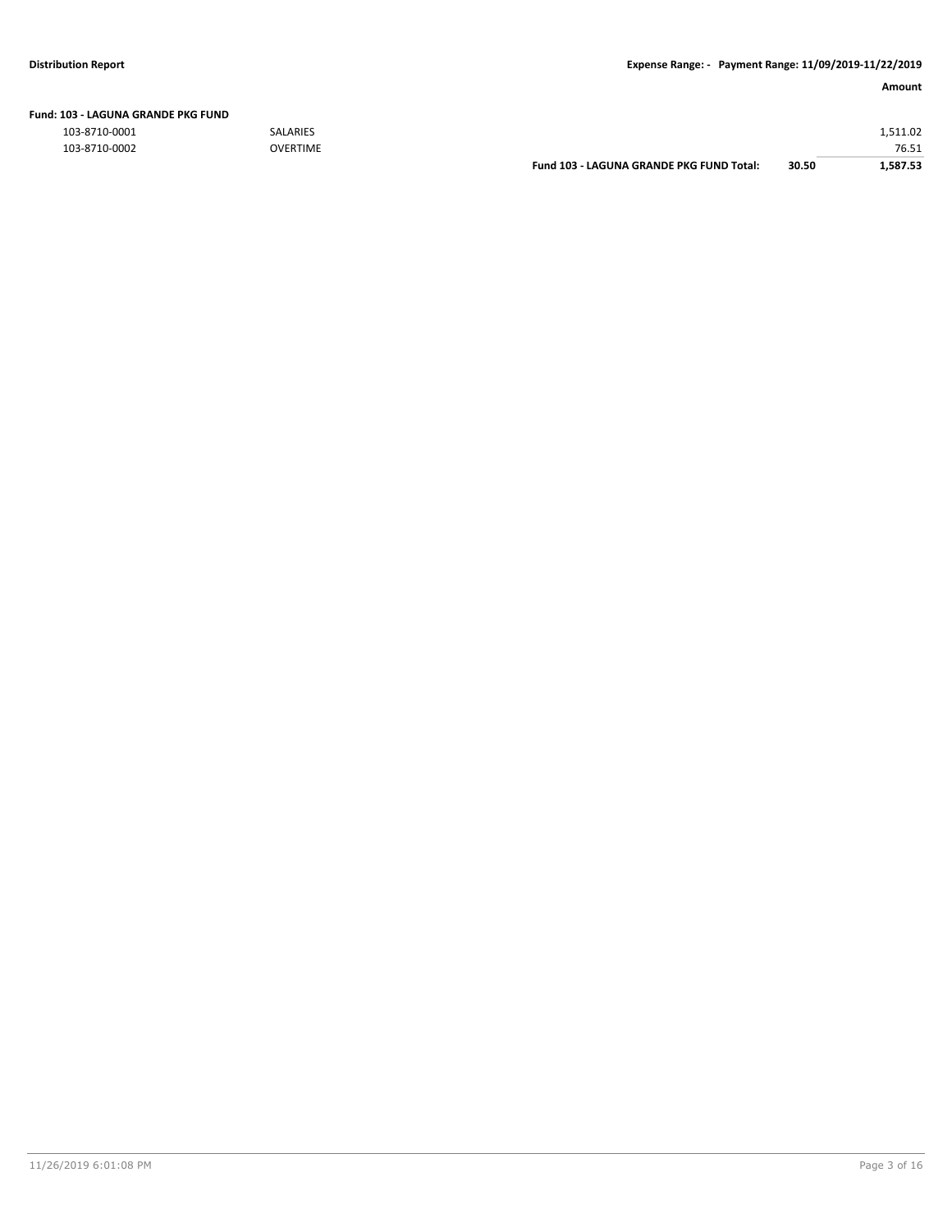**Distribution Report** | **Expense Range: - Payment Range: 11/09/2019-11/22/2019**

| | | | | **Amount** |
|---|---|---|---|---|
| **Fund: 103 - LAGUNA GRANDE PKG FUND** | | | | |
| 103-8710-0001 | SALARIES | | | 1,511.02 |
| 103-8710-0002 | OVERTIME | | | 76.51 |
| | | **Fund 103 - LAGUNA GRANDE PKG FUND Total:** | **30.50** | **1,587.53** |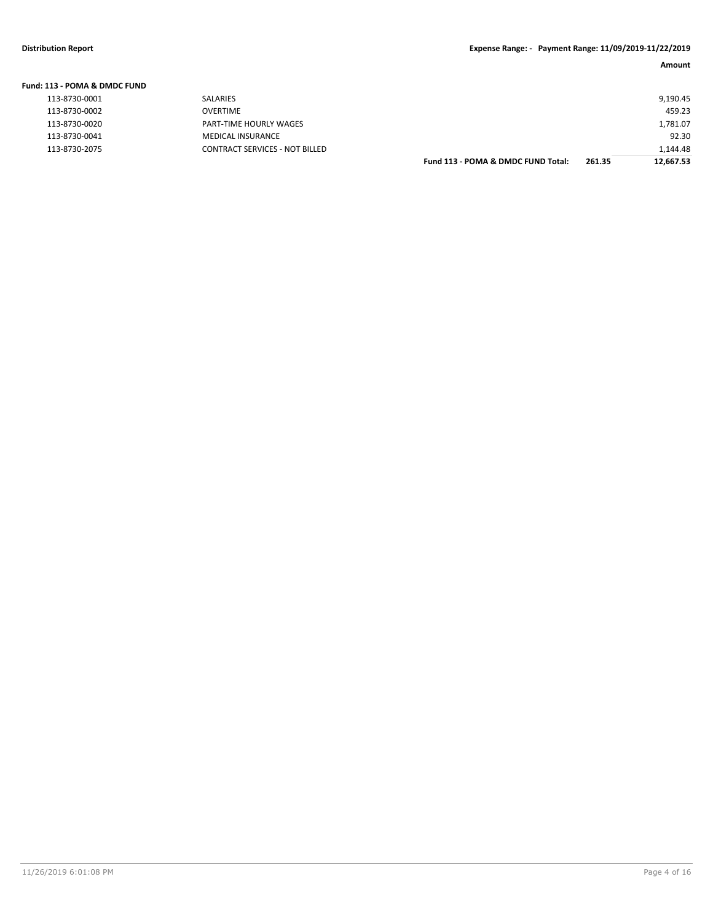**Distribution Report** **Expense Range: - Payment Range: 11/09/2019-11/22/2019**

**Fund: 113 - POMA & DMDC FUND**

| Account | Description | | | Amount |
|---|---|---|---|---|
| 113-8730-0001 | SALARIES | | | 9,190.45 |
| 113-8730-0002 | OVERTIME | | | 459.23 |
| 113-8730-0020 | PART-TIME HOURLY WAGES | | | 1,781.07 |
| 113-8730-0041 | MEDICAL INSURANCE | | | 92.30 |
| 113-8730-2075 | CONTRACT SERVICES - NOT BILLED | | | 1,144.48 |
| | | **Fund 113 - POMA & DMDC FUND Total:** | **261.35** | **12,667.53** |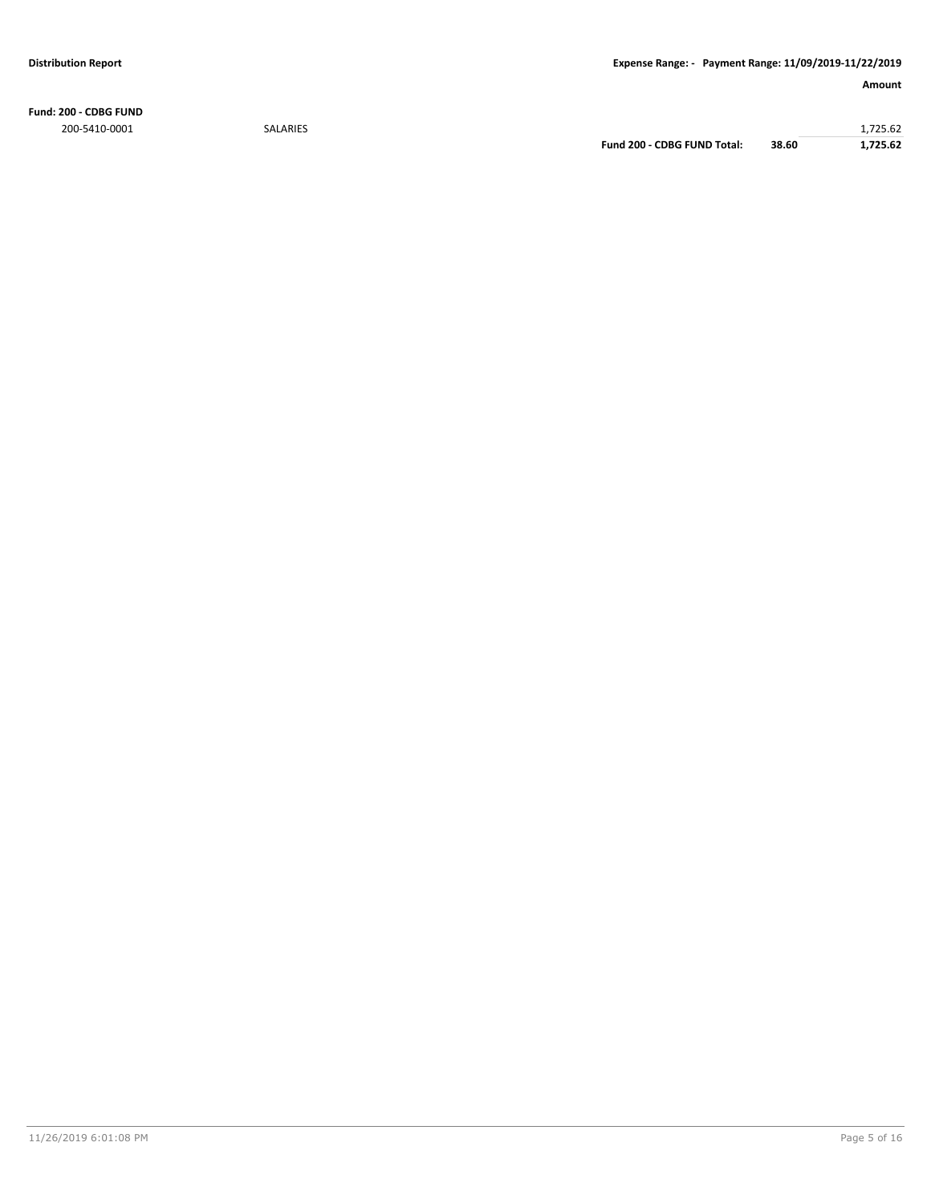| | | | Amount |
|---|---|---|---|
| **Fund: 200 - CDBG FUND** | | | |
| 200-5410-0001 | SALARIES | | 1,725.62 |
| | **Fund 200 - CDBG FUND Total:** | **38.60** | **1,725.62** |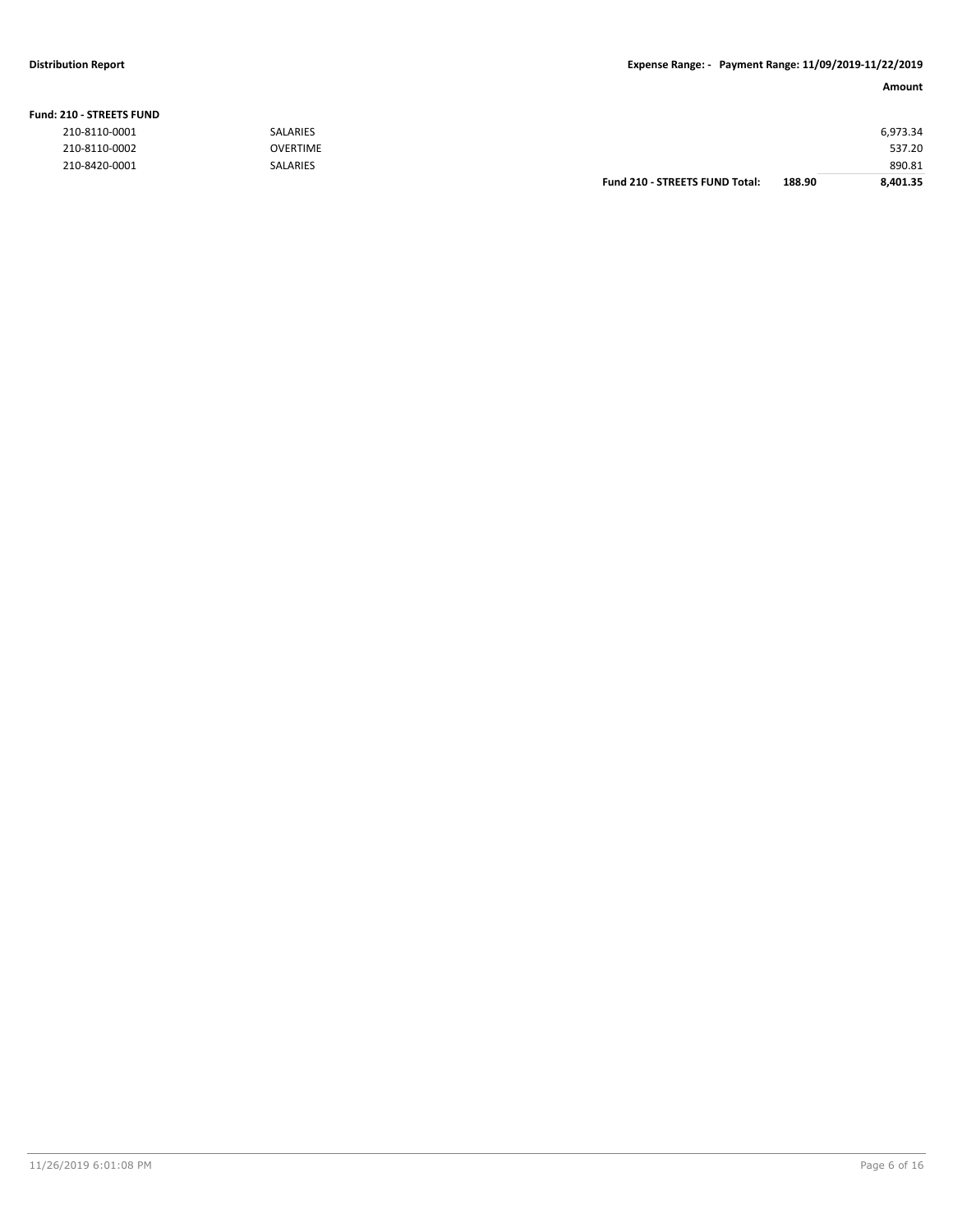**Distribution Report** **Expense Range: - Payment Range: 11/09/2019-11/22/2019**

**Fund: 210 - STREETS FUND**

| Account | Description | | | Amount |
|---|---|---|---|---|
| 210-8110-0001 | SALARIES | | | 6,973.34 |
| 210-8110-0002 | OVERTIME | | | 537.20 |
| 210-8420-0001 | SALARIES | | | 890.81 |
| | | **Fund 210 - STREETS FUND Total:** | **188.90** | **8,401.35** |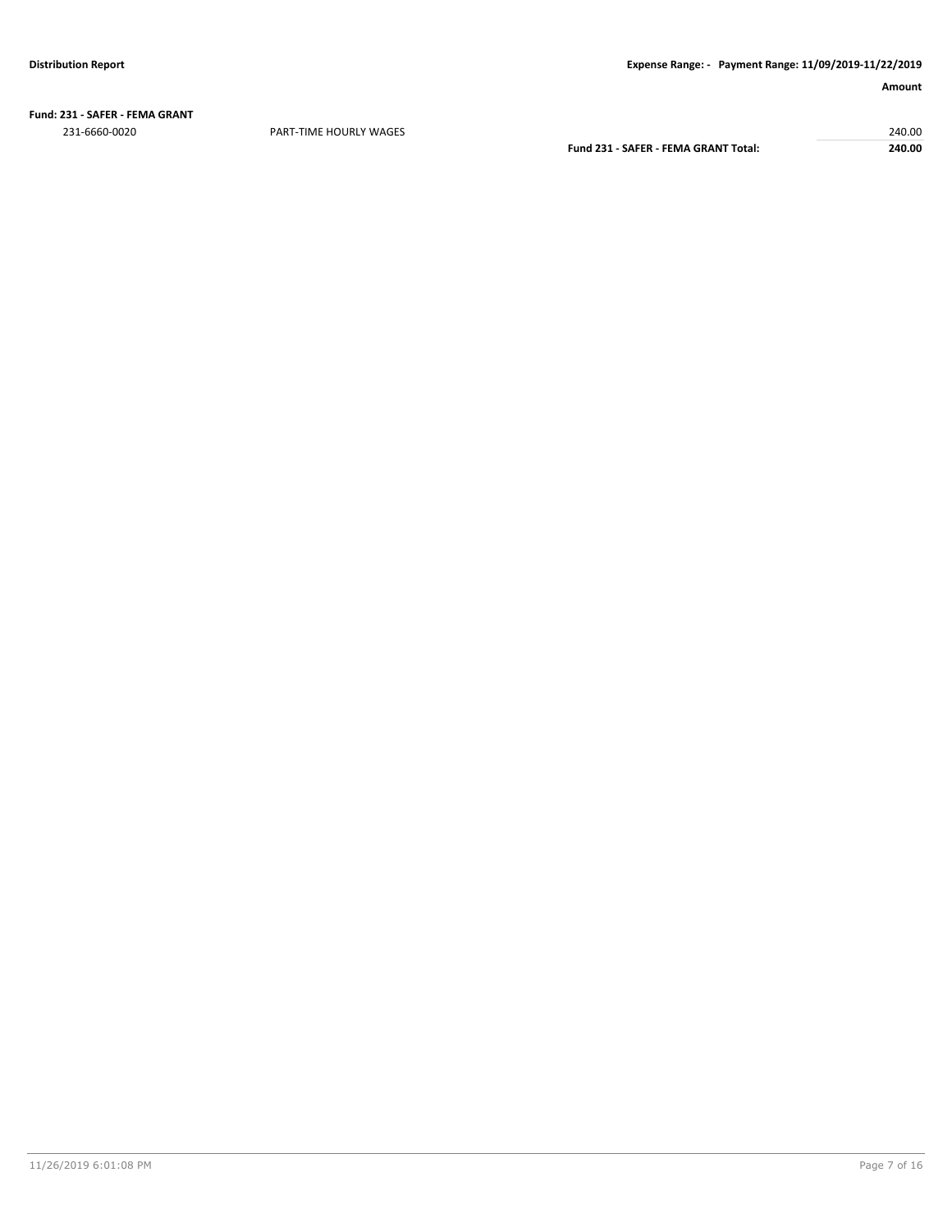**Fund: 231 - SAFER - FEMA GRANT**

| | | Amount |
|---|---|---|
| 231-6660-0020 | PART-TIME HOURLY WAGES | 240.00 |
| | **Fund 231 - SAFER - FEMA GRANT Total:** | **240.00** |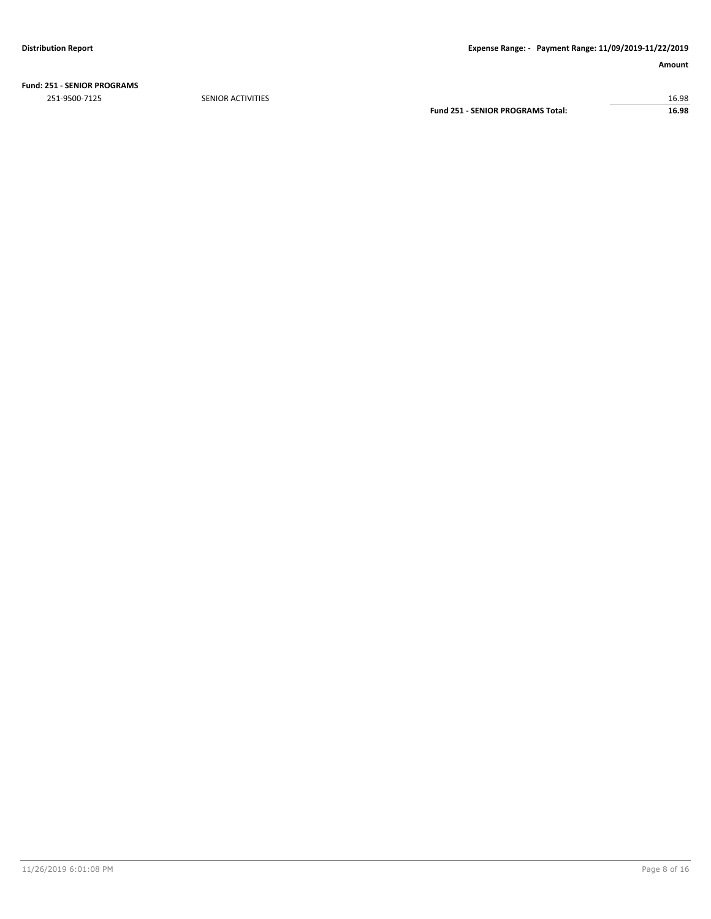| | | Amount |
|---|---|---|
| **Fund: 251 - SENIOR PROGRAMS** | | |
| 251-9500-7125 | SENIOR ACTIVITIES | 16.98 |
| | **Fund 251 - SENIOR PROGRAMS Total:** | **16.98** |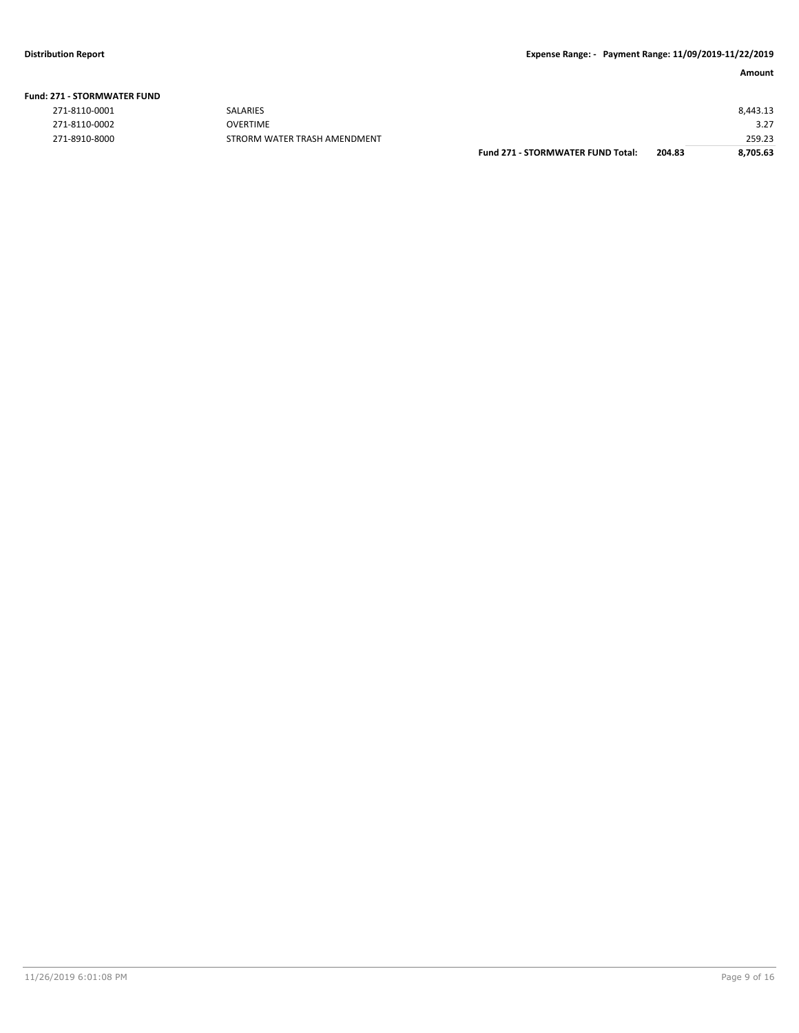**Fund: 271 - STORMWATER FUND**

| Account | Description | | | Amount |
|---|---|---|---|---|
| 271-8110-0001 | SALARIES | | | 8,443.13 |
| 271-8110-0002 | OVERTIME | | | 3.27 |
| 271-8910-8000 | STRORM WATER TRASH AMENDMENT | | | 259.23 |
| | | **Fund 271 - STORMWATER FUND Total:** | **204.83** | **8,705.63** |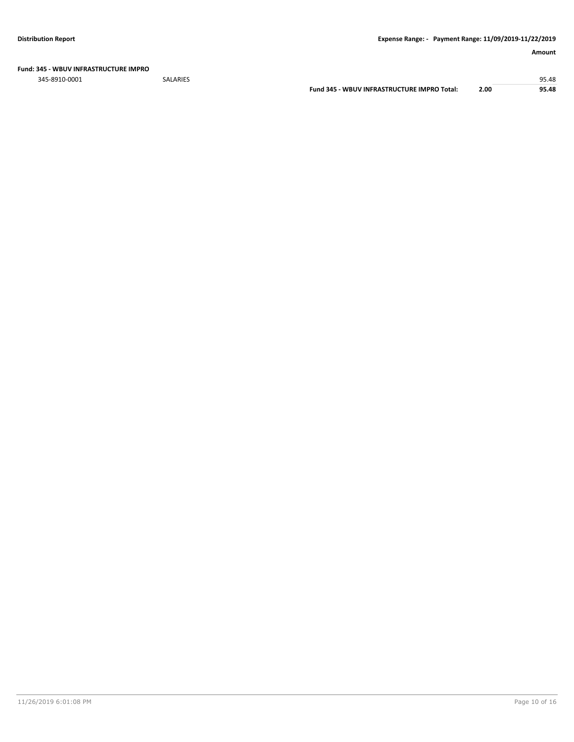| | | | Amount |
|---|---|---|---|
| **Fund: 345 - WBUV INFRASTRUCTURE IMPRO** | | | |
| 345-8910-0001 | SALARIES | | 95.48 |
| | **Fund 345 - WBUV INFRASTRUCTURE IMPRO Total:** | **2.00** | **95.48** |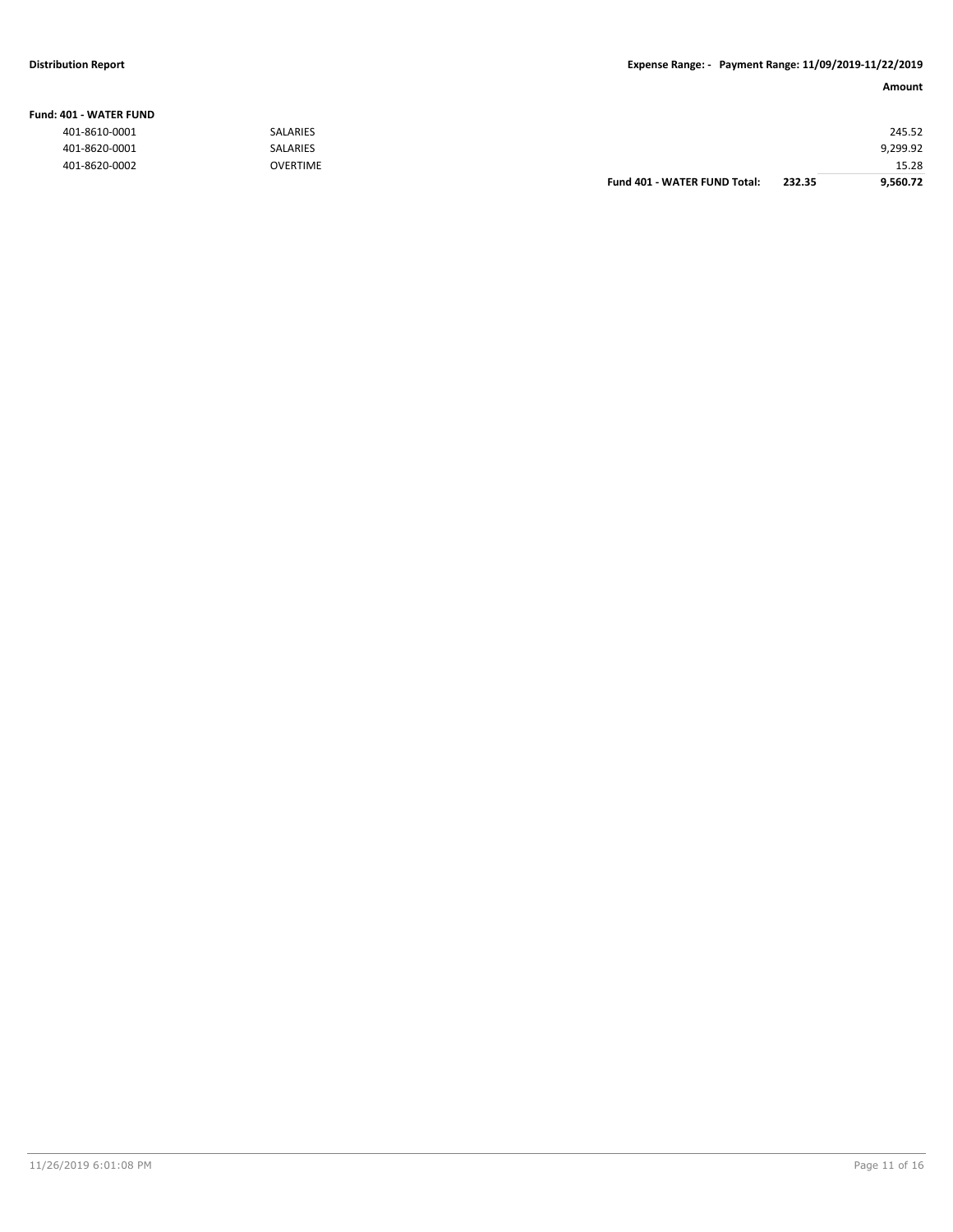**Distribution Report**

**Expense Range: - Payment Range: 11/09/2019-11/22/2019**

**Fund: 401 - WATER FUND**

| Account | Description | | | Amount |
|---|---|---|---|---|
| 401-8610-0001 | SALARIES | | | 245.52 |
| 401-8620-0001 | SALARIES | | | 9,299.92 |
| 401-8620-0002 | OVERTIME | | | 15.28 |
| | | **Fund 401 - WATER FUND Total:** | **232.35** | **9,560.72** |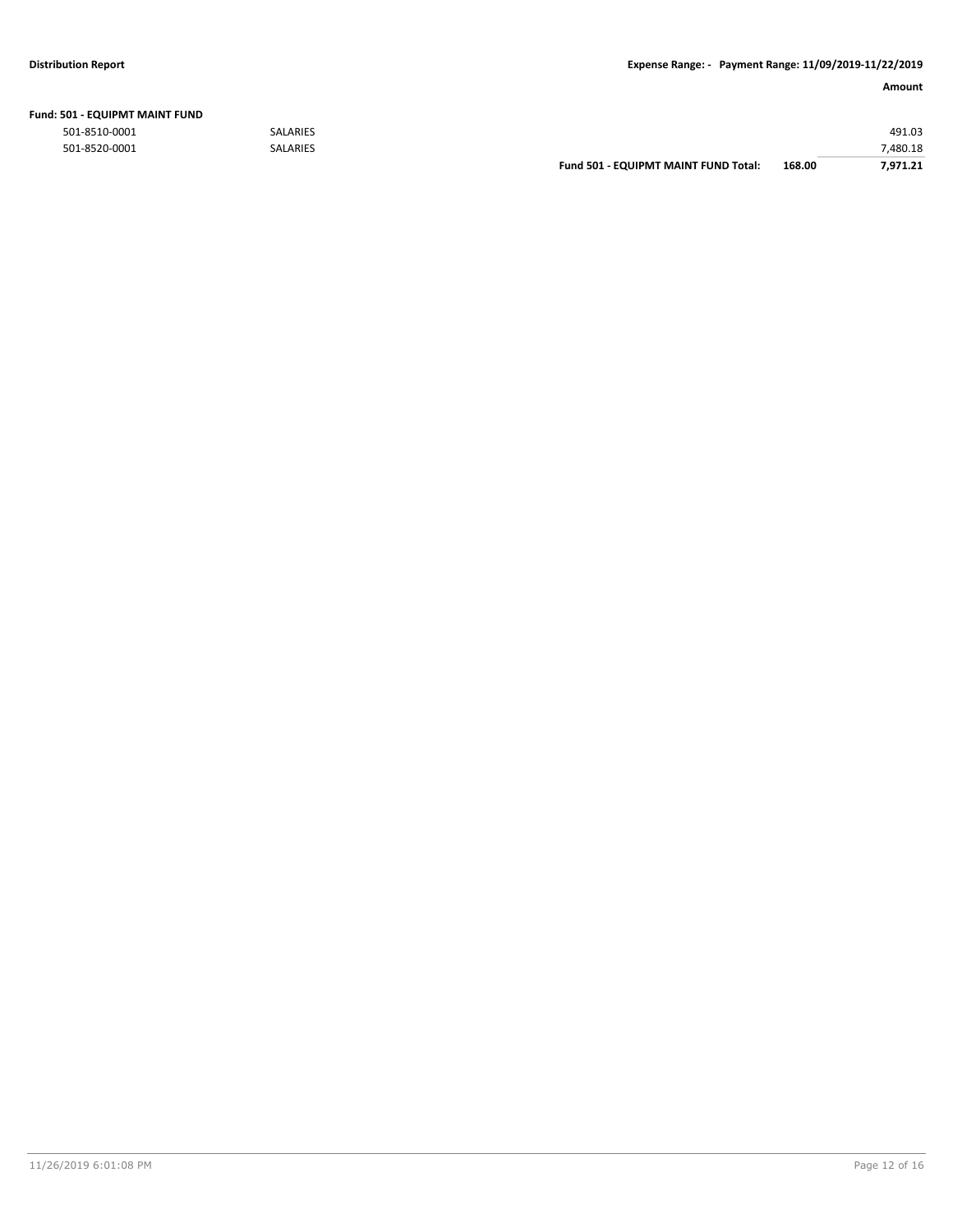**Distribution Report** **Expense Range: - Payment Range: 11/09/2019-11/22/2019**

| | | | | Amount |
|---|---|---|---|---|
| **Fund: 501 - EQUIPMT MAINT FUND** | | | | |
| 501-8510-0001 | SALARIES | | | 491.03 |
| 501-8520-0001 | SALARIES | | | 7,480.18 |
| | | **Fund 501 - EQUIPMT MAINT FUND Total:** | **168.00** | **7,971.21** |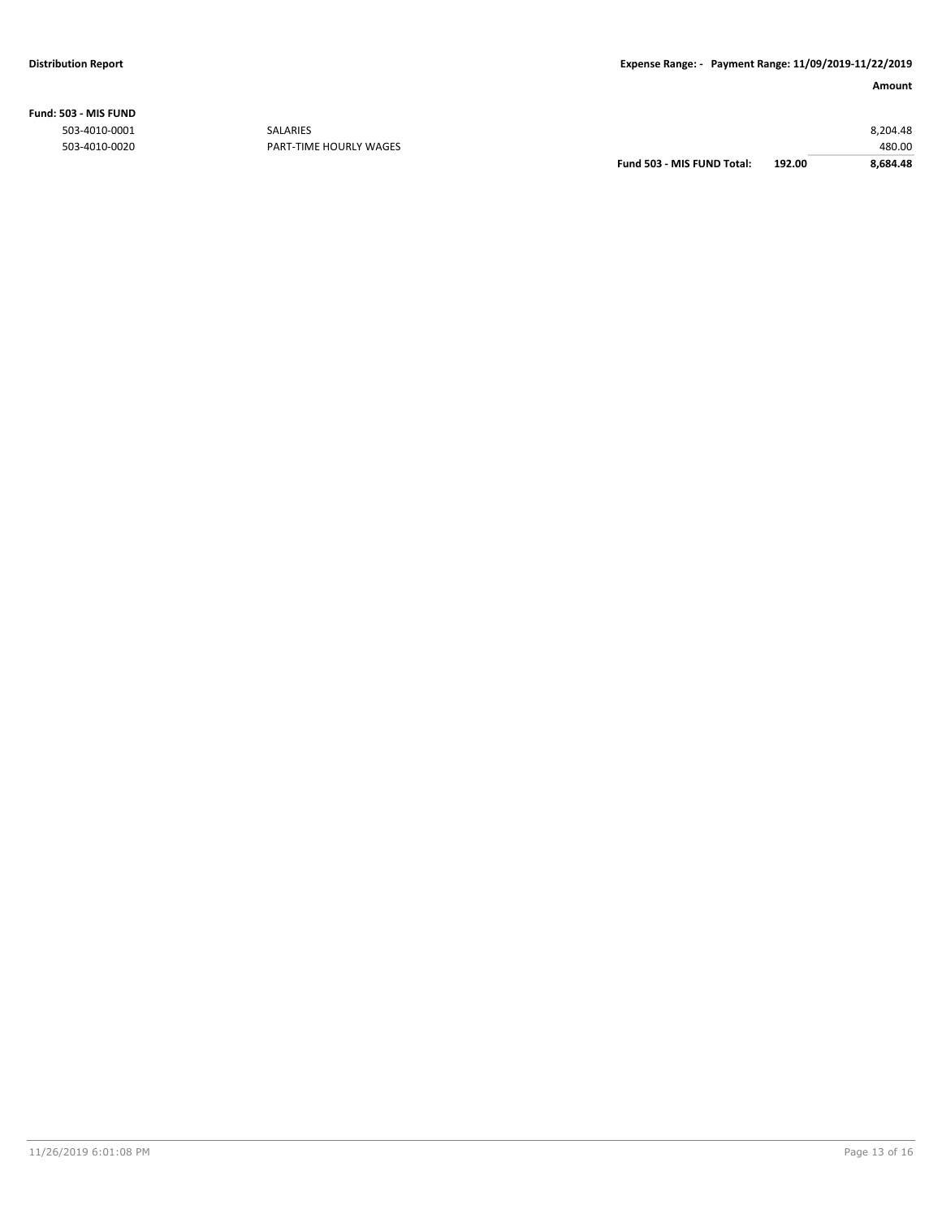**Fund: 503 - MIS FUND**

| | | | | Amount |
|---|---|---|---|---|
| 503-4010-0001 | SALARIES | | | 8,204.48 |
| 503-4010-0020 | PART-TIME HOURLY WAGES | | | 480.00 |
| | | **Fund 503 - MIS FUND Total:** | **192.00** | **8,684.48** |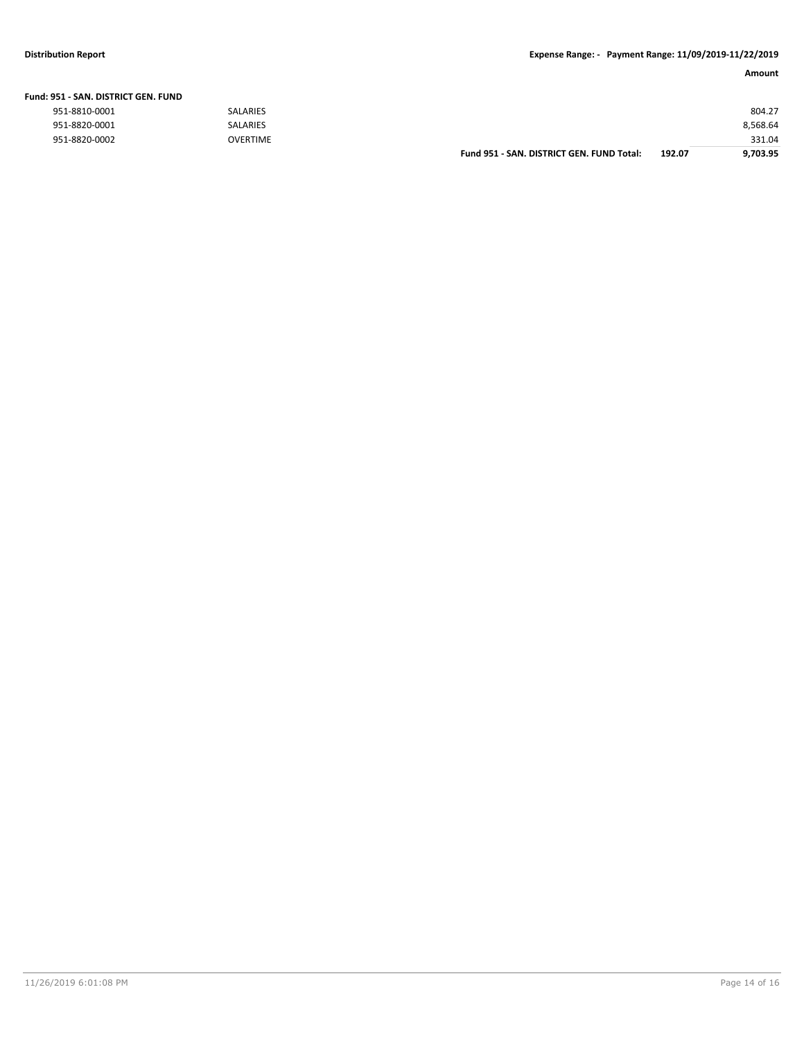**Fund: 951 - SAN. DISTRICT GEN. FUND**

| | | | | Amount |
|---|---|---|---|---|
| 951-8810-0001 | SALARIES | | | 804.27 |
| 951-8820-0001 | SALARIES | | | 8,568.64 |
| 951-8820-0002 | OVERTIME | | | 331.04 |
| | | **Fund 951 - SAN. DISTRICT GEN. FUND Total:** | **192.07** | **9,703.95** |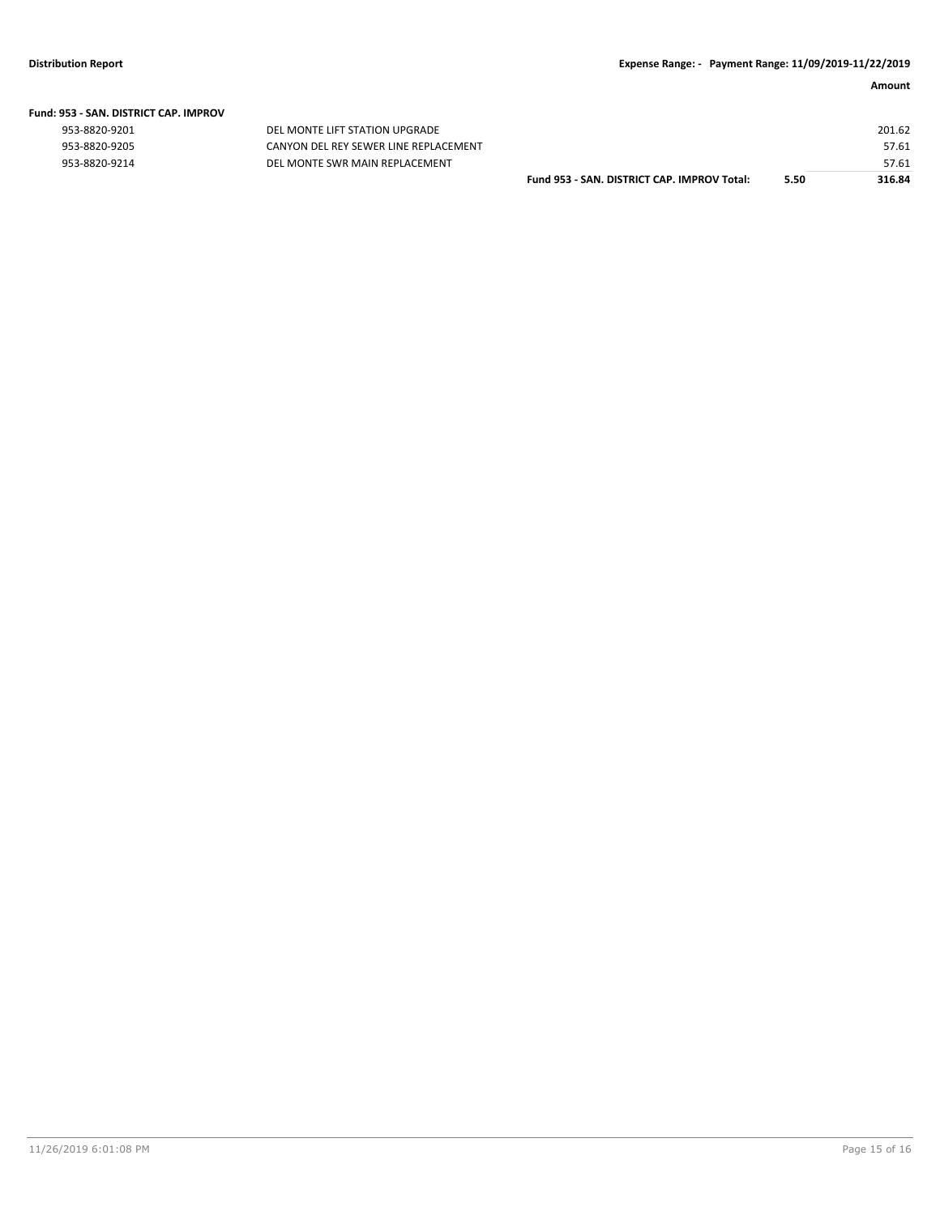**Fund: 953 - SAN. DISTRICT CAP. IMPROV**

| | | | | Amount |
|---|---|---|---|---|
| 953-8820-9201 | DEL MONTE LIFT STATION UPGRADE | | | 201.62 |
| 953-8820-9205 | CANYON DEL REY SEWER LINE REPLACEMENT | | | 57.61 |
| 953-8820-9214 | DEL MONTE SWR MAIN REPLACEMENT | | | 57.61 |
| | | **Fund 953 - SAN. DISTRICT CAP. IMPROV Total:** | **5.50** | **316.84** |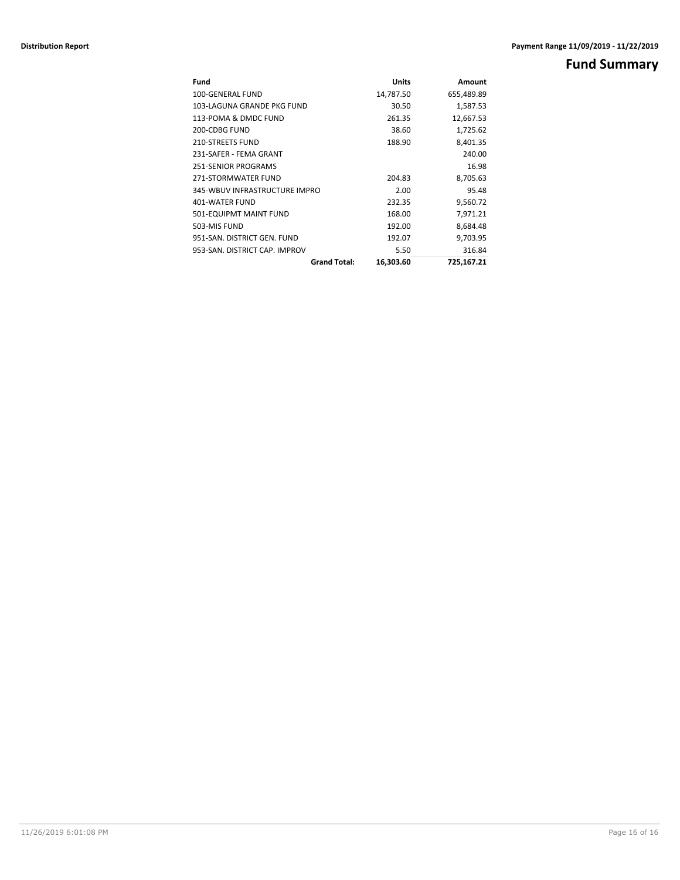# Fund Summary

| Fund | Units | Amount |
|---|---|---|
| 100-GENERAL FUND | 14,787.50 | 655,489.89 |
| 103-LAGUNA GRANDE PKG FUND | 30.50 | 1,587.53 |
| 113-POMA & DMDC FUND | 261.35 | 12,667.53 |
| 200-CDBG FUND | 38.60 | 1,725.62 |
| 210-STREETS FUND | 188.90 | 8,401.35 |
| 231-SAFER - FEMA GRANT | | 240.00 |
| 251-SENIOR PROGRAMS | | 16.98 |
| 271-STORMWATER FUND | 204.83 | 8,705.63 |
| 345-WBUV INFRASTRUCTURE IMPRO | 2.00 | 95.48 |
| 401-WATER FUND | 232.35 | 9,560.72 |
| 501-EQUIPMT MAINT FUND | 168.00 | 7,971.21 |
| 503-MIS FUND | 192.00 | 8,684.48 |
| 951-SAN. DISTRICT GEN. FUND | 192.07 | 9,703.95 |
| 953-SAN. DISTRICT CAP. IMPROV | 5.50 | 316.84 |
| **Grand Total:** | **16,303.60** | **725,167.21** |